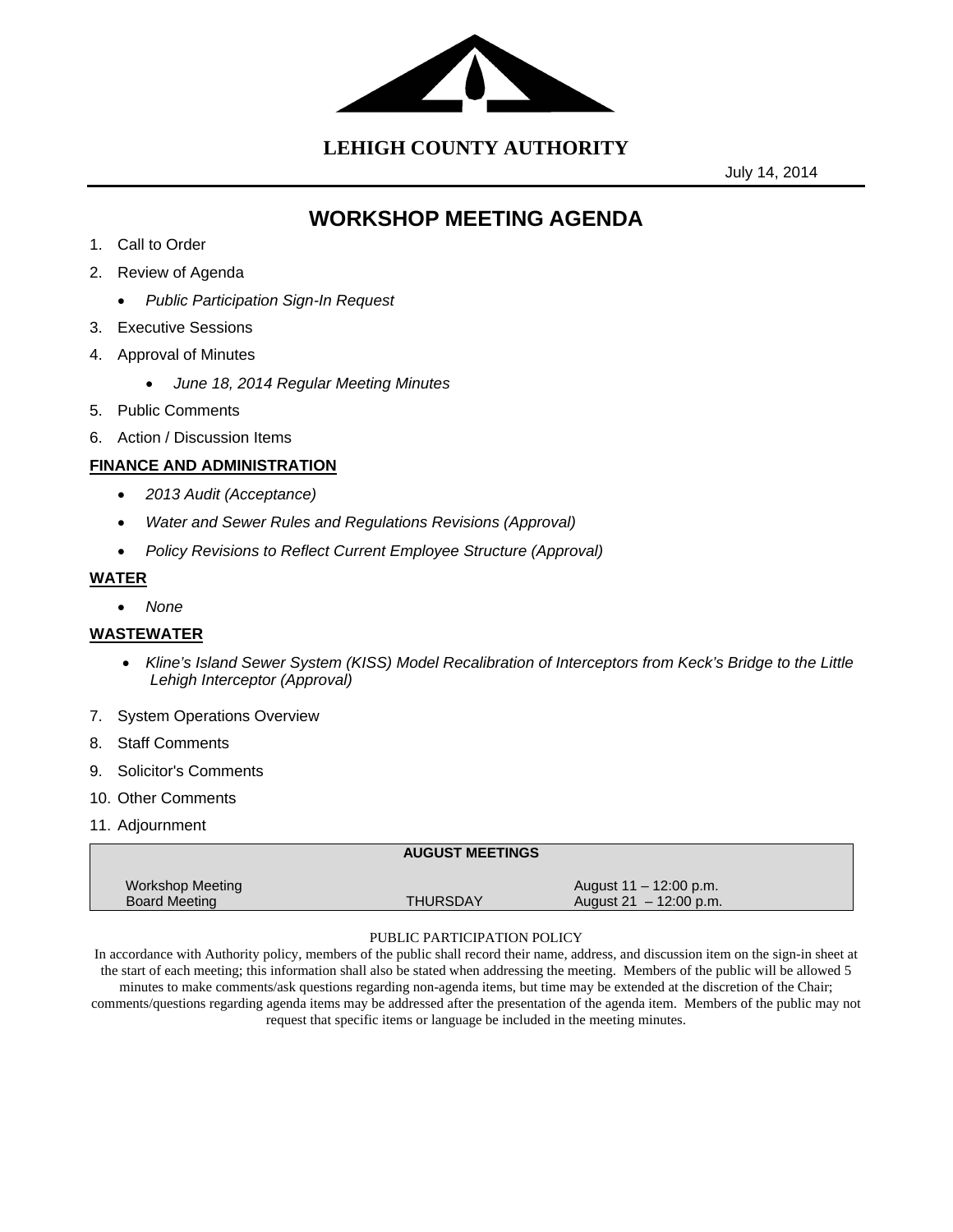# LEHIGH COUNTY AUTHORITY

July 14, 2014

## WORKSHOP MEETING AGENDA

1. Call to Order
2. Review of Agenda
   - *Public Participation Sign-In Request*
3. Executive Sessions
4. Approval of Minutes
   - *June 18, 2014 Regular Meeting Minutes*
5. Public Comments
6. Action / Discussion Items

**FINANCE AND ADMINISTRATION**

- *2013 Audit (Acceptance)*
- *Water and Sewer Rules and Regulations Revisions (Approval)*
- *Policy Revisions to Reflect Current Employee Structure (Approval)*

**WATER**

- *None*

**WASTEWATER**

- *Kline's Island Sewer System (KISS) Model Recalibration of Interceptors from Keck's Bridge to the Little Lehigh Interceptor (Approval)*

7. System Operations Overview
8. Staff Comments
9. Solicitor's Comments
10. Other Comments
11. Adjournment

| AUGUST MEETINGS | | |
|---|---|---|
| Workshop Meeting | | August 11 – 12:00 p.m. |
| Board Meeting | THURSDAY | August 21 – 12:00 p.m. |

PUBLIC PARTICIPATION POLICY

In accordance with Authority policy, members of the public shall record their name, address, and discussion item on the sign-in sheet at the start of each meeting; this information shall also be stated when addressing the meeting. Members of the public will be allowed 5 minutes to make comments/ask questions regarding non-agenda items, but time may be extended at the discretion of the Chair; comments/questions regarding agenda items may be addressed after the presentation of the agenda item. Members of the public may not request that specific items or language be included in the meeting minutes.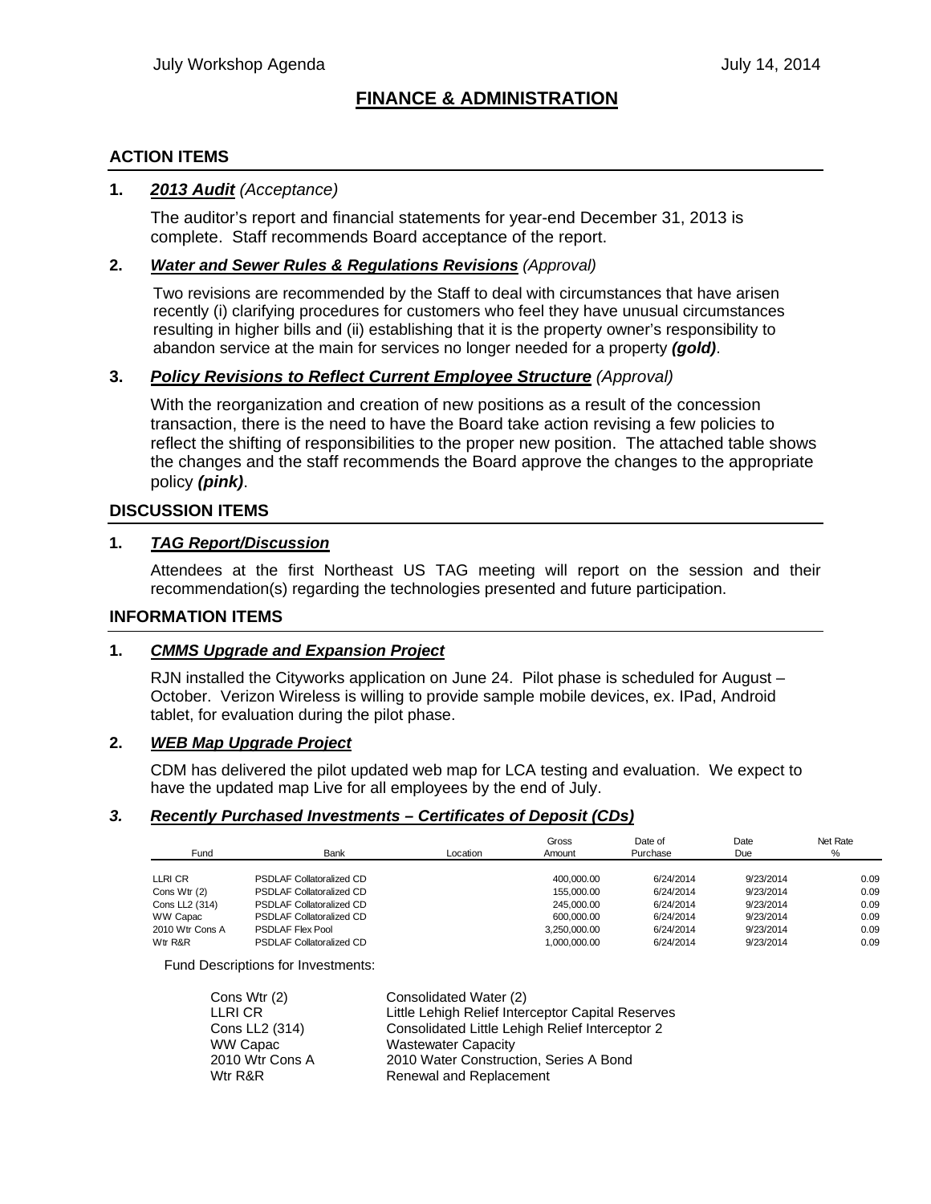# FINANCE & ADMINISTRATION

## ACTION ITEMS

**1.** ***2013 Audit*** *(Acceptance)*

The auditor's report and financial statements for year-end December 31, 2013 is complete. Staff recommends Board acceptance of the report.

**2.** ***Water and Sewer Rules & Regulations Revisions*** *(Approval)*

Two revisions are recommended by the Staff to deal with circumstances that have arisen recently (i) clarifying procedures for customers who feel they have unusual circumstances resulting in higher bills and (ii) establishing that it is the property owner's responsibility to abandon service at the main for services no longer needed for a property ***(gold)***.

**3.** ***Policy Revisions to Reflect Current Employee Structure*** *(Approval)*

With the reorganization and creation of new positions as a result of the concession transaction, there is the need to have the Board take action revising a few policies to reflect the shifting of responsibilities to the proper new position. The attached table shows the changes and the staff recommends the Board approve the changes to the appropriate policy ***(pink)***.

## DISCUSSION ITEMS

**1.** ***TAG Report/Discussion***

Attendees at the first Northeast US TAG meeting will report on the session and their recommendation(s) regarding the technologies presented and future participation.

## INFORMATION ITEMS

**1.** ***CMMS Upgrade and Expansion Project***

RJN installed the Cityworks application on June 24. Pilot phase is scheduled for August – October. Verizon Wireless is willing to provide sample mobile devices, ex. IPad, Android tablet, for evaluation during the pilot phase.

**2.** ***WEB Map Upgrade Project***

CDM has delivered the pilot updated web map for LCA testing and evaluation. We expect to have the updated map Live for all employees by the end of July.

***3.*** ***Recently Purchased Investments – Certificates of Deposit (CDs)***

| Fund | Bank | Location | Gross Amount | Date of Purchase | Date Due | Net Rate % |
|---|---|---|---|---|---|---|
| LLRI CR | PSDLAF Collatoralized CD | | 400,000.00 | 6/24/2014 | 9/23/2014 | 0.09 |
| Cons Wtr (2) | PSDLAF Collatoralized CD | | 155,000.00 | 6/24/2014 | 9/23/2014 | 0.09 |
| Cons LL2 (314) | PSDLAF Collatoralized CD | | 245,000.00 | 6/24/2014 | 9/23/2014 | 0.09 |
| WW Capac | PSDLAF Collatoralized CD | | 600,000.00 | 6/24/2014 | 9/23/2014 | 0.09 |
| 2010 Wtr Cons A | PSDLAF Flex Pool | | 3,250,000.00 | 6/24/2014 | 9/23/2014 | 0.09 |
| Wtr R&R | PSDLAF Collatoralized CD | | 1,000,000.00 | 6/24/2014 | 9/23/2014 | 0.09 |

Fund Descriptions for Investments:

| | |
|---|---|
| Cons Wtr (2) | Consolidated Water (2) |
| LLRI CR | Little Lehigh Relief Interceptor Capital Reserves |
| Cons LL2 (314) | Consolidated Little Lehigh Relief Interceptor 2 |
| WW Capac | Wastewater Capacity |
| 2010 Wtr Cons A | 2010 Water Construction, Series A Bond |
| Wtr R&R | Renewal and Replacement |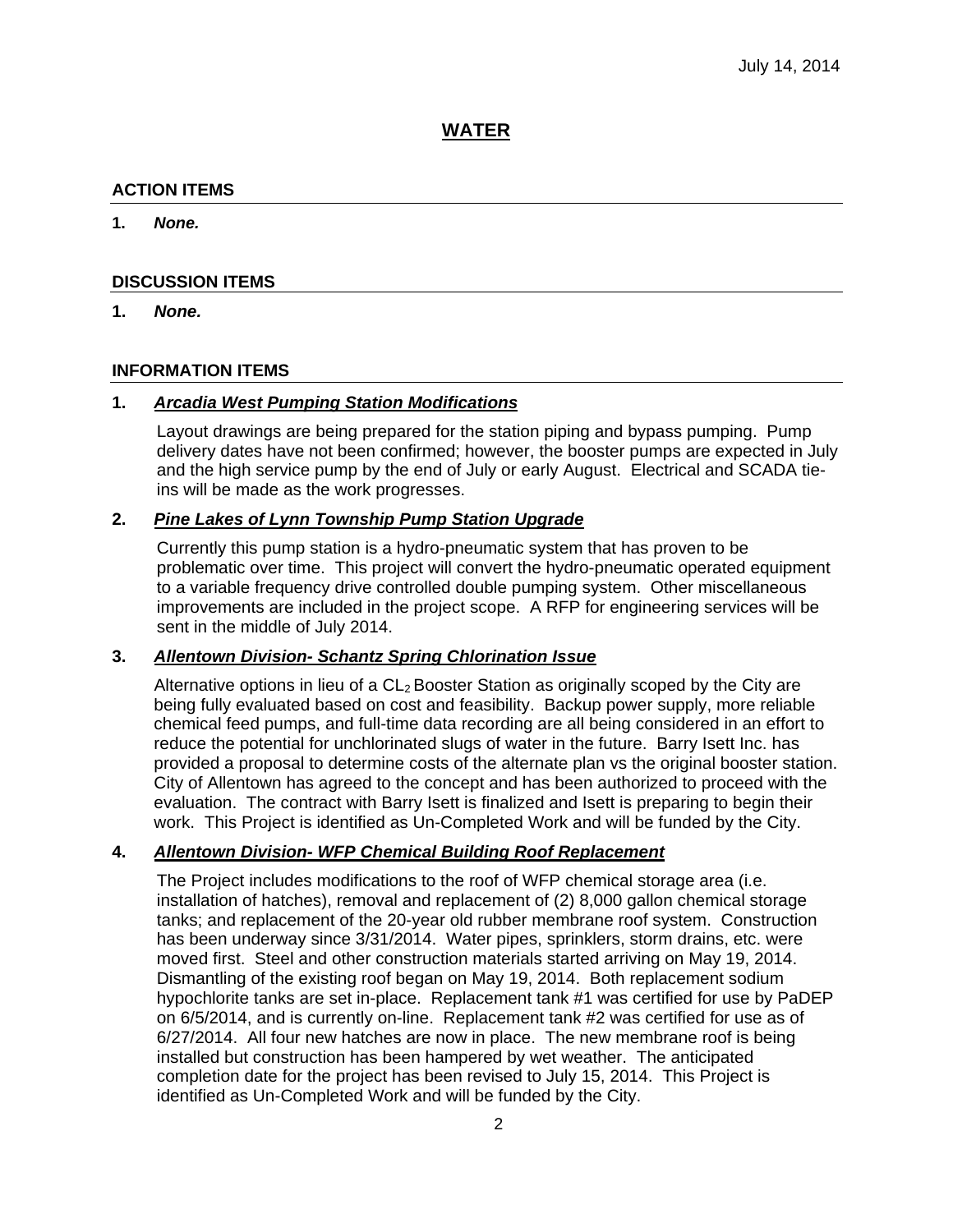July 14, 2014

# WATER

## ACTION ITEMS

1. ***None.***

## DISCUSSION ITEMS

1. ***None.***

## INFORMATION ITEMS

1. ***Arcadia West Pumping Station Modifications***

   Layout drawings are being prepared for the station piping and bypass pumping. Pump delivery dates have not been confirmed; however, the booster pumps are expected in July and the high service pump by the end of July or early August. Electrical and SCADA tie-ins will be made as the work progresses.

2. ***Pine Lakes of Lynn Township Pump Station Upgrade***

   Currently this pump station is a hydro-pneumatic system that has proven to be problematic over time. This project will convert the hydro-pneumatic operated equipment to a variable frequency drive controlled double pumping system. Other miscellaneous improvements are included in the project scope. A RFP for engineering services will be sent in the middle of July 2014.

3. ***Allentown Division- Schantz Spring Chlorination Issue***

   Alternative options in lieu of a $CL_2$ Booster Station as originally scoped by the City are being fully evaluated based on cost and feasibility. Backup power supply, more reliable chemical feed pumps, and full-time data recording are all being considered in an effort to reduce the potential for unchlorinated slugs of water in the future. Barry Isett Inc. has provided a proposal to determine costs of the alternate plan vs the original booster station. City of Allentown has agreed to the concept and has been authorized to proceed with the evaluation. The contract with Barry Isett is finalized and Isett is preparing to begin their work. This Project is identified as Un-Completed Work and will be funded by the City.

4. ***Allentown Division- WFP Chemical Building Roof Replacement***

   The Project includes modifications to the roof of WFP chemical storage area (i.e. installation of hatches), removal and replacement of (2) 8,000 gallon chemical storage tanks; and replacement of the 20-year old rubber membrane roof system. Construction has been underway since 3/31/2014. Water pipes, sprinklers, storm drains, etc. were moved first. Steel and other construction materials started arriving on May 19, 2014. Dismantling of the existing roof began on May 19, 2014. Both replacement sodium hypochlorite tanks are set in-place. Replacement tank #1 was certified for use by PaDEP on 6/5/2014, and is currently on-line. Replacement tank #2 was certified for use as of 6/27/2014. All four new hatches are now in place. The new membrane roof is being installed but construction has been hampered by wet weather. The anticipated completion date for the project has been revised to July 15, 2014. This Project is identified as Un-Completed Work and will be funded by the City.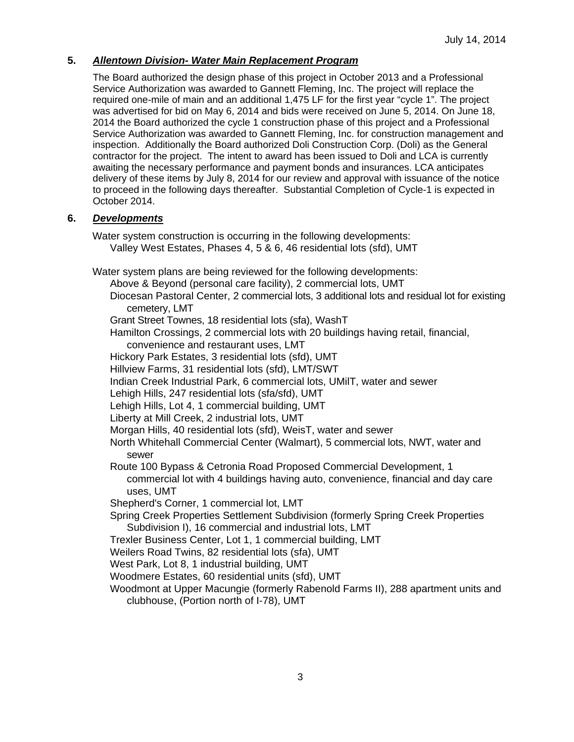July 14, 2014

## 5. ***Allentown Division- Water Main Replacement Program***

The Board authorized the design phase of this project in October 2013 and a Professional Service Authorization was awarded to Gannett Fleming, Inc. The project will replace the required one-mile of main and an additional 1,475 LF for the first year "cycle 1". The project was advertised for bid on May 6, 2014 and bids were received on June 5, 2014. On June 18, 2014 the Board authorized the cycle 1 construction phase of this project and a Professional Service Authorization was awarded to Gannett Fleming, Inc. for construction management and inspection. Additionally the Board authorized Doli Construction Corp. (Doli) as the General contractor for the project. The intent to award has been issued to Doli and LCA is currently awaiting the necessary performance and payment bonds and insurances. LCA anticipates delivery of these items by July 8, 2014 for our review and approval with issuance of the notice to proceed in the following days thereafter. Substantial Completion of Cycle-1 is expected in October 2014.

## 6. ***Developments***

Water system construction is occurring in the following developments:

- Valley West Estates, Phases 4, 5 & 6, 46 residential lots (sfd), UMT

Water system plans are being reviewed for the following developments:

- Above & Beyond (personal care facility), 2 commercial lots, UMT
- Diocesan Pastoral Center, 2 commercial lots, 3 additional lots and residual lot for existing cemetery, LMT
- Grant Street Townes, 18 residential lots (sfa), WashT
- Hamilton Crossings, 2 commercial lots with 20 buildings having retail, financial, convenience and restaurant uses, LMT
- Hickory Park Estates, 3 residential lots (sfd), UMT
- Hillview Farms, 31 residential lots (sfd), LMT/SWT
- Indian Creek Industrial Park, 6 commercial lots, UMilT, water and sewer
- Lehigh Hills, 247 residential lots (sfa/sfd), UMT
- Lehigh Hills, Lot 4, 1 commercial building, UMT
- Liberty at Mill Creek, 2 industrial lots, UMT
- Morgan Hills, 40 residential lots (sfd), WeisT, water and sewer
- North Whitehall Commercial Center (Walmart), 5 commercial lots, NWT, water and sewer
- Route 100 Bypass & Cetronia Road Proposed Commercial Development, 1 commercial lot with 4 buildings having auto, convenience, financial and day care uses, UMT
- Shepherd's Corner, 1 commercial lot, LMT
- Spring Creek Properties Settlement Subdivision (formerly Spring Creek Properties Subdivision I), 16 commercial and industrial lots, LMT
- Trexler Business Center, Lot 1, 1 commercial building, LMT
- Weilers Road Twins, 82 residential lots (sfa), UMT
- West Park, Lot 8, 1 industrial building, UMT
- Woodmere Estates, 60 residential units (sfd), UMT
- Woodmont at Upper Macungie (formerly Rabenold Farms II), 288 apartment units and clubhouse, (Portion north of I-78), UMT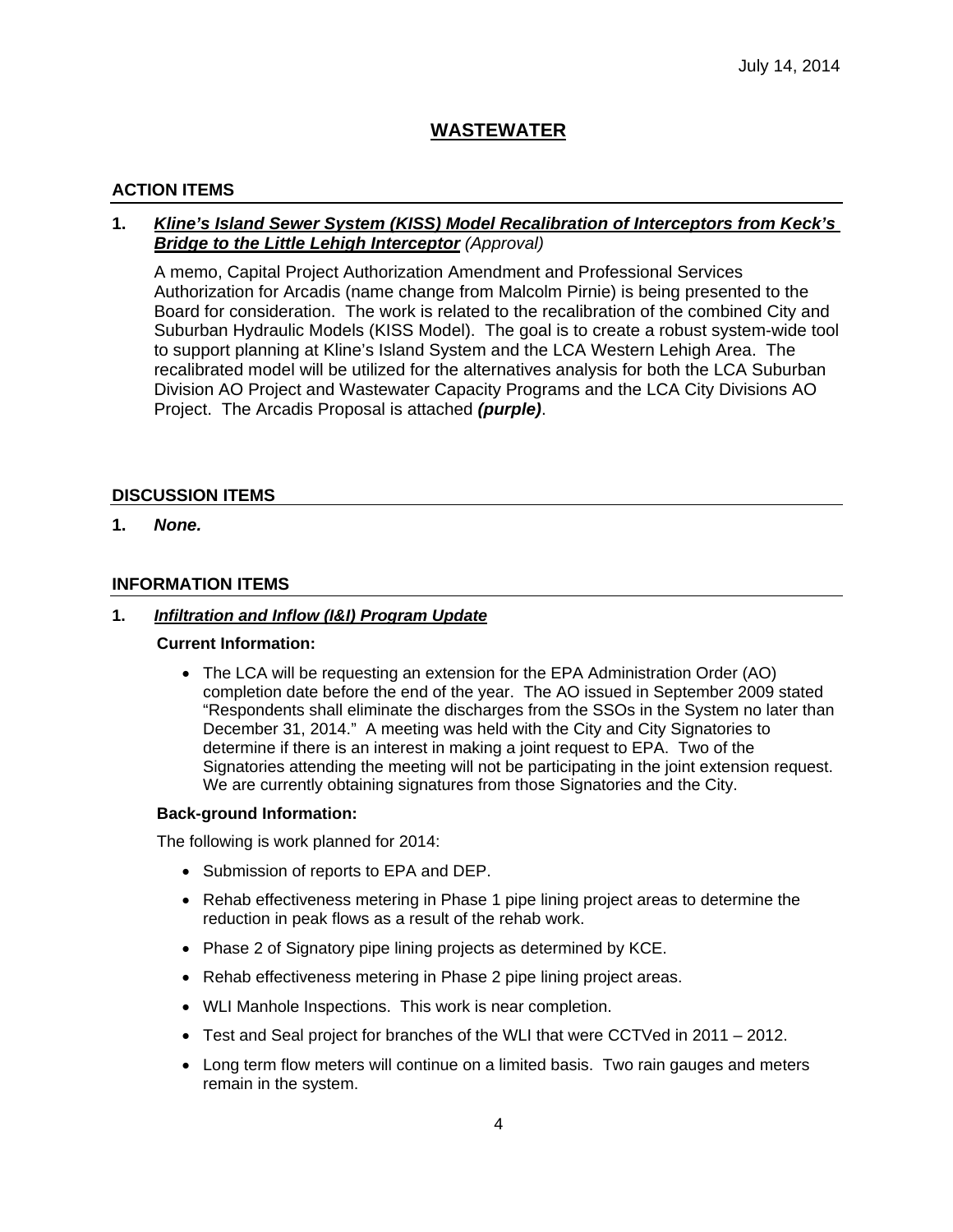July 14, 2014

# WASTEWATER

## ACTION ITEMS

**1.** ***Kline's Island Sewer System (KISS) Model Recalibration of Interceptors from Keck's Bridge to the Little Lehigh Interceptor*** *(Approval)*

A memo, Capital Project Authorization Amendment and Professional Services Authorization for Arcadis (name change from Malcolm Pirnie) is being presented to the Board for consideration. The work is related to the recalibration of the combined City and Suburban Hydraulic Models (KISS Model). The goal is to create a robust system-wide tool to support planning at Kline's Island System and the LCA Western Lehigh Area. The recalibrated model will be utilized for the alternatives analysis for both the LCA Suburban Division AO Project and Wastewater Capacity Programs and the LCA City Divisions AO Project. The Arcadis Proposal is attached ***(purple)***.

## DISCUSSION ITEMS

**1.** ***None.***

## INFORMATION ITEMS

**1.** ***Infiltration and Inflow (I&I) Program Update***

**Current Information:**

- The LCA will be requesting an extension for the EPA Administration Order (AO) completion date before the end of the year. The AO issued in September 2009 stated "Respondents shall eliminate the discharges from the SSOs in the System no later than December 31, 2014." A meeting was held with the City and City Signatories to determine if there is an interest in making a joint request to EPA. Two of the Signatories attending the meeting will not be participating in the joint extension request. We are currently obtaining signatures from those Signatories and the City.

**Back-ground Information:**

The following is work planned for 2014:

- Submission of reports to EPA and DEP.
- Rehab effectiveness metering in Phase 1 pipe lining project areas to determine the reduction in peak flows as a result of the rehab work.
- Phase 2 of Signatory pipe lining projects as determined by KCE.
- Rehab effectiveness metering in Phase 2 pipe lining project areas.
- WLI Manhole Inspections. This work is near completion.
- Test and Seal project for branches of the WLI that were CCTVed in 2011 – 2012.
- Long term flow meters will continue on a limited basis. Two rain gauges and meters remain in the system.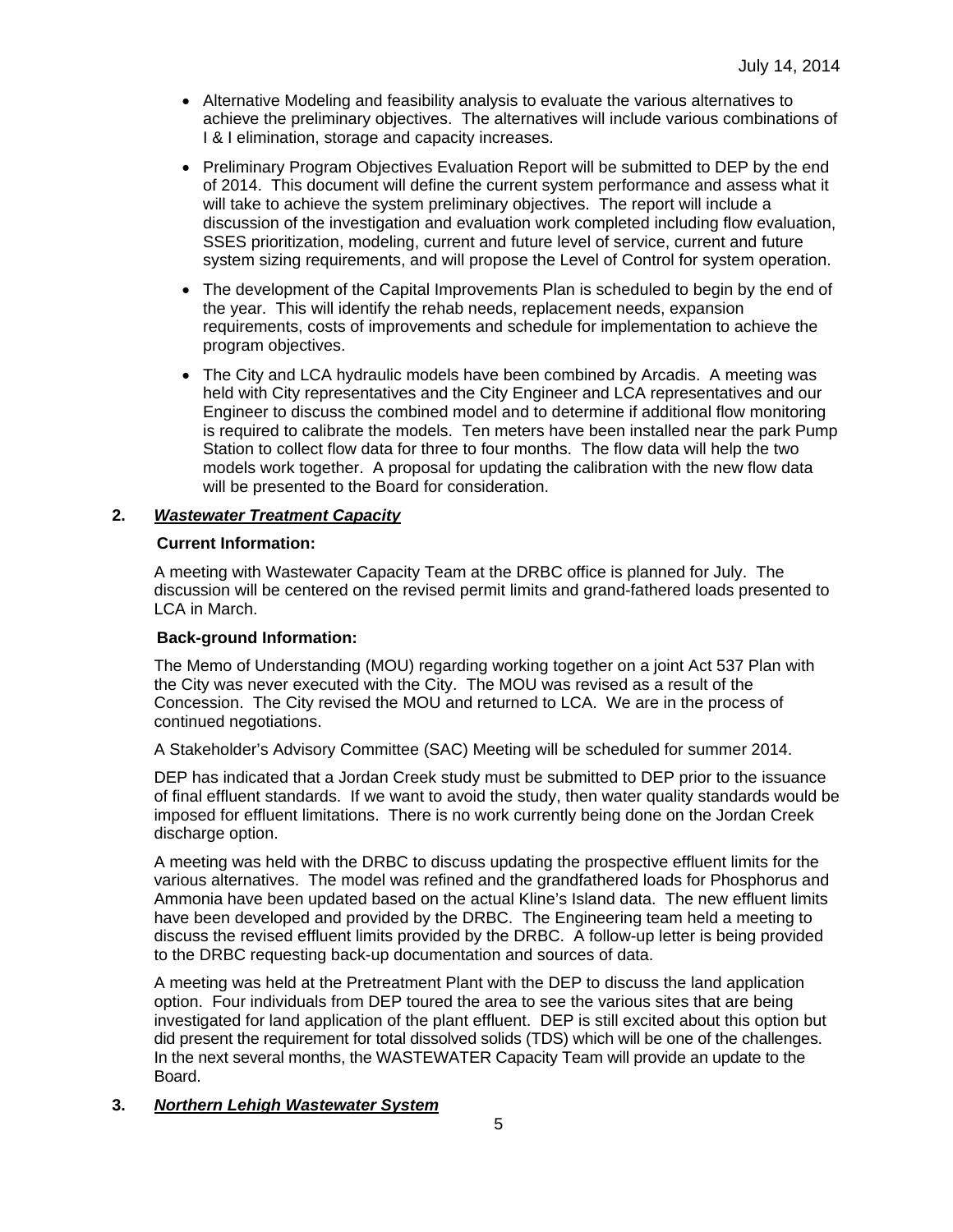- Alternative Modeling and feasibility analysis to evaluate the various alternatives to achieve the preliminary objectives. The alternatives will include various combinations of I & I elimination, storage and capacity increases.
- Preliminary Program Objectives Evaluation Report will be submitted to DEP by the end of 2014. This document will define the current system performance and assess what it will take to achieve the system preliminary objectives. The report will include a discussion of the investigation and evaluation work completed including flow evaluation, SSES prioritization, modeling, current and future level of service, current and future system sizing requirements, and will propose the Level of Control for system operation.
- The development of the Capital Improvements Plan is scheduled to begin by the end of the year. This will identify the rehab needs, replacement needs, expansion requirements, costs of improvements and schedule for implementation to achieve the program objectives.
- The City and LCA hydraulic models have been combined by Arcadis. A meeting was held with City representatives and the City Engineer and LCA representatives and our Engineer to discuss the combined model and to determine if additional flow monitoring is required to calibrate the models. Ten meters have been installed near the park Pump Station to collect flow data for three to four months. The flow data will help the two models work together. A proposal for updating the calibration with the new flow data will be presented to the Board for consideration.

**2. *Wastewater Treatment Capacity***

**Current Information:**

A meeting with Wastewater Capacity Team at the DRBC office is planned for July. The discussion will be centered on the revised permit limits and grand-fathered loads presented to LCA in March.

**Back-ground Information:**

The Memo of Understanding (MOU) regarding working together on a joint Act 537 Plan with the City was never executed with the City. The MOU was revised as a result of the Concession. The City revised the MOU and returned to LCA. We are in the process of continued negotiations.

A Stakeholder's Advisory Committee (SAC) Meeting will be scheduled for summer 2014.

DEP has indicated that a Jordan Creek study must be submitted to DEP prior to the issuance of final effluent standards. If we want to avoid the study, then water quality standards would be imposed for effluent limitations. There is no work currently being done on the Jordan Creek discharge option.

A meeting was held with the DRBC to discuss updating the prospective effluent limits for the various alternatives. The model was refined and the grandfathered loads for Phosphorus and Ammonia have been updated based on the actual Kline's Island data. The new effluent limits have been developed and provided by the DRBC. The Engineering team held a meeting to discuss the revised effluent limits provided by the DRBC. A follow-up letter is being provided to the DRBC requesting back-up documentation and sources of data.

A meeting was held at the Pretreatment Plant with the DEP to discuss the land application option. Four individuals from DEP toured the area to see the various sites that are being investigated for land application of the plant effluent. DEP is still excited about this option but did present the requirement for total dissolved solids (TDS) which will be one of the challenges. In the next several months, the WASTEWATER Capacity Team will provide an update to the Board.

**3. *Northern Lehigh Wastewater System***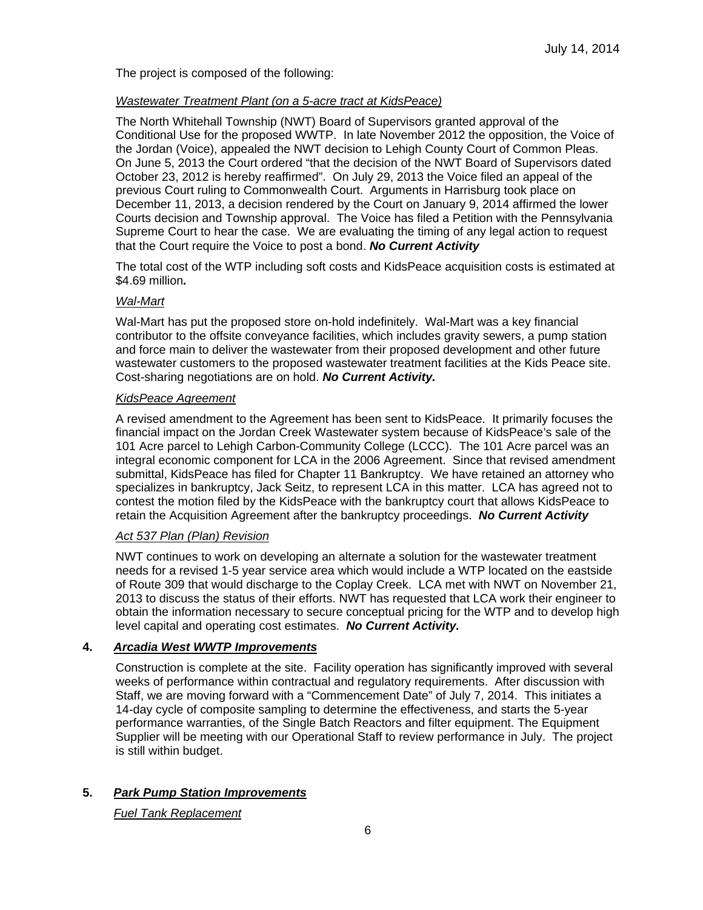The project is composed of the following:

*Wastewater Treatment Plant (on a 5-acre tract at KidsPeace)*

The North Whitehall Township (NWT) Board of Supervisors granted approval of the Conditional Use for the proposed WWTP. In late November 2012 the opposition, the Voice of the Jordan (Voice), appealed the NWT decision to Lehigh County Court of Common Pleas. On June 5, 2013 the Court ordered "that the decision of the NWT Board of Supervisors dated October 23, 2012 is hereby reaffirmed". On July 29, 2013 the Voice filed an appeal of the previous Court ruling to Commonwealth Court. Arguments in Harrisburg took place on December 11, 2013, a decision rendered by the Court on January 9, 2014 affirmed the lower Courts decision and Township approval. The Voice has filed a Petition with the Pennsylvania Supreme Court to hear the case. We are evaluating the timing of any legal action to request that the Court require the Voice to post a bond. ***No Current Activity***

The total cost of the WTP including soft costs and KidsPeace acquisition costs is estimated at $4.69 million***.***

*Wal-Mart*

Wal-Mart has put the proposed store on-hold indefinitely. Wal-Mart was a key financial contributor to the offsite conveyance facilities, which includes gravity sewers, a pump station and force main to deliver the wastewater from their proposed development and other future wastewater customers to the proposed wastewater treatment facilities at the Kids Peace site. Cost-sharing negotiations are on hold. ***No Current Activity.***

*KidsPeace Agreement*

A revised amendment to the Agreement has been sent to KidsPeace. It primarily focuses the financial impact on the Jordan Creek Wastewater system because of KidsPeace's sale of the 101 Acre parcel to Lehigh Carbon-Community College (LCCC). The 101 Acre parcel was an integral economic component for LCA in the 2006 Agreement. Since that revised amendment submittal, KidsPeace has filed for Chapter 11 Bankruptcy. We have retained an attorney who specializes in bankruptcy, Jack Seitz, to represent LCA in this matter. LCA has agreed not to contest the motion filed by the KidsPeace with the bankruptcy court that allows KidsPeace to retain the Acquisition Agreement after the bankruptcy proceedings. ***No Current Activity***

*Act 537 Plan (Plan) Revision*

NWT continues to work on developing an alternate a solution for the wastewater treatment needs for a revised 1-5 year service area which would include a WTP located on the eastside of Route 309 that would discharge to the Coplay Creek. LCA met with NWT on November 21, 2013 to discuss the status of their efforts. NWT has requested that LCA work their engineer to obtain the information necessary to secure conceptual pricing for the WTP and to develop high level capital and operating cost estimates. ***No Current Activity.***

**4. *Arcadia West WWTP Improvements***

Construction is complete at the site. Facility operation has significantly improved with several weeks of performance within contractual and regulatory requirements. After discussion with Staff, we are moving forward with a "Commencement Date" of July 7, 2014. This initiates a 14-day cycle of composite sampling to determine the effectiveness, and starts the 5-year performance warranties, of the Single Batch Reactors and filter equipment. The Equipment Supplier will be meeting with our Operational Staff to review performance in July. The project is still within budget.

**5. *Park Pump Station Improvements***

*Fuel Tank Replacement*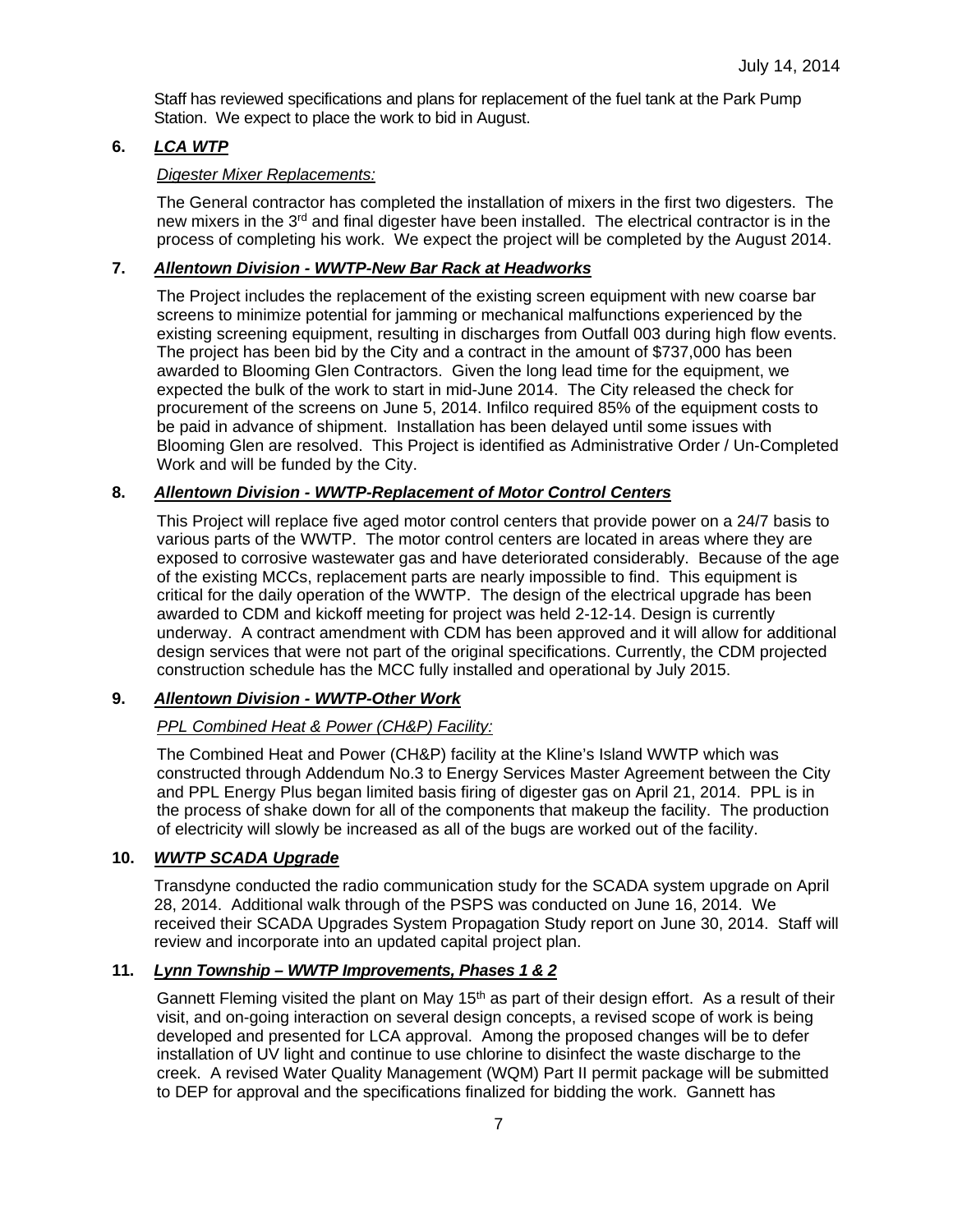Staff has reviewed specifications and plans for replacement of the fuel tank at the Park Pump Station. We expect to place the work to bid in August.

**6. _LCA WTP_**

_Digester Mixer Replacements:_

The General contractor has completed the installation of mixers in the first two digesters. The new mixers in the 3rd and final digester have been installed. The electrical contractor is in the process of completing his work. We expect the project will be completed by the August 2014.

**7. _Allentown Division - WWTP-New Bar Rack at Headworks_**

The Project includes the replacement of the existing screen equipment with new coarse bar screens to minimize potential for jamming or mechanical malfunctions experienced by the existing screening equipment, resulting in discharges from Outfall 003 during high flow events. The project has been bid by the City and a contract in the amount of $737,000 has been awarded to Blooming Glen Contractors. Given the long lead time for the equipment, we expected the bulk of the work to start in mid-June 2014. The City released the check for procurement of the screens on June 5, 2014. Infilco required 85% of the equipment costs to be paid in advance of shipment. Installation has been delayed until some issues with Blooming Glen are resolved. This Project is identified as Administrative Order / Un-Completed Work and will be funded by the City.

**8. _Allentown Division - WWTP-Replacement of Motor Control Centers_**

This Project will replace five aged motor control centers that provide power on a 24/7 basis to various parts of the WWTP. The motor control centers are located in areas where they are exposed to corrosive wastewater gas and have deteriorated considerably. Because of the age of the existing MCCs, replacement parts are nearly impossible to find. This equipment is critical for the daily operation of the WWTP. The design of the electrical upgrade has been awarded to CDM and kickoff meeting for project was held 2-12-14. Design is currently underway. A contract amendment with CDM has been approved and it will allow for additional design services that were not part of the original specifications. Currently, the CDM projected construction schedule has the MCC fully installed and operational by July 2015.

**9. _Allentown Division - WWTP-Other Work_**

_PPL Combined Heat & Power (CH&P) Facility:_

The Combined Heat and Power (CH&P) facility at the Kline's Island WWTP which was constructed through Addendum No.3 to Energy Services Master Agreement between the City and PPL Energy Plus began limited basis firing of digester gas on April 21, 2014. PPL is in the process of shake down for all of the components that makeup the facility. The production of electricity will slowly be increased as all of the bugs are worked out of the facility.

**10. _WWTP SCADA Upgrade_**

Transdyne conducted the radio communication study for the SCADA system upgrade on April 28, 2014. Additional walk through of the PSPS was conducted on June 16, 2014. We received their SCADA Upgrades System Propagation Study report on June 30, 2014. Staff will review and incorporate into an updated capital project plan.

**11. _Lynn Township – WWTP Improvements, Phases 1 & 2_**

Gannett Fleming visited the plant on May 15th as part of their design effort. As a result of their visit, and on-going interaction on several design concepts, a revised scope of work is being developed and presented for LCA approval. Among the proposed changes will be to defer installation of UV light and continue to use chlorine to disinfect the waste discharge to the creek. A revised Water Quality Management (WQM) Part II permit package will be submitted to DEP for approval and the specifications finalized for bidding the work. Gannett has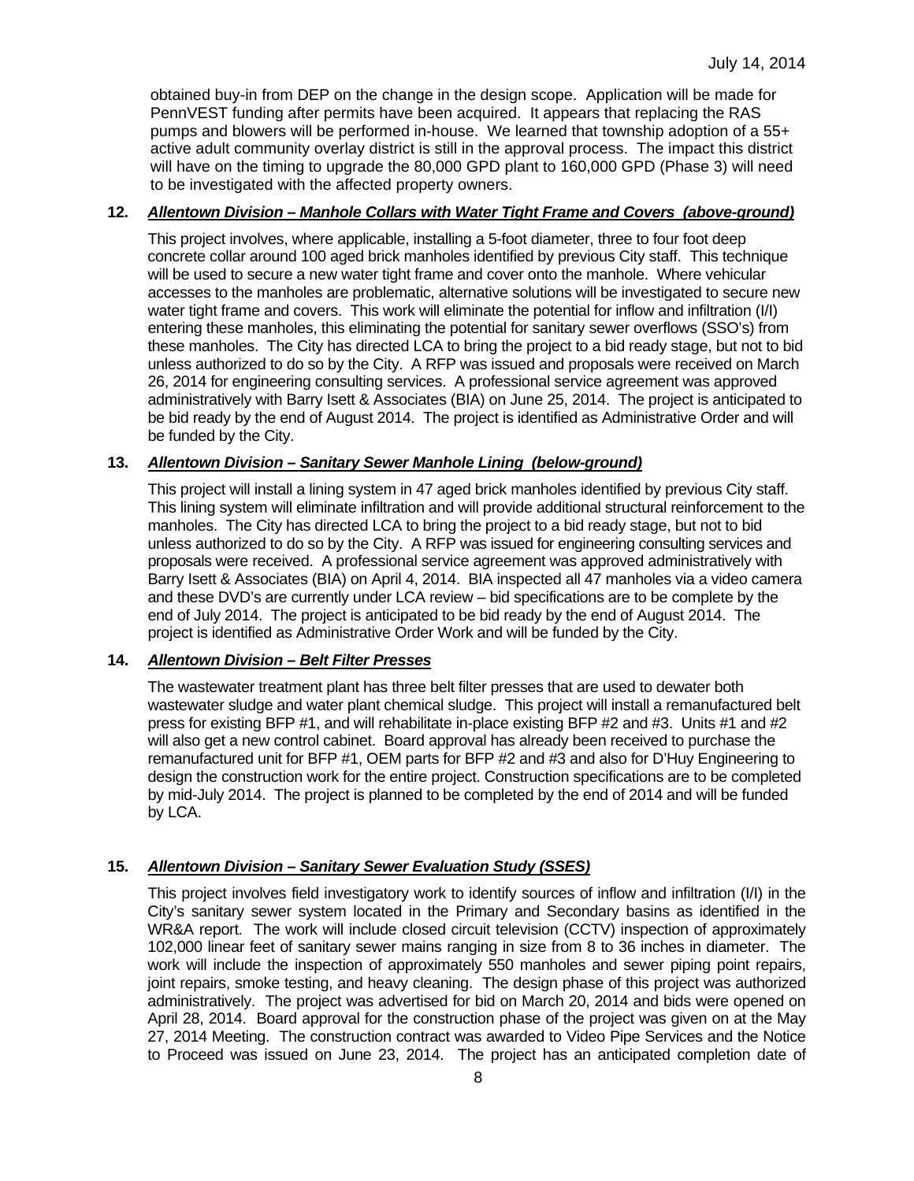obtained buy-in from DEP on the change in the design scope. Application will be made for PennVEST funding after permits have been acquired. It appears that replacing the RAS pumps and blowers will be performed in-house. We learned that township adoption of a 55+ active adult community overlay district is still in the approval process. The impact this district will have on the timing to upgrade the 80,000 GPD plant to 160,000 GPD (Phase 3) will need to be investigated with the affected property owners.

**12.** ***Allentown Division – Manhole Collars with Water Tight Frame and Covers (above-ground)***

This project involves, where applicable, installing a 5-foot diameter, three to four foot deep concrete collar around 100 aged brick manholes identified by previous City staff. This technique will be used to secure a new water tight frame and cover onto the manhole. Where vehicular accesses to the manholes are problematic, alternative solutions will be investigated to secure new water tight frame and covers. This work will eliminate the potential for inflow and infiltration (I/I) entering these manholes, this eliminating the potential for sanitary sewer overflows (SSO's) from these manholes. The City has directed LCA to bring the project to a bid ready stage, but not to bid unless authorized to do so by the City. A RFP was issued and proposals were received on March 26, 2014 for engineering consulting services. A professional service agreement was approved administratively with Barry Isett & Associates (BIA) on June 25, 2014. The project is anticipated to be bid ready by the end of August 2014. The project is identified as Administrative Order and will be funded by the City.

**13.** ***Allentown Division – Sanitary Sewer Manhole Lining (below-ground)***

This project will install a lining system in 47 aged brick manholes identified by previous City staff. This lining system will eliminate infiltration and will provide additional structural reinforcement to the manholes. The City has directed LCA to bring the project to a bid ready stage, but not to bid unless authorized to do so by the City. A RFP was issued for engineering consulting services and proposals were received. A professional service agreement was approved administratively with Barry Isett & Associates (BIA) on April 4, 2014. BIA inspected all 47 manholes via a video camera and these DVD's are currently under LCA review – bid specifications are to be complete by the end of July 2014. The project is anticipated to be bid ready by the end of August 2014. The project is identified as Administrative Order Work and will be funded by the City.

**14.** ***Allentown Division – Belt Filter Presses***

The wastewater treatment plant has three belt filter presses that are used to dewater both wastewater sludge and water plant chemical sludge. This project will install a remanufactured belt press for existing BFP #1, and will rehabilitate in-place existing BFP #2 and #3. Units #1 and #2 will also get a new control cabinet. Board approval has already been received to purchase the remanufactured unit for BFP #1, OEM parts for BFP #2 and #3 and also for D'Huy Engineering to design the construction work for the entire project. Construction specifications are to be completed by mid-July 2014. The project is planned to be completed by the end of 2014 and will be funded by LCA.

**15.** ***Allentown Division – Sanitary Sewer Evaluation Study (SSES)***

This project involves field investigatory work to identify sources of inflow and infiltration (I/I) in the City's sanitary sewer system located in the Primary and Secondary basins as identified in the WR&A report. The work will include closed circuit television (CCTV) inspection of approximately 102,000 linear feet of sanitary sewer mains ranging in size from 8 to 36 inches in diameter. The work will include the inspection of approximately 550 manholes and sewer piping point repairs, joint repairs, smoke testing, and heavy cleaning. The design phase of this project was authorized administratively. The project was advertised for bid on March 20, 2014 and bids were opened on April 28, 2014. Board approval for the construction phase of the project was given on at the May 27, 2014 Meeting. The construction contract was awarded to Video Pipe Services and the Notice to Proceed was issued on June 23, 2014. The project has an anticipated completion date of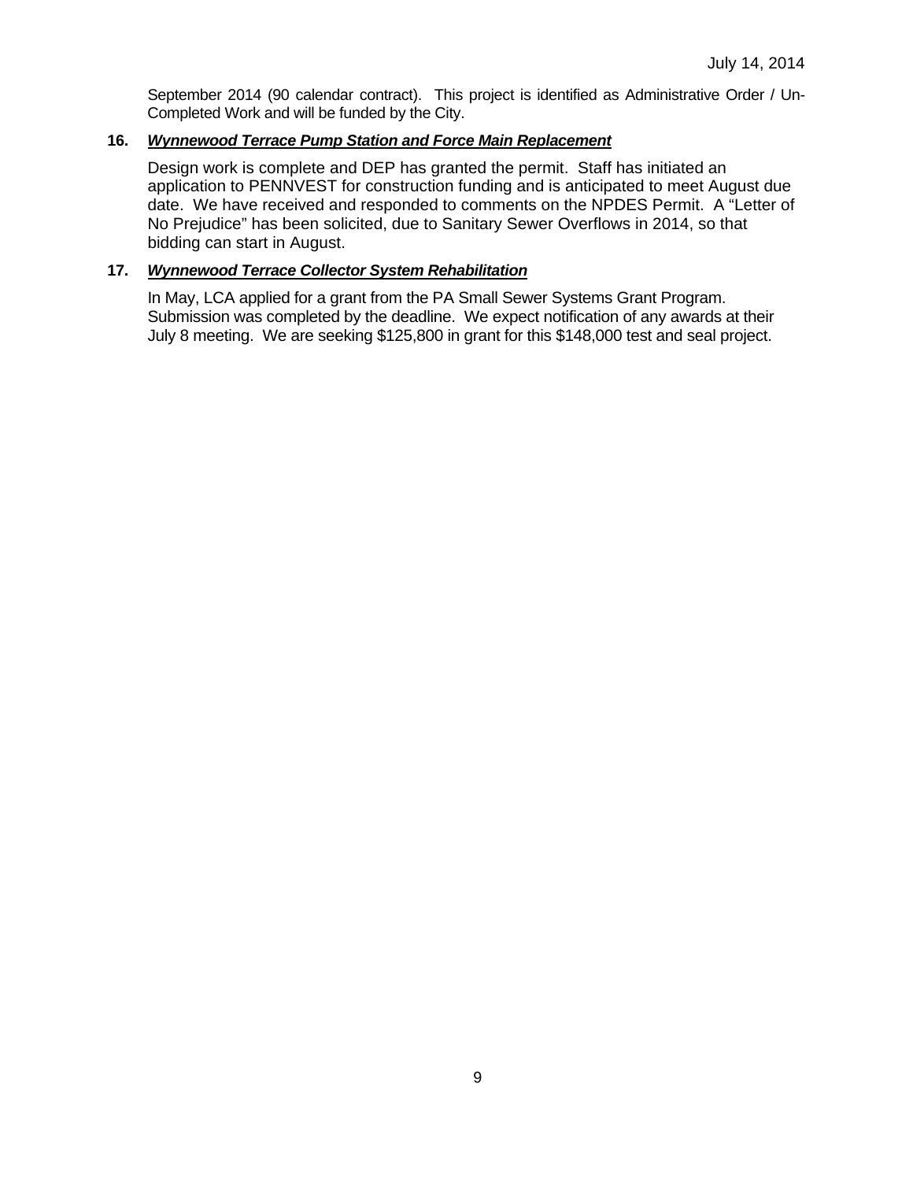September 2014 (90 calendar contract). This project is identified as Administrative Order / Un-Completed Work and will be funded by the City.

**16.** ***Wynnewood Terrace Pump Station and Force Main Replacement***

Design work is complete and DEP has granted the permit. Staff has initiated an application to PENNVEST for construction funding and is anticipated to meet August due date. We have received and responded to comments on the NPDES Permit. A "Letter of No Prejudice" has been solicited, due to Sanitary Sewer Overflows in 2014, so that bidding can start in August.

**17.** ***Wynnewood Terrace Collector System Rehabilitation***

In May, LCA applied for a grant from the PA Small Sewer Systems Grant Program. Submission was completed by the deadline. We expect notification of any awards at their July 8 meeting. We are seeking $125,800 in grant for this $148,000 test and seal project.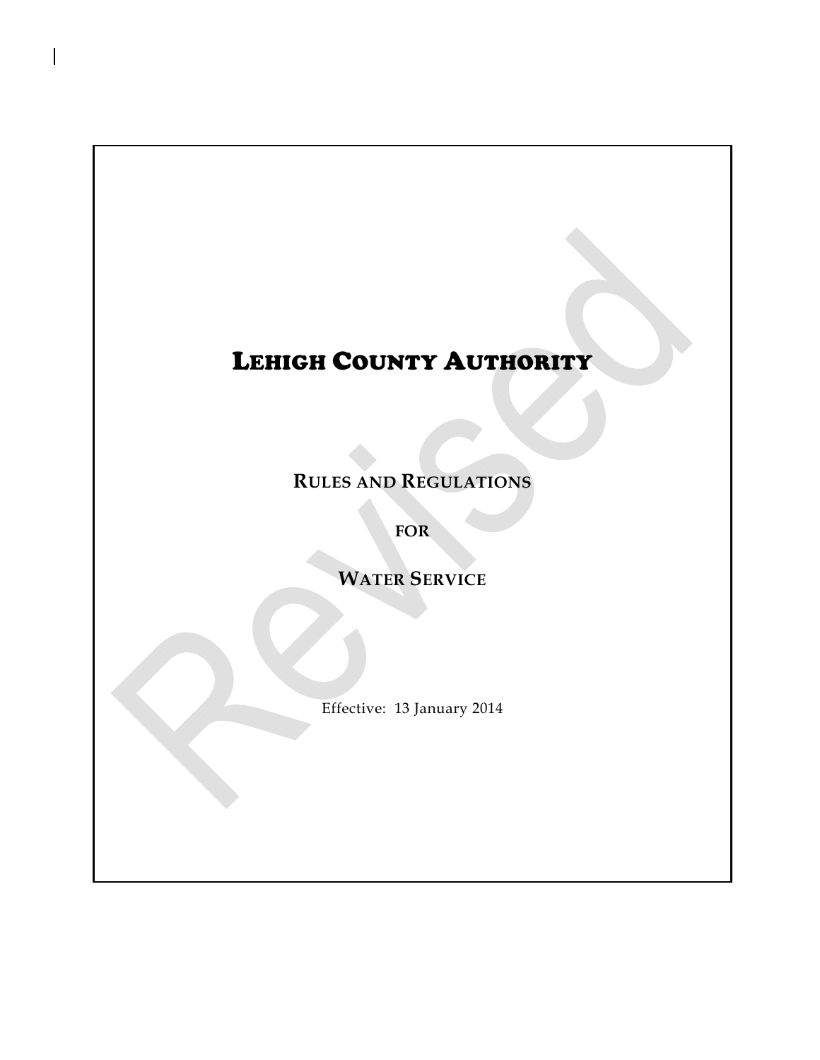# Lehigh County Authority

## Rules and Regulations

## for

## Water Service

Effective: 13 January 2014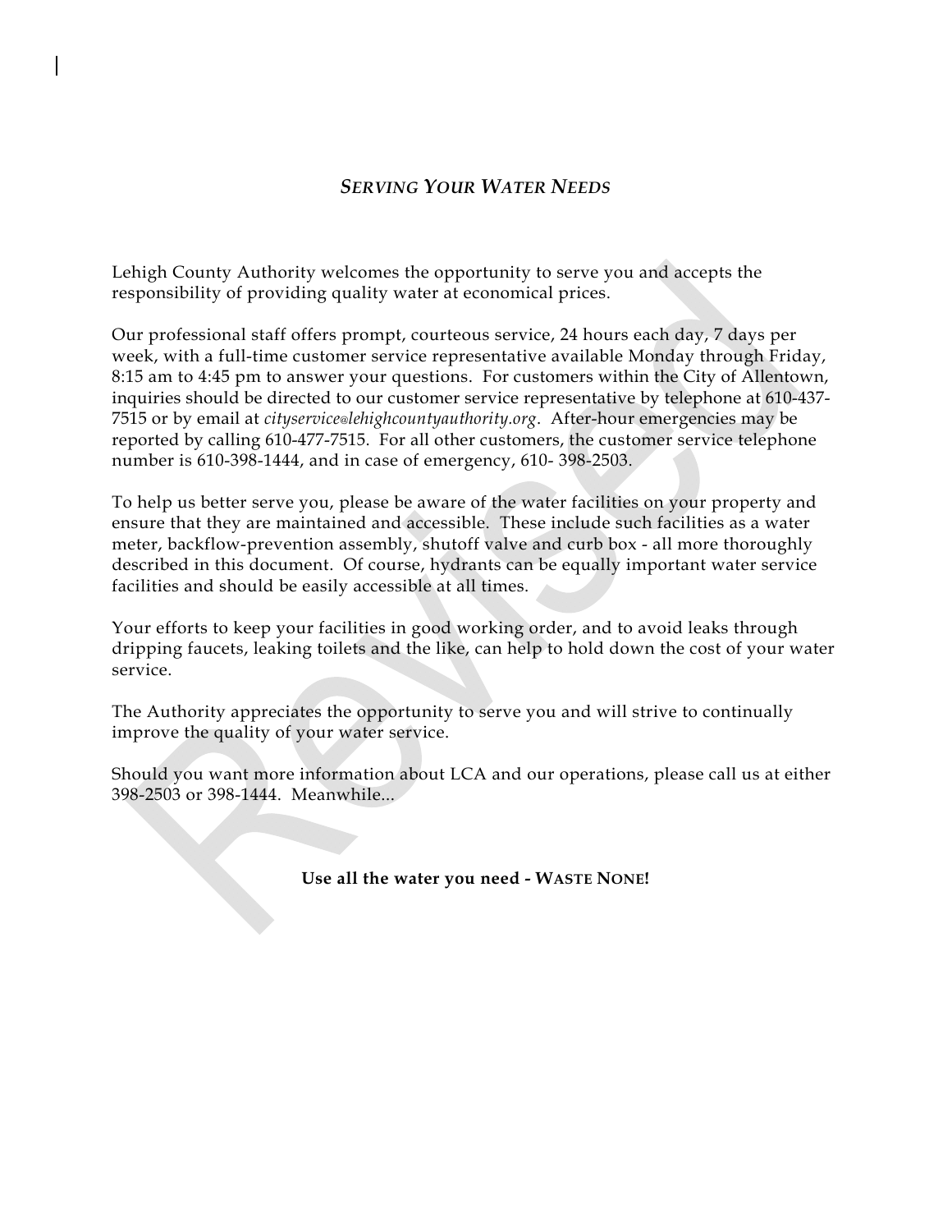## *SERVING YOUR WATER NEEDS*

Lehigh County Authority welcomes the opportunity to serve you and accepts the responsibility of providing quality water at economical prices.

Our professional staff offers prompt, courteous service, 24 hours each day, 7 days per week, with a full-time customer service representative available Monday through Friday, 8:15 am to 4:45 pm to answer your questions. For customers within the City of Allentown, inquiries should be directed to our customer service representative by telephone at 610-437-7515 or by email at *cityservice@lehighcountyauthority.org*. After-hour emergencies may be reported by calling 610-477-7515. For all other customers, the customer service telephone number is 610-398-1444, and in case of emergency, 610- 398-2503.

To help us better serve you, please be aware of the water facilities on your property and ensure that they are maintained and accessible. These include such facilities as a water meter, backflow-prevention assembly, shutoff valve and curb box - all more thoroughly described in this document. Of course, hydrants can be equally important water service facilities and should be easily accessible at all times.

Your efforts to keep your facilities in good working order, and to avoid leaks through dripping faucets, leaking toilets and the like, can help to hold down the cost of your water service.

The Authority appreciates the opportunity to serve you and will strive to continually improve the quality of your water service.

Should you want more information about LCA and our operations, please call us at either 398-2503 or 398-1444. Meanwhile...

**Use all the water you need - WASTE NONE!**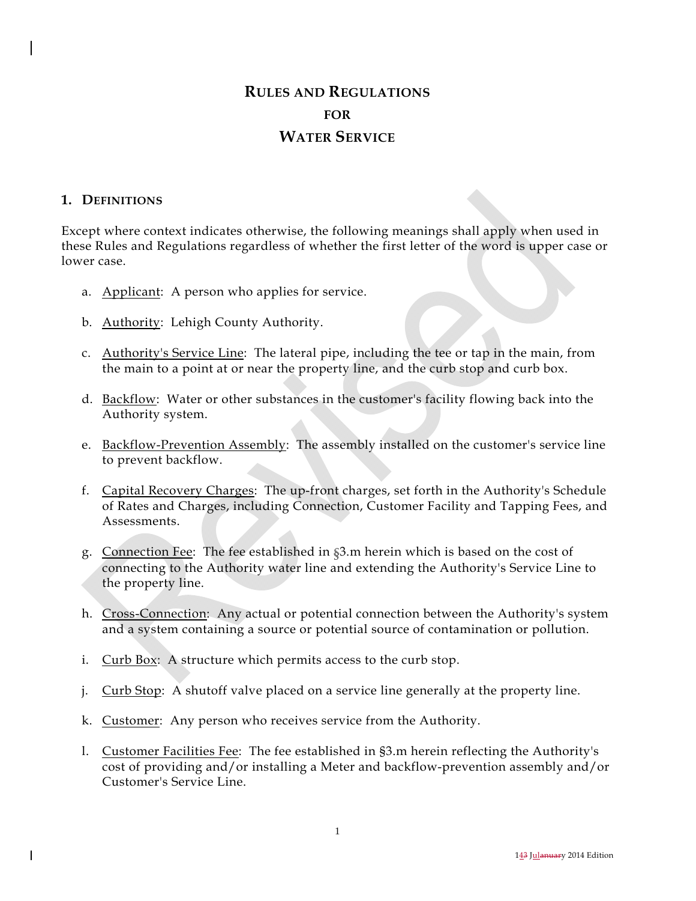# Rules and Regulations for Water Service

## 1. Definitions

Except where context indicates otherwise, the following meanings shall apply when used in these Rules and Regulations regardless of whether the first letter of the word is upper case or lower case.

a. Applicant: A person who applies for service.

b. Authority: Lehigh County Authority.

c. Authority's Service Line: The lateral pipe, including the tee or tap in the main, from the main to a point at or near the property line, and the curb stop and curb box.

d. Backflow: Water or other substances in the customer's facility flowing back into the Authority system.

e. Backflow-Prevention Assembly: The assembly installed on the customer's service line to prevent backflow.

f. Capital Recovery Charges: The up-front charges, set forth in the Authority's Schedule of Rates and Charges, including Connection, Customer Facility and Tapping Fees, and Assessments.

g. Connection Fee: The fee established in §3.m herein which is based on the cost of connecting to the Authority water line and extending the Authority's Service Line to the property line.

h. Cross-Connection: Any actual or potential connection between the Authority's system and a system containing a source or potential source of contamination or pollution.

i. Curb Box: A structure which permits access to the curb stop.

j. Curb Stop: A shutoff valve placed on a service line generally at the property line.

k. Customer: Any person who receives service from the Authority.

l. Customer Facilities Fee: The fee established in §3.m herein reflecting the Authority's cost of providing and/or installing a Meter and backflow-prevention assembly and/or Customer's Service Line.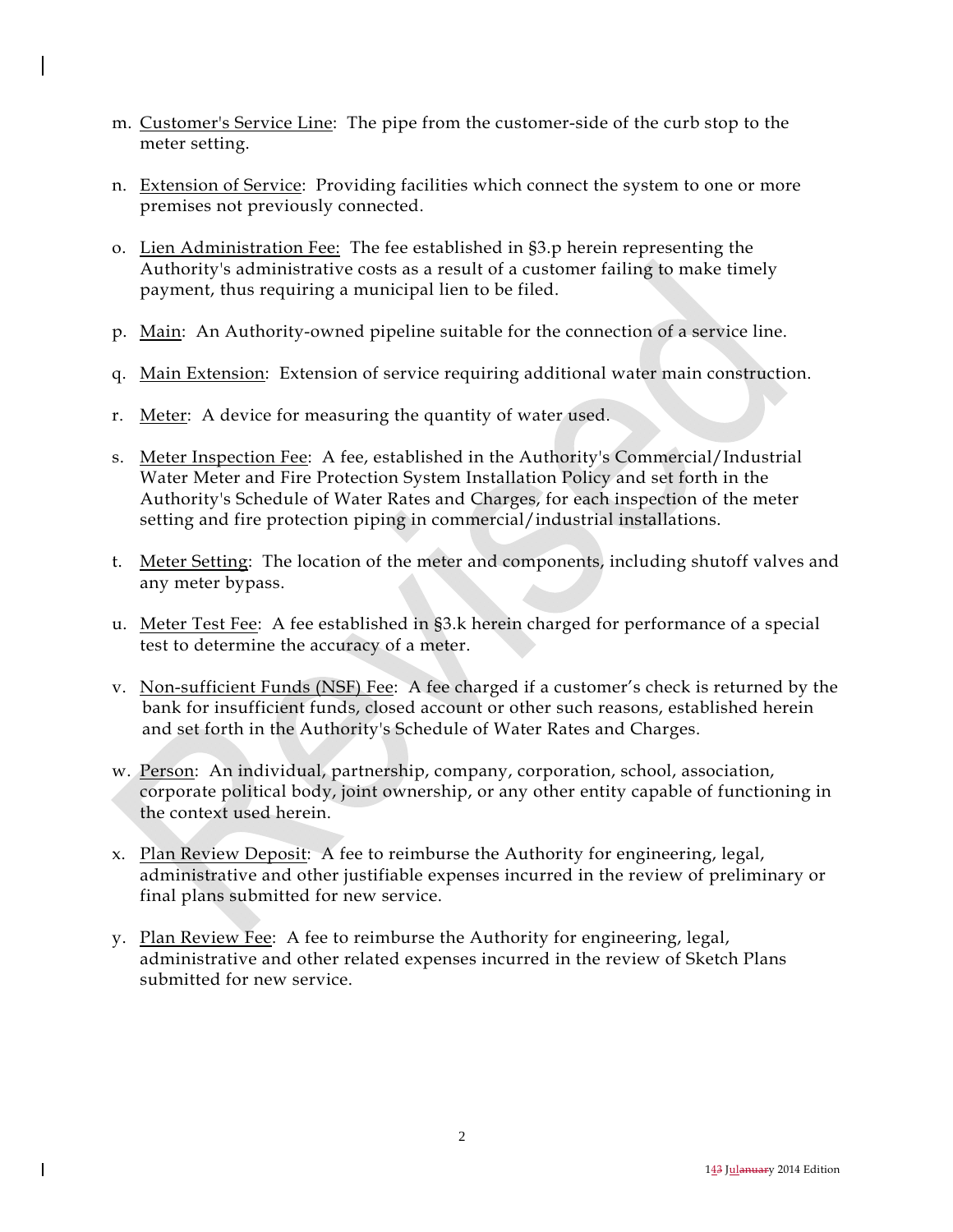m. Customer's Service Line: The pipe from the customer-side of the curb stop to the meter setting.

n. Extension of Service: Providing facilities which connect the system to one or more premises not previously connected.

o. Lien Administration Fee: The fee established in §3.p herein representing the Authority's administrative costs as a result of a customer failing to make timely payment, thus requiring a municipal lien to be filed.

p. Main: An Authority-owned pipeline suitable for the connection of a service line.

q. Main Extension: Extension of service requiring additional water main construction.

r. Meter: A device for measuring the quantity of water used.

s. Meter Inspection Fee: A fee, established in the Authority's Commercial/Industrial Water Meter and Fire Protection System Installation Policy and set forth in the Authority's Schedule of Water Rates and Charges, for each inspection of the meter setting and fire protection piping in commercial/industrial installations.

t. Meter Setting: The location of the meter and components, including shutoff valves and any meter bypass.

u. Meter Test Fee: A fee established in §3.k herein charged for performance of a special test to determine the accuracy of a meter.

v. Non-sufficient Funds (NSF) Fee: A fee charged if a customer's check is returned by the bank for insufficient funds, closed account or other such reasons, established herein and set forth in the Authority's Schedule of Water Rates and Charges.

w. Person: An individual, partnership, company, corporation, school, association, corporate political body, joint ownership, or any other entity capable of functioning in the context used herein.

x. Plan Review Deposit: A fee to reimburse the Authority for engineering, legal, administrative and other justifiable expenses incurred in the review of preliminary or final plans submitted for new service.

y. Plan Review Fee: A fee to reimburse the Authority for engineering, legal, administrative and other related expenses incurred in the review of Sketch Plans submitted for new service.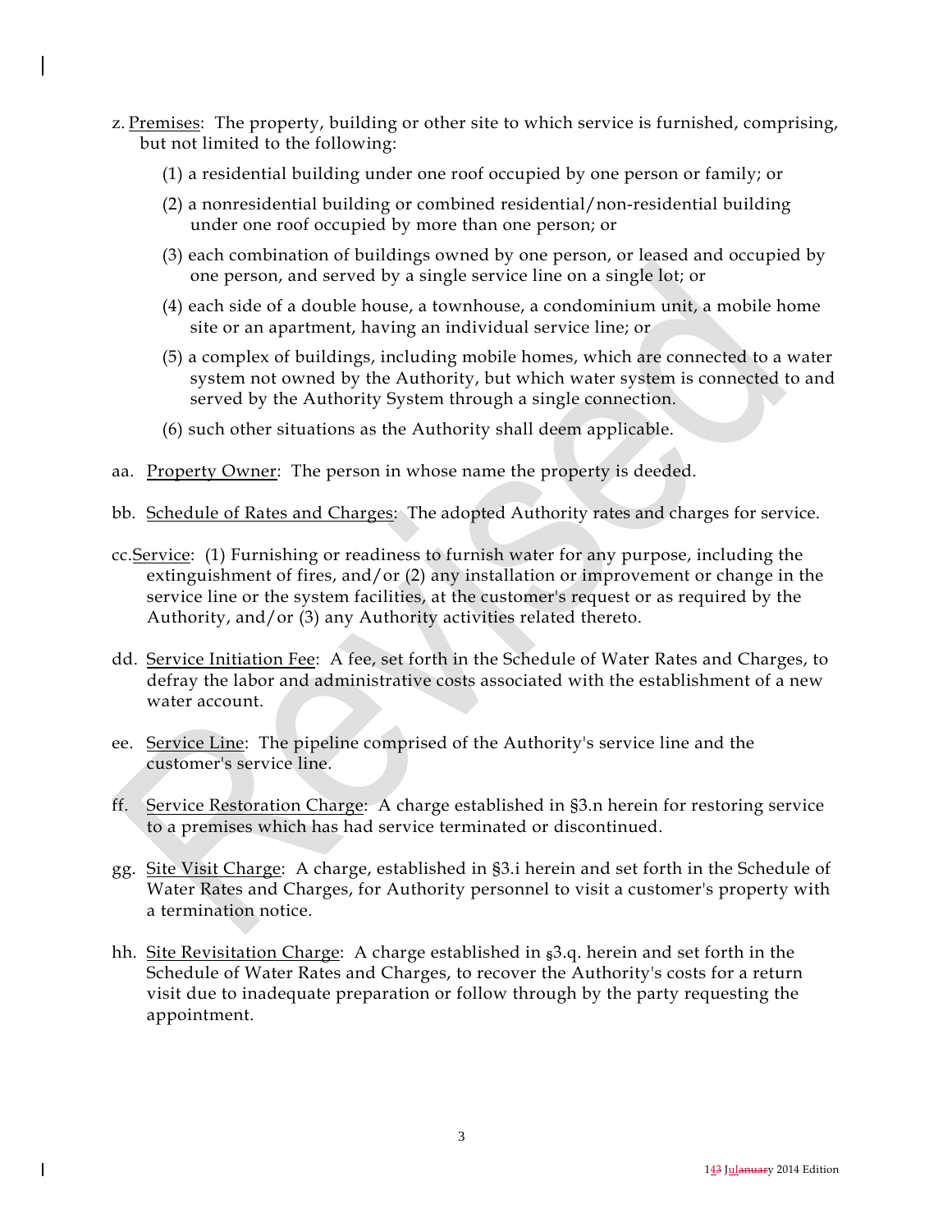z. Premises: The property, building or other site to which service is furnished, comprising, but not limited to the following:

(1) a residential building under one roof occupied by one person or family; or

(2) a nonresidential building or combined residential/non-residential building under one roof occupied by more than one person; or

(3) each combination of buildings owned by one person, or leased and occupied by one person, and served by a single service line on a single lot; or

(4) each side of a double house, a townhouse, a condominium unit, a mobile home site or an apartment, having an individual service line; or

(5) a complex of buildings, including mobile homes, which are connected to a water system not owned by the Authority, but which water system is connected to and served by the Authority System through a single connection.

(6) such other situations as the Authority shall deem applicable.

aa. Property Owner: The person in whose name the property is deeded.

bb. Schedule of Rates and Charges: The adopted Authority rates and charges for service.

cc. Service: (1) Furnishing or readiness to furnish water for any purpose, including the extinguishment of fires, and/or (2) any installation or improvement or change in the service line or the system facilities, at the customer's request or as required by the Authority, and/or (3) any Authority activities related thereto.

dd. Service Initiation Fee: A fee, set forth in the Schedule of Water Rates and Charges, to defray the labor and administrative costs associated with the establishment of a new water account.

ee. Service Line: The pipeline comprised of the Authority's service line and the customer's service line.

ff. Service Restoration Charge: A charge established in §3.n herein for restoring service to a premises which has had service terminated or discontinued.

gg. Site Visit Charge: A charge, established in §3.i herein and set forth in the Schedule of Water Rates and Charges, for Authority personnel to visit a customer's property with a termination notice.

hh. Site Revisitation Charge: A charge established in §3.q. herein and set forth in the Schedule of Water Rates and Charges, to recover the Authority's costs for a return visit due to inadequate preparation or follow through by the party requesting the appointment.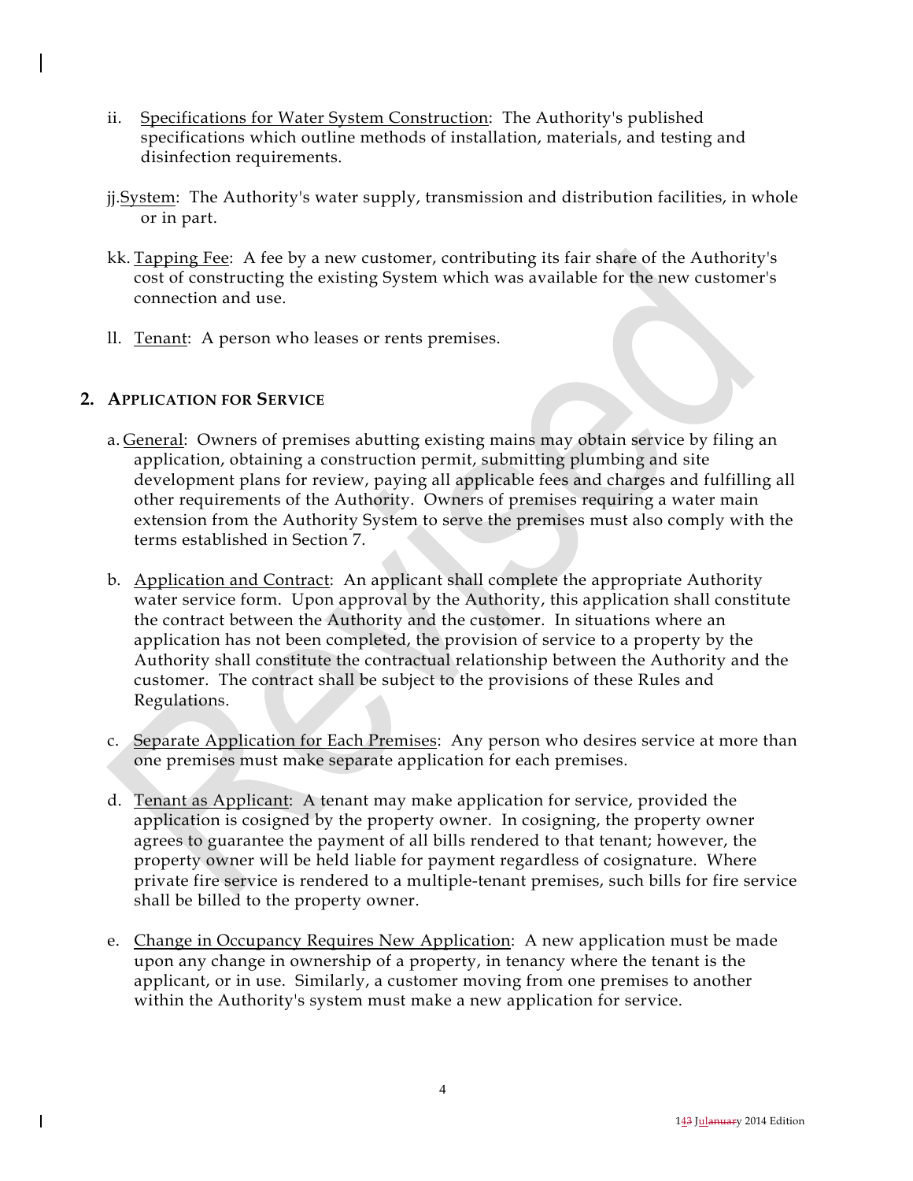ii. Specifications for Water System Construction: The Authority's published specifications which outline methods of installation, materials, and testing and disinfection requirements.

jj. System: The Authority's water supply, transmission and distribution facilities, in whole or in part.

kk. Tapping Fee: A fee by a new customer, contributing its fair share of the Authority's cost of constructing the existing System which was available for the new customer's connection and use.

ll. Tenant: A person who leases or rents premises.

## 2. APPLICATION FOR SERVICE

a. General: Owners of premises abutting existing mains may obtain service by filing an application, obtaining a construction permit, submitting plumbing and site development plans for review, paying all applicable fees and charges and fulfilling all other requirements of the Authority. Owners of premises requiring a water main extension from the Authority System to serve the premises must also comply with the terms established in Section 7.

b. Application and Contract: An applicant shall complete the appropriate Authority water service form. Upon approval by the Authority, this application shall constitute the contract between the Authority and the customer. In situations where an application has not been completed, the provision of service to a property by the Authority shall constitute the contractual relationship between the Authority and the customer. The contract shall be subject to the provisions of these Rules and Regulations.

c. Separate Application for Each Premises: Any person who desires service at more than one premises must make separate application for each premises.

d. Tenant as Applicant: A tenant may make application for service, provided the application is cosigned by the property owner. In cosigning, the property owner agrees to guarantee the payment of all bills rendered to that tenant; however, the property owner will be held liable for payment regardless of cosignature. Where private fire service is rendered to a multiple-tenant premises, such bills for fire service shall be billed to the property owner.

e. Change in Occupancy Requires New Application: A new application must be made upon any change in ownership of a property, in tenancy where the tenant is the applicant, or in use. Similarly, a customer moving from one premises to another within the Authority's system must make a new application for service.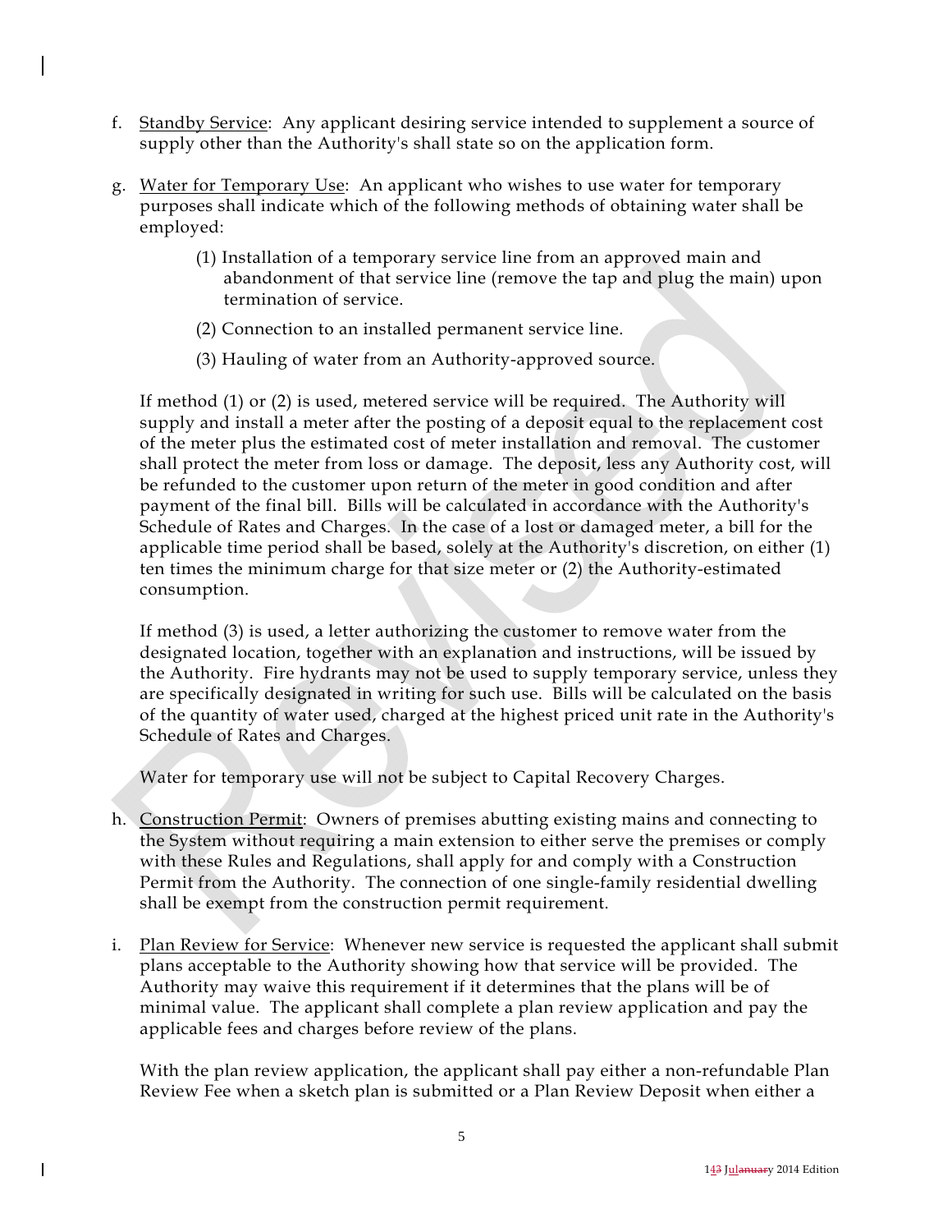f. <u>Standby Service</u>: Any applicant desiring service intended to supplement a source of supply other than the Authority's shall state so on the application form.

g. <u>Water for Temporary Use</u>: An applicant who wishes to use water for temporary purposes shall indicate which of the following methods of obtaining water shall be employed:

   (1) Installation of a temporary service line from an approved main and abandonment of that service line (remove the tap and plug the main) upon termination of service.

   (2) Connection to an installed permanent service line.

   (3) Hauling of water from an Authority-approved source.

   If method (1) or (2) is used, metered service will be required. The Authority will supply and install a meter after the posting of a deposit equal to the replacement cost of the meter plus the estimated cost of meter installation and removal. The customer shall protect the meter from loss or damage. The deposit, less any Authority cost, will be refunded to the customer upon return of the meter in good condition and after payment of the final bill. Bills will be calculated in accordance with the Authority's Schedule of Rates and Charges. In the case of a lost or damaged meter, a bill for the applicable time period shall be based, solely at the Authority's discretion, on either (1) ten times the minimum charge for that size meter or (2) the Authority-estimated consumption.

   If method (3) is used, a letter authorizing the customer to remove water from the designated location, together with an explanation and instructions, will be issued by the Authority. Fire hydrants may not be used to supply temporary service, unless they are specifically designated in writing for such use. Bills will be calculated on the basis of the quantity of water used, charged at the highest priced unit rate in the Authority's Schedule of Rates and Charges.

   Water for temporary use will not be subject to Capital Recovery Charges.

h. <u>Construction Permit</u>: Owners of premises abutting existing mains and connecting to the System without requiring a main extension to either serve the premises or comply with these Rules and Regulations, shall apply for and comply with a Construction Permit from the Authority. The connection of one single-family residential dwelling shall be exempt from the construction permit requirement.

i. <u>Plan Review for Service</u>: Whenever new service is requested the applicant shall submit plans acceptable to the Authority showing how that service will be provided. The Authority may waive this requirement if it determines that the plans will be of minimal value. The applicant shall complete a plan review application and pay the applicable fees and charges before review of the plans.

   With the plan review application, the applicant shall pay either a non-refundable Plan Review Fee when a sketch plan is submitted or a Plan Review Deposit when either a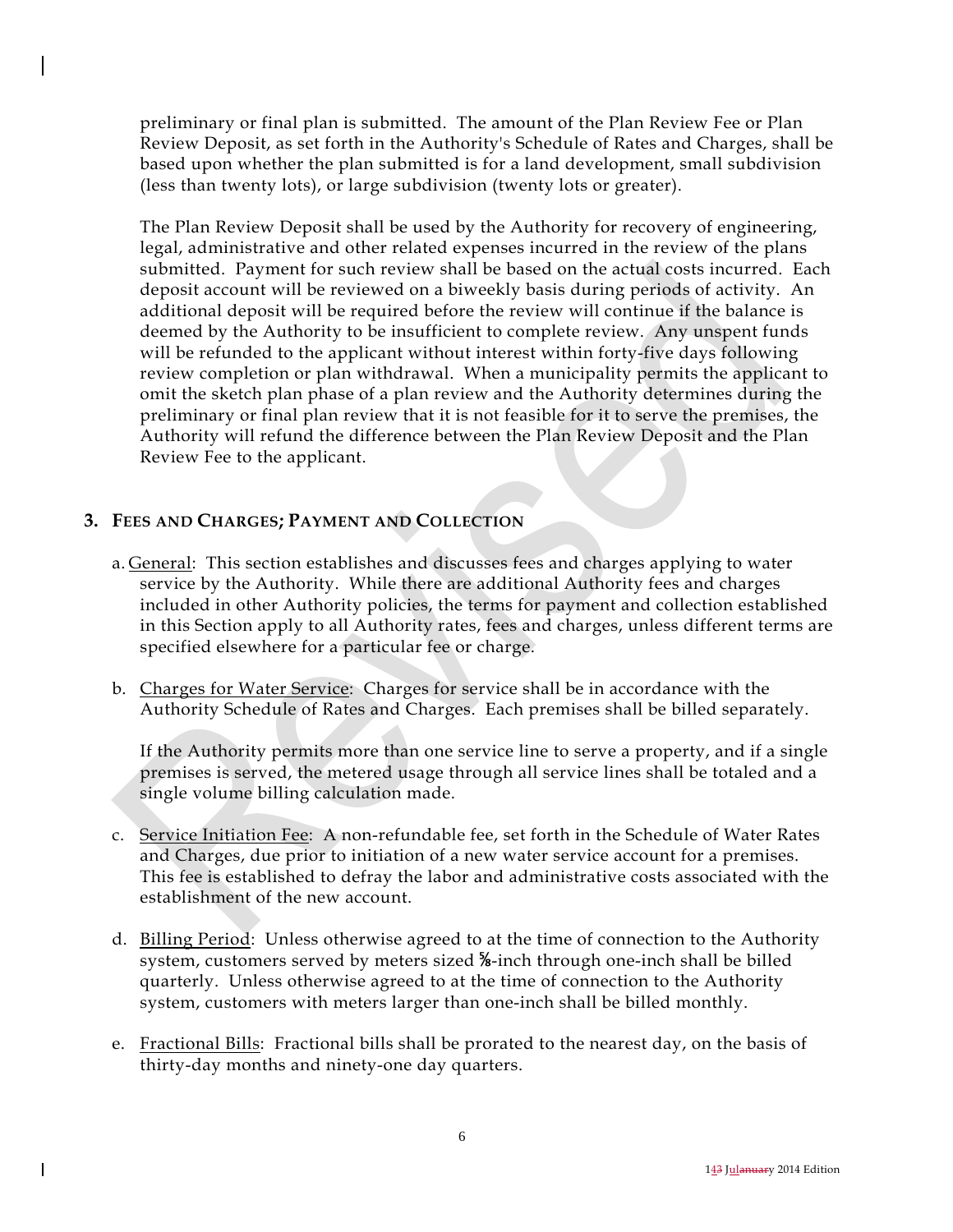preliminary or final plan is submitted. The amount of the Plan Review Fee or Plan Review Deposit, as set forth in the Authority's Schedule of Rates and Charges, shall be based upon whether the plan submitted is for a land development, small subdivision (less than twenty lots), or large subdivision (twenty lots or greater).

The Plan Review Deposit shall be used by the Authority for recovery of engineering, legal, administrative and other related expenses incurred in the review of the plans submitted. Payment for such review shall be based on the actual costs incurred. Each deposit account will be reviewed on a biweekly basis during periods of activity. An additional deposit will be required before the review will continue if the balance is deemed by the Authority to be insufficient to complete review. Any unspent funds will be refunded to the applicant without interest within forty-five days following review completion or plan withdrawal. When a municipality permits the applicant to omit the sketch plan phase of a plan review and the Authority determines during the preliminary or final plan review that it is not feasible for it to serve the premises, the Authority will refund the difference between the Plan Review Deposit and the Plan Review Fee to the applicant.

## 3. FEES AND CHARGES; PAYMENT AND COLLECTION

a. General: This section establishes and discusses fees and charges applying to water service by the Authority. While there are additional Authority fees and charges included in other Authority policies, the terms for payment and collection established in this Section apply to all Authority rates, fees and charges, unless different terms are specified elsewhere for a particular fee or charge.

b. Charges for Water Service: Charges for service shall be in accordance with the Authority Schedule of Rates and Charges. Each premises shall be billed separately.

   If the Authority permits more than one service line to serve a property, and if a single premises is served, the metered usage through all service lines shall be totaled and a single volume billing calculation made.

c. Service Initiation Fee: A non-refundable fee, set forth in the Schedule of Water Rates and Charges, due prior to initiation of a new water service account for a premises. This fee is established to defray the labor and administrative costs associated with the establishment of the new account.

d. Billing Period: Unless otherwise agreed to at the time of connection to the Authority system, customers served by meters sized ⅝-inch through one-inch shall be billed quarterly. Unless otherwise agreed to at the time of connection to the Authority system, customers with meters larger than one-inch shall be billed monthly.

e. Fractional Bills: Fractional bills shall be prorated to the nearest day, on the basis of thirty-day months and ninety-one day quarters.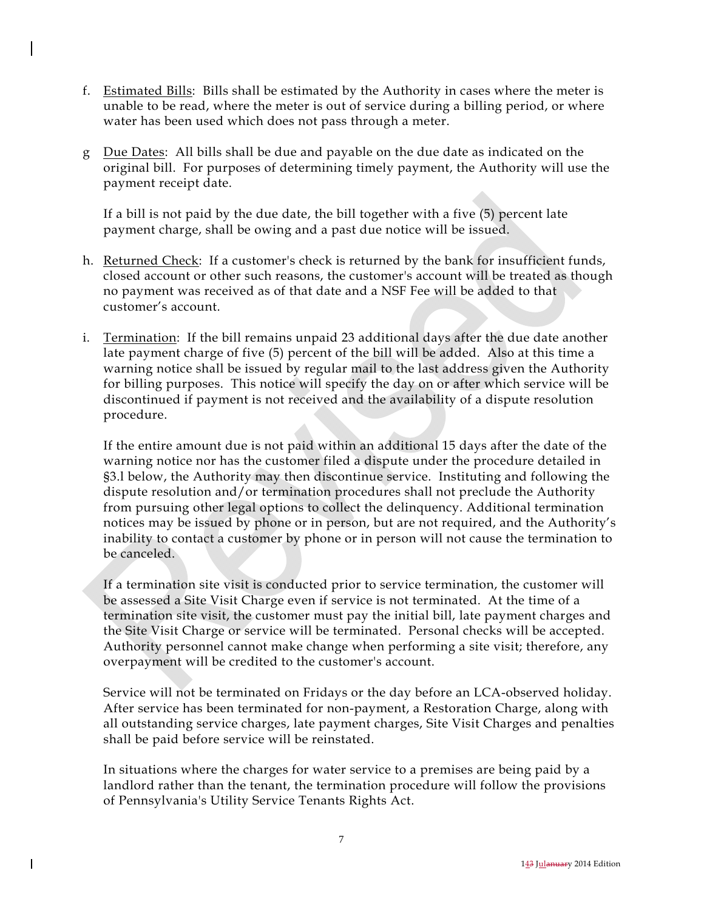f. Estimated Bills: Bills shall be estimated by the Authority in cases where the meter is unable to be read, where the meter is out of service during a billing period, or where water has been used which does not pass through a meter.

g Due Dates: All bills shall be due and payable on the due date as indicated on the original bill. For purposes of determining timely payment, the Authority will use the payment receipt date.

   If a bill is not paid by the due date, the bill together with a five (5) percent late payment charge, shall be owing and a past due notice will be issued.

h. Returned Check: If a customer's check is returned by the bank for insufficient funds, closed account or other such reasons, the customer's account will be treated as though no payment was received as of that date and a NSF Fee will be added to that customer's account.

i. Termination: If the bill remains unpaid 23 additional days after the due date another late payment charge of five (5) percent of the bill will be added. Also at this time a warning notice shall be issued by regular mail to the last address given the Authority for billing purposes. This notice will specify the day on or after which service will be discontinued if payment is not received and the availability of a dispute resolution procedure.

   If the entire amount due is not paid within an additional 15 days after the date of the warning notice nor has the customer filed a dispute under the procedure detailed in §3.l below, the Authority may then discontinue service. Instituting and following the dispute resolution and/or termination procedures shall not preclude the Authority from pursuing other legal options to collect the delinquency. Additional termination notices may be issued by phone or in person, but are not required, and the Authority's inability to contact a customer by phone or in person will not cause the termination to be canceled.

   If a termination site visit is conducted prior to service termination, the customer will be assessed a Site Visit Charge even if service is not terminated. At the time of a termination site visit, the customer must pay the initial bill, late payment charges and the Site Visit Charge or service will be terminated. Personal checks will be accepted. Authority personnel cannot make change when performing a site visit; therefore, any overpayment will be credited to the customer's account.

   Service will not be terminated on Fridays or the day before an LCA-observed holiday. After service has been terminated for non-payment, a Restoration Charge, along with all outstanding service charges, late payment charges, Site Visit Charges and penalties shall be paid before service will be reinstated.

   In situations where the charges for water service to a premises are being paid by a landlord rather than the tenant, the termination procedure will follow the provisions of Pennsylvania's Utility Service Tenants Rights Act.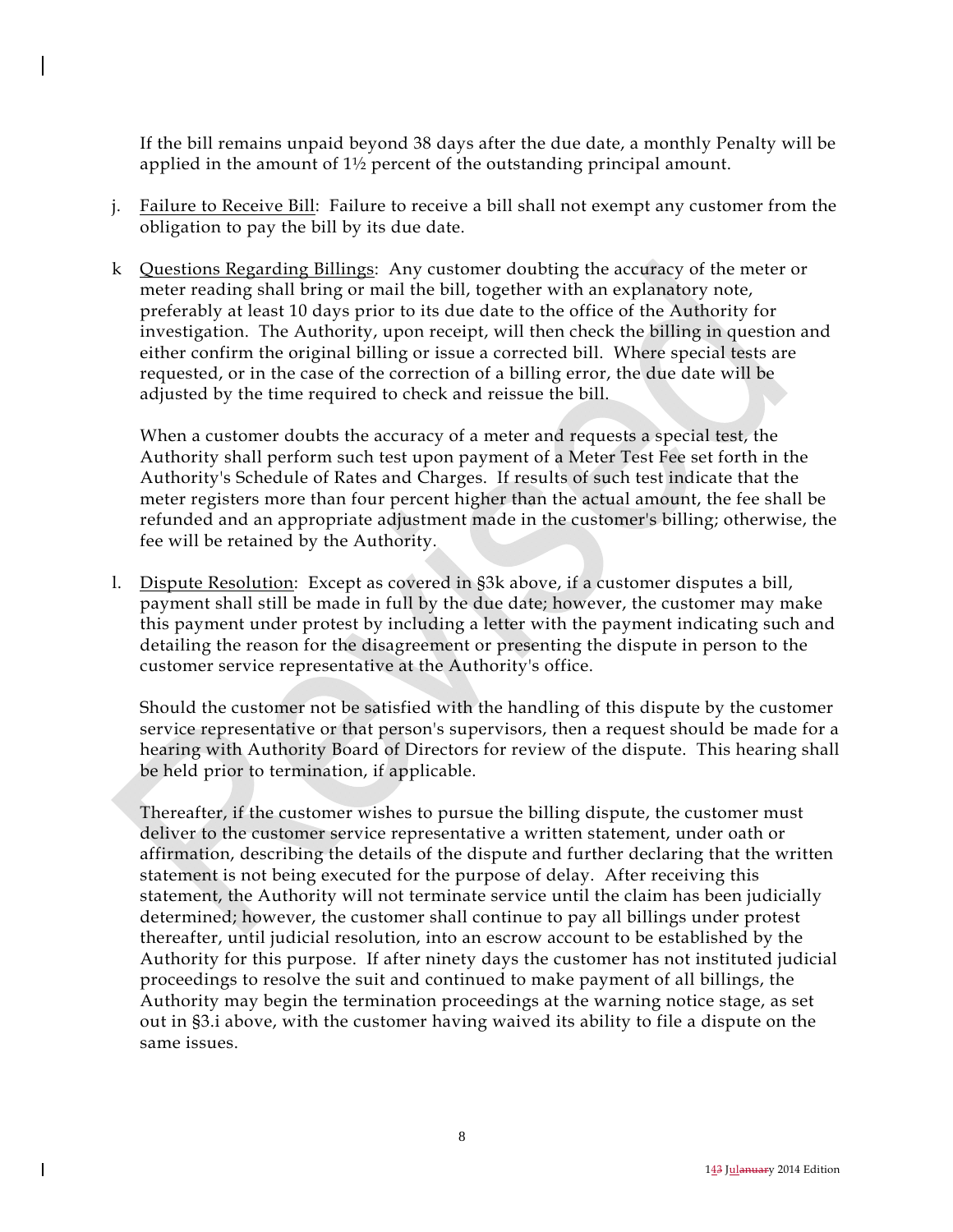If the bill remains unpaid beyond 38 days after the due date, a monthly Penalty will be applied in the amount of 1½ percent of the outstanding principal amount.

j. Failure to Receive Bill: Failure to receive a bill shall not exempt any customer from the obligation to pay the bill by its due date.

k Questions Regarding Billings: Any customer doubting the accuracy of the meter or meter reading shall bring or mail the bill, together with an explanatory note, preferably at least 10 days prior to its due date to the office of the Authority for investigation. The Authority, upon receipt, will then check the billing in question and either confirm the original billing or issue a corrected bill. Where special tests are requested, or in the case of the correction of a billing error, the due date will be adjusted by the time required to check and reissue the bill.

When a customer doubts the accuracy of a meter and requests a special test, the Authority shall perform such test upon payment of a Meter Test Fee set forth in the Authority's Schedule of Rates and Charges. If results of such test indicate that the meter registers more than four percent higher than the actual amount, the fee shall be refunded and an appropriate adjustment made in the customer's billing; otherwise, the fee will be retained by the Authority.

l. Dispute Resolution: Except as covered in §3k above, if a customer disputes a bill, payment shall still be made in full by the due date; however, the customer may make this payment under protest by including a letter with the payment indicating such and detailing the reason for the disagreement or presenting the dispute in person to the customer service representative at the Authority's office.

Should the customer not be satisfied with the handling of this dispute by the customer service representative or that person's supervisors, then a request should be made for a hearing with Authority Board of Directors for review of the dispute. This hearing shall be held prior to termination, if applicable.

Thereafter, if the customer wishes to pursue the billing dispute, the customer must deliver to the customer service representative a written statement, under oath or affirmation, describing the details of the dispute and further declaring that the written statement is not being executed for the purpose of delay. After receiving this statement, the Authority will not terminate service until the claim has been judicially determined; however, the customer shall continue to pay all billings under protest thereafter, until judicial resolution, into an escrow account to be established by the Authority for this purpose. If after ninety days the customer has not instituted judicial proceedings to resolve the suit and continued to make payment of all billings, the Authority may begin the termination proceedings at the warning notice stage, as set out in §3.i above, with the customer having waived its ability to file a dispute on the same issues.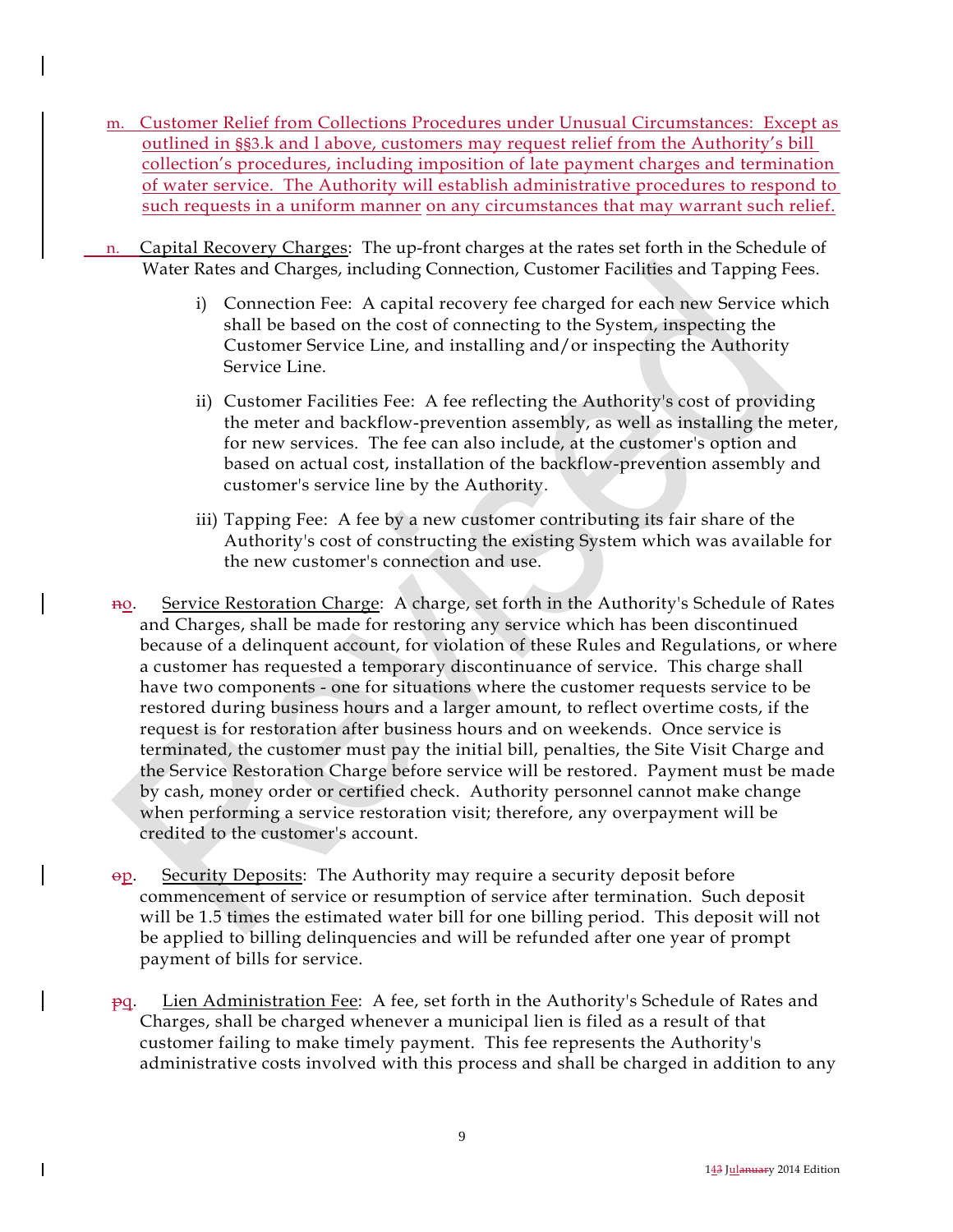m. Customer Relief from Collections Procedures under Unusual Circumstances: Except as outlined in §§3.k and l above, customers may request relief from the Authority's bill collection's procedures, including imposition of late payment charges and termination of water service. The Authority will establish administrative procedures to respond to such requests in a uniform manner on any circumstances that may warrant such relief.

n. Capital Recovery Charges: The up-front charges at the rates set forth in the Schedule of Water Rates and Charges, including Connection, Customer Facilities and Tapping Fees.

i) Connection Fee: A capital recovery fee charged for each new Service which shall be based on the cost of connecting to the System, inspecting the Customer Service Line, and installing and/or inspecting the Authority Service Line.

ii) Customer Facilities Fee: A fee reflecting the Authority's cost of providing the meter and backflow-prevention assembly, as well as installing the meter, for new services. The fee can also include, at the customer's option and based on actual cost, installation of the backflow-prevention assembly and customer's service line by the Authority.

iii) Tapping Fee: A fee by a new customer contributing its fair share of the Authority's cost of constructing the existing System which was available for the new customer's connection and use.

~~n~~o. Service Restoration Charge: A charge, set forth in the Authority's Schedule of Rates and Charges, shall be made for restoring any service which has been discontinued because of a delinquent account, for violation of these Rules and Regulations, or where a customer has requested a temporary discontinuance of service. This charge shall have two components - one for situations where the customer requests service to be restored during business hours and a larger amount, to reflect overtime costs, if the request is for restoration after business hours and on weekends. Once service is terminated, the customer must pay the initial bill, penalties, the Site Visit Charge and the Service Restoration Charge before service will be restored. Payment must be made by cash, money order or certified check. Authority personnel cannot make change when performing a service restoration visit; therefore, any overpayment will be credited to the customer's account.

~~o~~p. Security Deposits: The Authority may require a security deposit before commencement of service or resumption of service after termination. Such deposit will be 1.5 times the estimated water bill for one billing period. This deposit will not be applied to billing delinquencies and will be refunded after one year of prompt payment of bills for service.

~~p~~q. Lien Administration Fee: A fee, set forth in the Authority's Schedule of Rates and Charges, shall be charged whenever a municipal lien is filed as a result of that customer failing to make timely payment. This fee represents the Authority's administrative costs involved with this process and shall be charged in addition to any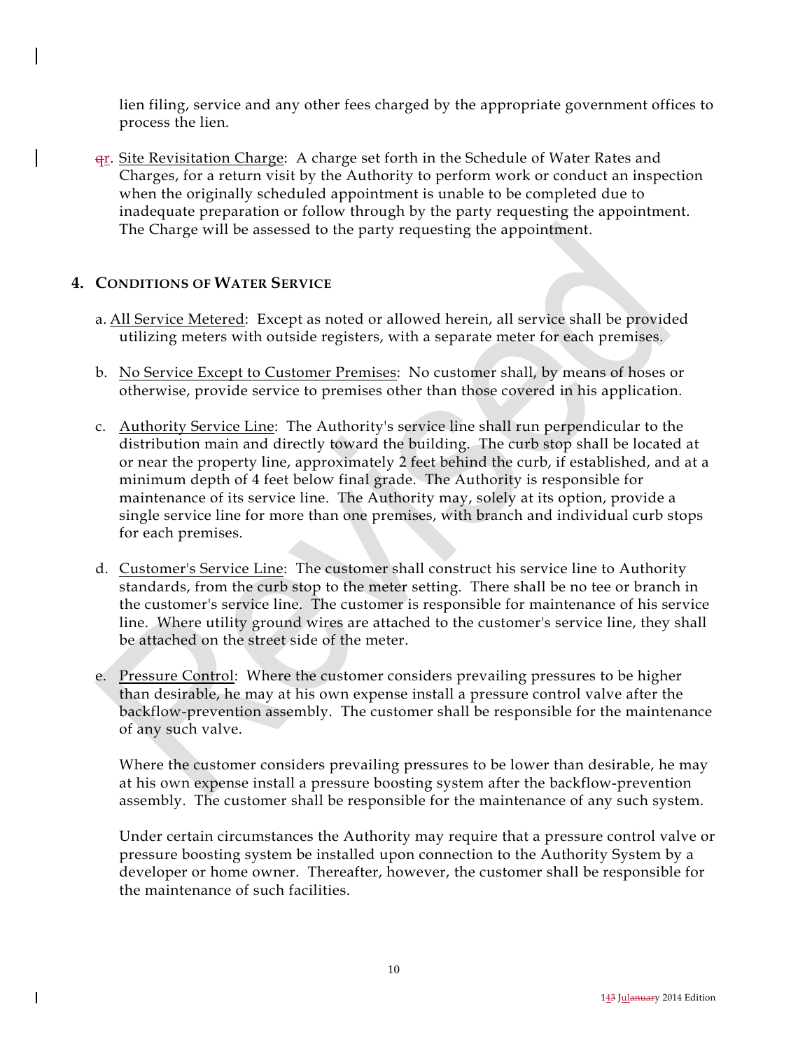lien filing, service and any other fees charged by the appropriate government offices to process the lien.

qr. Site Revisitation Charge: A charge set forth in the Schedule of Water Rates and Charges, for a return visit by the Authority to perform work or conduct an inspection when the originally scheduled appointment is unable to be completed due to inadequate preparation or follow through by the party requesting the appointment. The Charge will be assessed to the party requesting the appointment.

## 4. CONDITIONS OF WATER SERVICE

a. All Service Metered: Except as noted or allowed herein, all service shall be provided utilizing meters with outside registers, with a separate meter for each premises.

b. No Service Except to Customer Premises: No customer shall, by means of hoses or otherwise, provide service to premises other than those covered in his application.

c. Authority Service Line: The Authority's service line shall run perpendicular to the distribution main and directly toward the building. The curb stop shall be located at or near the property line, approximately 2 feet behind the curb, if established, and at a minimum depth of 4 feet below final grade. The Authority is responsible for maintenance of its service line. The Authority may, solely at its option, provide a single service line for more than one premises, with branch and individual curb stops for each premises.

d. Customer's Service Line: The customer shall construct his service line to Authority standards, from the curb stop to the meter setting. There shall be no tee or branch in the customer's service line. The customer is responsible for maintenance of his service line. Where utility ground wires are attached to the customer's service line, they shall be attached on the street side of the meter.

e. Pressure Control: Where the customer considers prevailing pressures to be higher than desirable, he may at his own expense install a pressure control valve after the backflow-prevention assembly. The customer shall be responsible for the maintenance of any such valve.

   Where the customer considers prevailing pressures to be lower than desirable, he may at his own expense install a pressure boosting system after the backflow-prevention assembly. The customer shall be responsible for the maintenance of any such system.

   Under certain circumstances the Authority may require that a pressure control valve or pressure boosting system be installed upon connection to the Authority System by a developer or home owner. Thereafter, however, the customer shall be responsible for the maintenance of such facilities.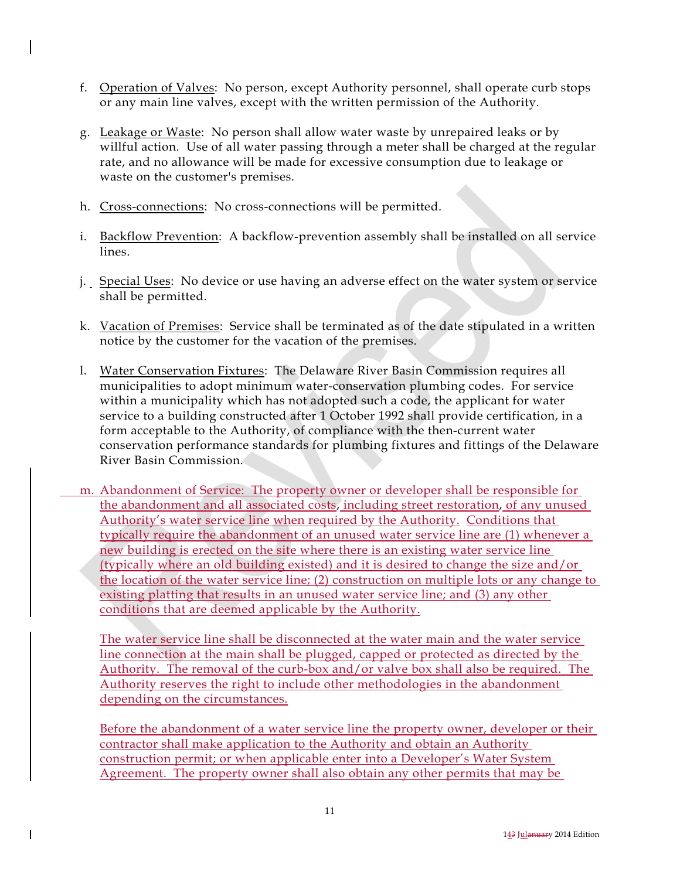f. Operation of Valves: No person, except Authority personnel, shall operate curb stops or any main line valves, except with the written permission of the Authority.

g. Leakage or Waste: No person shall allow water waste by unrepaired leaks or by willful action. Use of all water passing through a meter shall be charged at the regular rate, and no allowance will be made for excessive consumption due to leakage or waste on the customer's premises.

h. Cross-connections: No cross-connections will be permitted.

i. Backflow Prevention: A backflow-prevention assembly shall be installed on all service lines.

j. Special Uses: No device or use having an adverse effect on the water system or service shall be permitted.

k. Vacation of Premises: Service shall be terminated as of the date stipulated in a written notice by the customer for the vacation of the premises.

l. Water Conservation Fixtures: The Delaware River Basin Commission requires all municipalities to adopt minimum water-conservation plumbing codes. For service within a municipality which has not adopted such a code, the applicant for water service to a building constructed after 1 October 1992 shall provide certification, in a form acceptable to the Authority, of compliance with the then-current water conservation performance standards for plumbing fixtures and fittings of the Delaware River Basin Commission.

m. Abandonment of Service: The property owner or developer shall be responsible for the abandonment and all associated costs, including street restoration, of any unused Authority's water service line when required by the Authority. Conditions that typically require the abandonment of an unused water service line are (1) whenever a new building is erected on the site where there is an existing water service line (typically where an old building existed) and it is desired to change the size and/or the location of the water service line; (2) construction on multiple lots or any change to existing platting that results in an unused water service line; and (3) any other conditions that are deemed applicable by the Authority.

   The water service line shall be disconnected at the water main and the water service line connection at the main shall be plugged, capped or protected as directed by the Authority. The removal of the curb-box and/or valve box shall also be required. The Authority reserves the right to include other methodologies in the abandonment depending on the circumstances.

   Before the abandonment of a water service line the property owner, developer or their contractor shall make application to the Authority and obtain an Authority construction permit; or when applicable enter into a Developer's Water System Agreement. The property owner shall also obtain any other permits that may be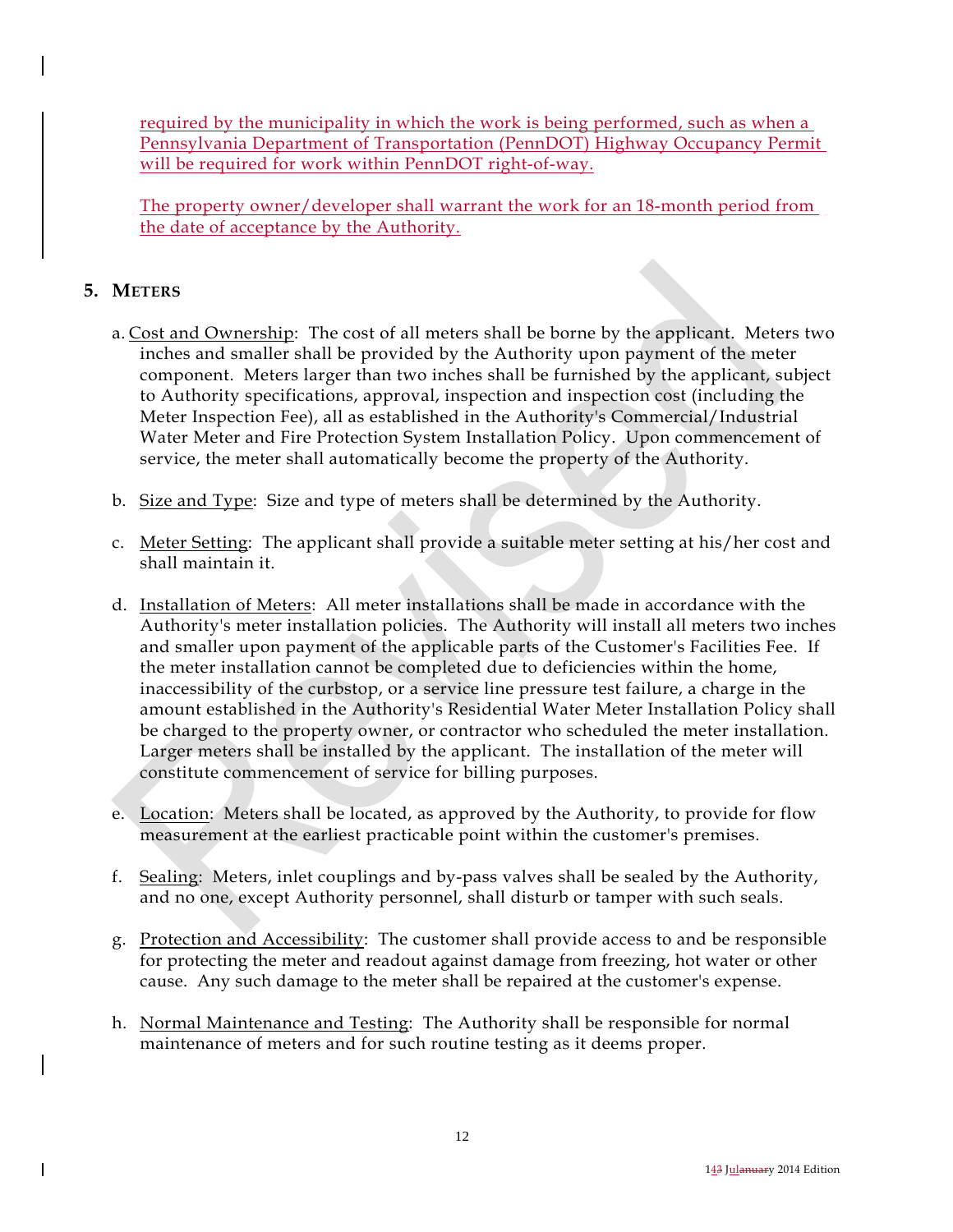required by the municipality in which the work is being performed, such as when a Pennsylvania Department of Transportation (PennDOT) Highway Occupancy Permit will be required for work within PennDOT right-of-way.

The property owner/developer shall warrant the work for an 18-month period from the date of acceptance by the Authority.

## 5. METERS

a. Cost and Ownership: The cost of all meters shall be borne by the applicant. Meters two inches and smaller shall be provided by the Authority upon payment of the meter component. Meters larger than two inches shall be furnished by the applicant, subject to Authority specifications, approval, inspection and inspection cost (including the Meter Inspection Fee), all as established in the Authority's Commercial/Industrial Water Meter and Fire Protection System Installation Policy. Upon commencement of service, the meter shall automatically become the property of the Authority.

b. Size and Type: Size and type of meters shall be determined by the Authority.

c. Meter Setting: The applicant shall provide a suitable meter setting at his/her cost and shall maintain it.

d. Installation of Meters: All meter installations shall be made in accordance with the Authority's meter installation policies. The Authority will install all meters two inches and smaller upon payment of the applicable parts of the Customer's Facilities Fee. If the meter installation cannot be completed due to deficiencies within the home, inaccessibility of the curbstop, or a service line pressure test failure, a charge in the amount established in the Authority's Residential Water Meter Installation Policy shall be charged to the property owner, or contractor who scheduled the meter installation. Larger meters shall be installed by the applicant. The installation of the meter will constitute commencement of service for billing purposes.

e. Location: Meters shall be located, as approved by the Authority, to provide for flow measurement at the earliest practicable point within the customer's premises.

f. Sealing: Meters, inlet couplings and by-pass valves shall be sealed by the Authority, and no one, except Authority personnel, shall disturb or tamper with such seals.

g. Protection and Accessibility: The customer shall provide access to and be responsible for protecting the meter and readout against damage from freezing, hot water or other cause. Any such damage to the meter shall be repaired at the customer's expense.

h. Normal Maintenance and Testing: The Authority shall be responsible for normal maintenance of meters and for such routine testing as it deems proper.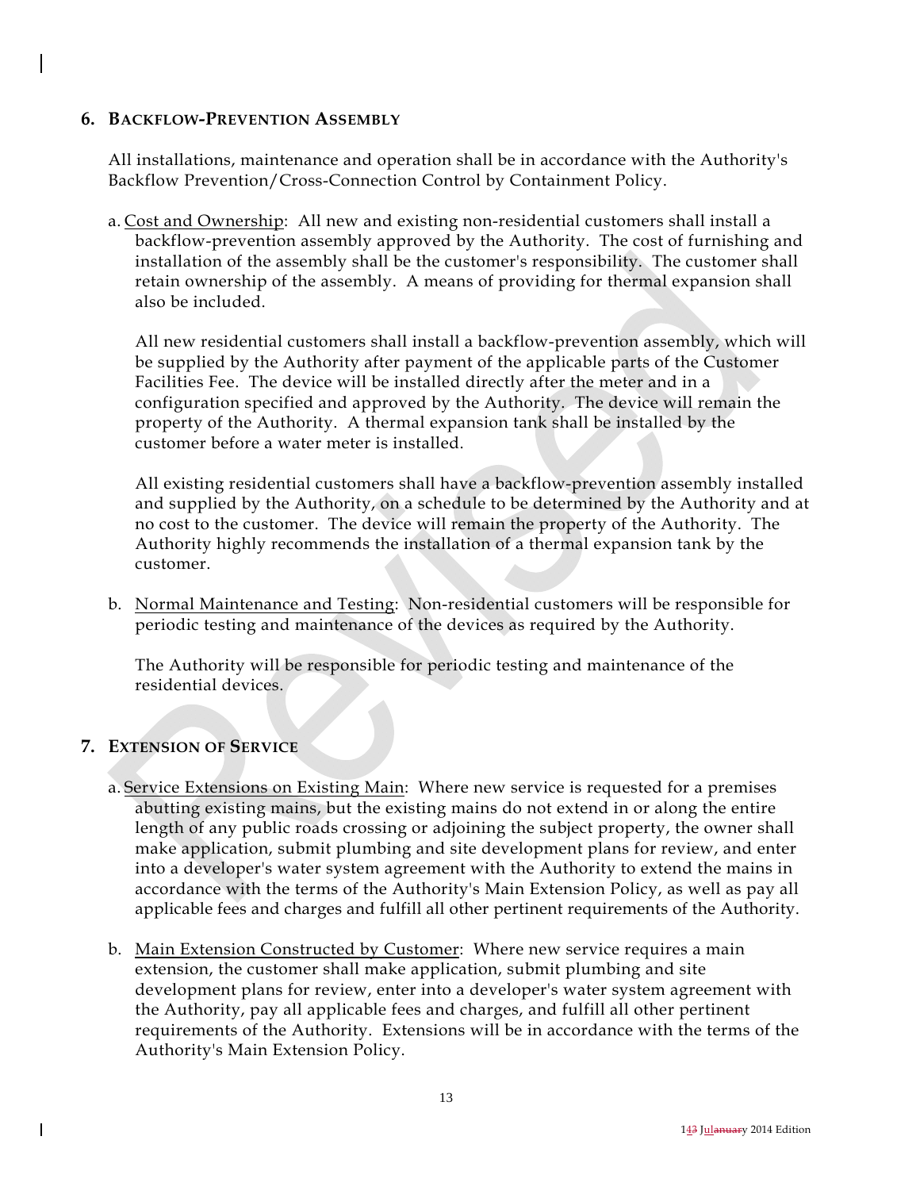## 6. BACKFLOW-PREVENTION ASSEMBLY

All installations, maintenance and operation shall be in accordance with the Authority's Backflow Prevention/Cross-Connection Control by Containment Policy.

a. Cost and Ownership: All new and existing non-residential customers shall install a backflow-prevention assembly approved by the Authority. The cost of furnishing and installation of the assembly shall be the customer's responsibility. The customer shall retain ownership of the assembly. A means of providing for thermal expansion shall also be included.

   All new residential customers shall install a backflow-prevention assembly, which will be supplied by the Authority after payment of the applicable parts of the Customer Facilities Fee. The device will be installed directly after the meter and in a configuration specified and approved by the Authority. The device will remain the property of the Authority. A thermal expansion tank shall be installed by the customer before a water meter is installed.

   All existing residential customers shall have a backflow-prevention assembly installed and supplied by the Authority, on a schedule to be determined by the Authority and at no cost to the customer. The device will remain the property of the Authority. The Authority highly recommends the installation of a thermal expansion tank by the customer.

b. Normal Maintenance and Testing: Non-residential customers will be responsible for periodic testing and maintenance of the devices as required by the Authority.

   The Authority will be responsible for periodic testing and maintenance of the residential devices.

## 7. EXTENSION OF SERVICE

a. Service Extensions on Existing Main: Where new service is requested for a premises abutting existing mains, but the existing mains do not extend in or along the entire length of any public roads crossing or adjoining the subject property, the owner shall make application, submit plumbing and site development plans for review, and enter into a developer's water system agreement with the Authority to extend the mains in accordance with the terms of the Authority's Main Extension Policy, as well as pay all applicable fees and charges and fulfill all other pertinent requirements of the Authority.

b. Main Extension Constructed by Customer: Where new service requires a main extension, the customer shall make application, submit plumbing and site development plans for review, enter into a developer's water system agreement with the Authority, pay all applicable fees and charges, and fulfill all other pertinent requirements of the Authority. Extensions will be in accordance with the terms of the Authority's Main Extension Policy.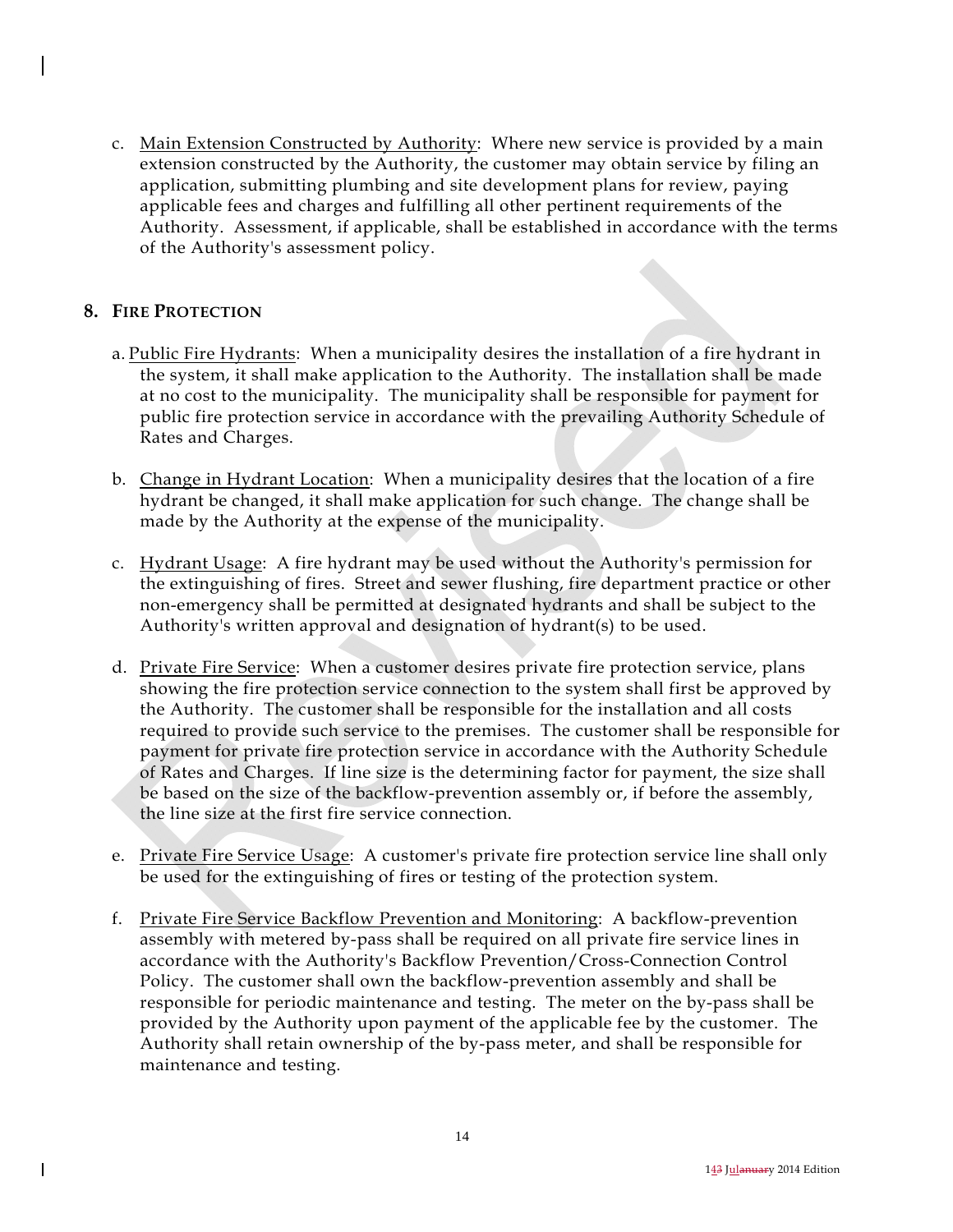c. Main Extension Constructed by Authority: Where new service is provided by a main extension constructed by the Authority, the customer may obtain service by filing an application, submitting plumbing and site development plans for review, paying applicable fees and charges and fulfilling all other pertinent requirements of the Authority. Assessment, if applicable, shall be established in accordance with the terms of the Authority's assessment policy.

## 8. FIRE PROTECTION

a. Public Fire Hydrants: When a municipality desires the installation of a fire hydrant in the system, it shall make application to the Authority. The installation shall be made at no cost to the municipality. The municipality shall be responsible for payment for public fire protection service in accordance with the prevailing Authority Schedule of Rates and Charges.

b. Change in Hydrant Location: When a municipality desires that the location of a fire hydrant be changed, it shall make application for such change. The change shall be made by the Authority at the expense of the municipality.

c. Hydrant Usage: A fire hydrant may be used without the Authority's permission for the extinguishing of fires. Street and sewer flushing, fire department practice or other non-emergency shall be permitted at designated hydrants and shall be subject to the Authority's written approval and designation of hydrant(s) to be used.

d. Private Fire Service: When a customer desires private fire protection service, plans showing the fire protection service connection to the system shall first be approved by the Authority. The customer shall be responsible for the installation and all costs required to provide such service to the premises. The customer shall be responsible for payment for private fire protection service in accordance with the Authority Schedule of Rates and Charges. If line size is the determining factor for payment, the size shall be based on the size of the backflow-prevention assembly or, if before the assembly, the line size at the first fire service connection.

e. Private Fire Service Usage: A customer's private fire protection service line shall only be used for the extinguishing of fires or testing of the protection system.

f. Private Fire Service Backflow Prevention and Monitoring: A backflow-prevention assembly with metered by-pass shall be required on all private fire service lines in accordance with the Authority's Backflow Prevention/Cross-Connection Control Policy. The customer shall own the backflow-prevention assembly and shall be responsible for periodic maintenance and testing. The meter on the by-pass shall be provided by the Authority upon payment of the applicable fee by the customer. The Authority shall retain ownership of the by-pass meter, and shall be responsible for maintenance and testing.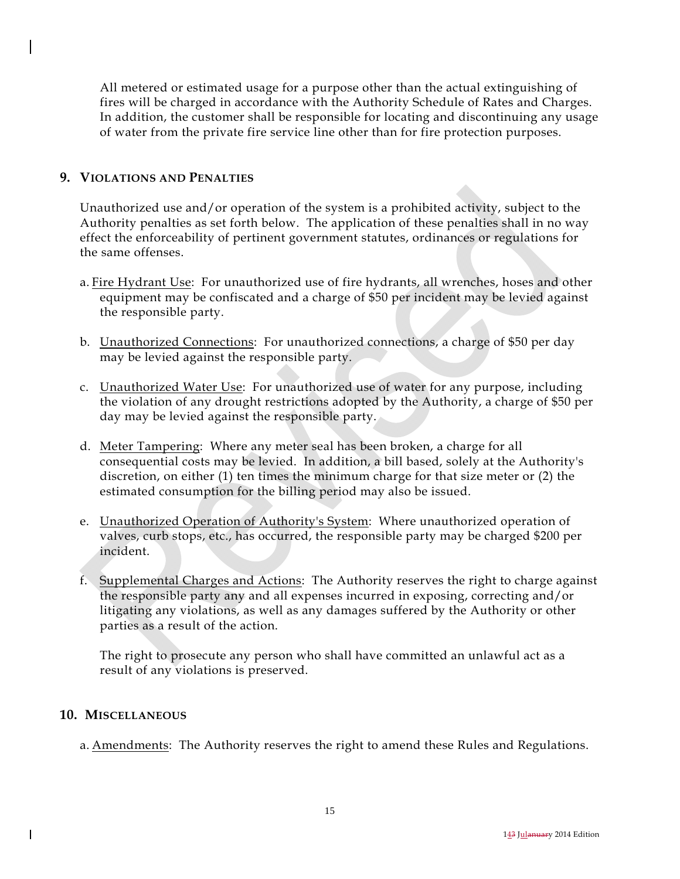All metered or estimated usage for a purpose other than the actual extinguishing of fires will be charged in accordance with the Authority Schedule of Rates and Charges. In addition, the customer shall be responsible for locating and discontinuing any usage of water from the private fire service line other than for fire protection purposes.

## 9. VIOLATIONS AND PENALTIES

Unauthorized use and/or operation of the system is a prohibited activity, subject to the Authority penalties as set forth below. The application of these penalties shall in no way effect the enforceability of pertinent government statutes, ordinances or regulations for the same offenses.

a. Fire Hydrant Use: For unauthorized use of fire hydrants, all wrenches, hoses and other equipment may be confiscated and a charge of $50 per incident may be levied against the responsible party.

b. Unauthorized Connections: For unauthorized connections, a charge of $50 per day may be levied against the responsible party.

c. Unauthorized Water Use: For unauthorized use of water for any purpose, including the violation of any drought restrictions adopted by the Authority, a charge of $50 per day may be levied against the responsible party.

d. Meter Tampering: Where any meter seal has been broken, a charge for all consequential costs may be levied. In addition, a bill based, solely at the Authority's discretion, on either (1) ten times the minimum charge for that size meter or (2) the estimated consumption for the billing period may also be issued.

e. Unauthorized Operation of Authority's System: Where unauthorized operation of valves, curb stops, etc., has occurred, the responsible party may be charged $200 per incident.

f. Supplemental Charges and Actions: The Authority reserves the right to charge against the responsible party any and all expenses incurred in exposing, correcting and/or litigating any violations, as well as any damages suffered by the Authority or other parties as a result of the action.

The right to prosecute any person who shall have committed an unlawful act as a result of any violations is preserved.

## 10. MISCELLANEOUS

a. Amendments: The Authority reserves the right to amend these Rules and Regulations.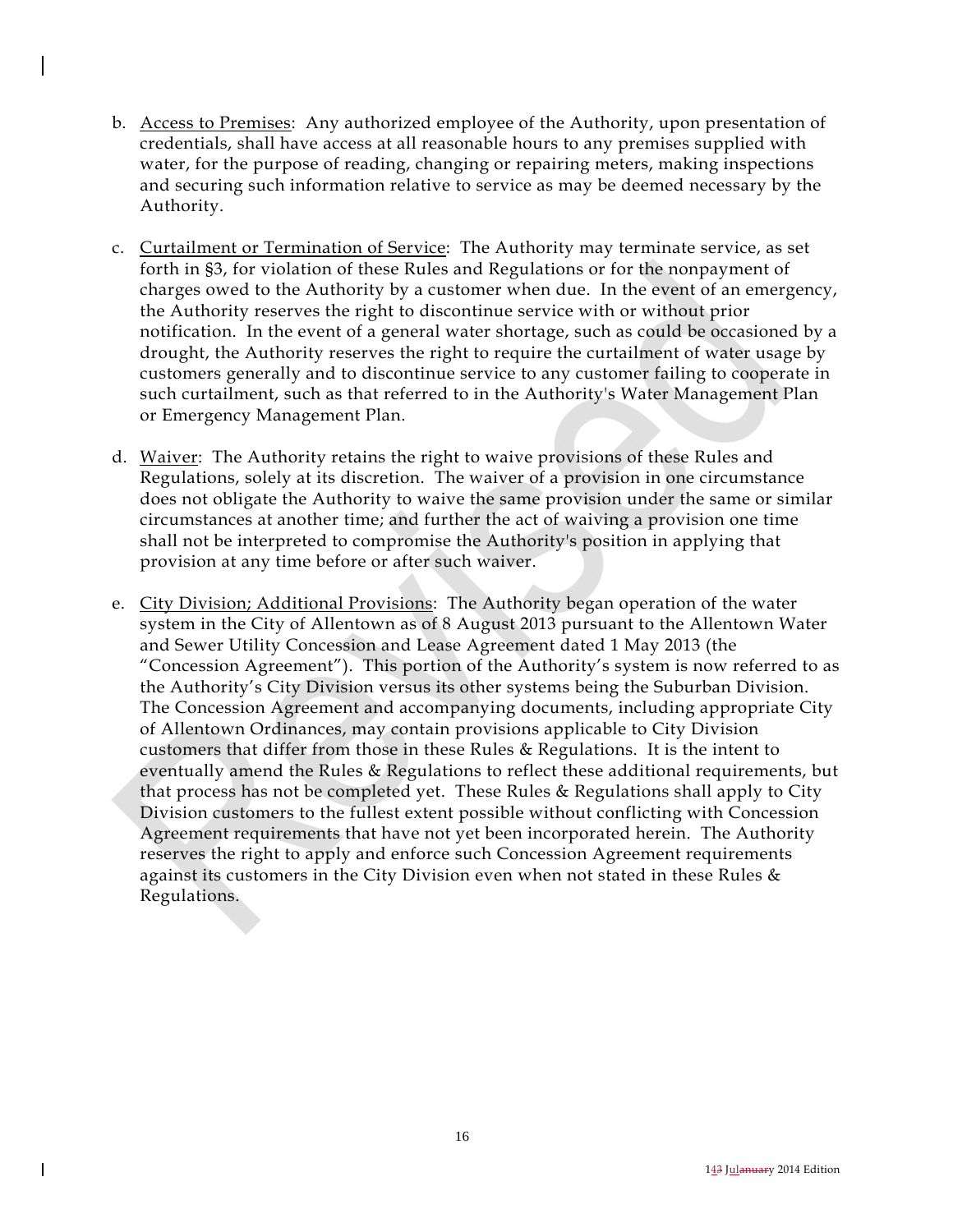b. Access to Premises: Any authorized employee of the Authority, upon presentation of credentials, shall have access at all reasonable hours to any premises supplied with water, for the purpose of reading, changing or repairing meters, making inspections and securing such information relative to service as may be deemed necessary by the Authority.

c. Curtailment or Termination of Service: The Authority may terminate service, as set forth in §3, for violation of these Rules and Regulations or for the nonpayment of charges owed to the Authority by a customer when due. In the event of an emergency, the Authority reserves the right to discontinue service with or without prior notification. In the event of a general water shortage, such as could be occasioned by a drought, the Authority reserves the right to require the curtailment of water usage by customers generally and to discontinue service to any customer failing to cooperate in such curtailment, such as that referred to in the Authority's Water Management Plan or Emergency Management Plan.

d. Waiver: The Authority retains the right to waive provisions of these Rules and Regulations, solely at its discretion. The waiver of a provision in one circumstance does not obligate the Authority to waive the same provision under the same or similar circumstances at another time; and further the act of waiving a provision one time shall not be interpreted to compromise the Authority's position in applying that provision at any time before or after such waiver.

e. City Division; Additional Provisions: The Authority began operation of the water system in the City of Allentown as of 8 August 2013 pursuant to the Allentown Water and Sewer Utility Concession and Lease Agreement dated 1 May 2013 (the "Concession Agreement"). This portion of the Authority's system is now referred to as the Authority's City Division versus its other systems being the Suburban Division. The Concession Agreement and accompanying documents, including appropriate City of Allentown Ordinances, may contain provisions applicable to City Division customers that differ from those in these Rules & Regulations. It is the intent to eventually amend the Rules & Regulations to reflect these additional requirements, but that process has not be completed yet. These Rules & Regulations shall apply to City Division customers to the fullest extent possible without conflicting with Concession Agreement requirements that have not yet been incorporated herein. The Authority reserves the right to apply and enforce such Concession Agreement requirements against its customers in the City Division even when not stated in these Rules & Regulations.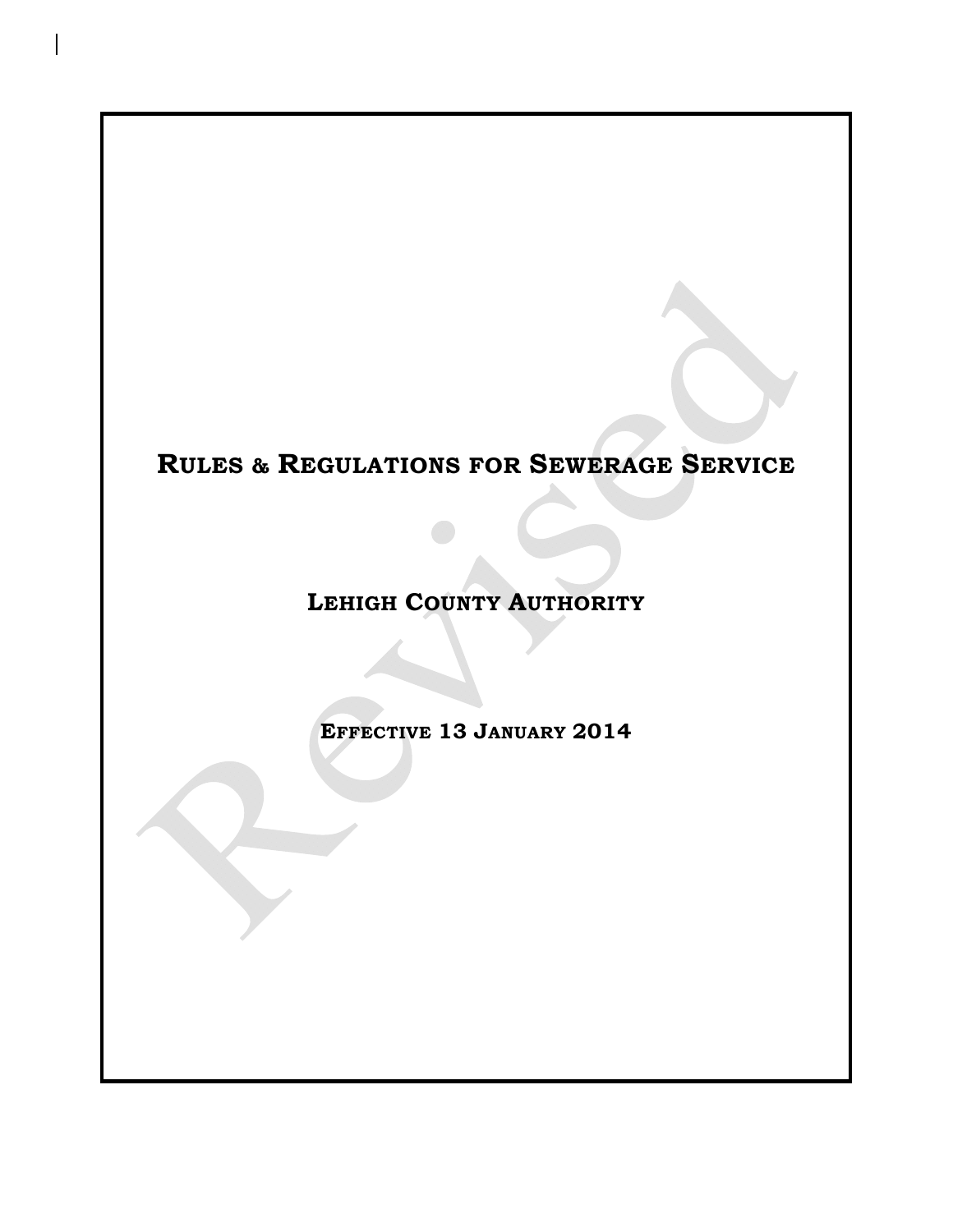# RULES & REGULATIONS FOR SEWERAGE SERVICE

## LEHIGH COUNTY AUTHORITY

### EFFECTIVE 13 JANUARY 2014

Revised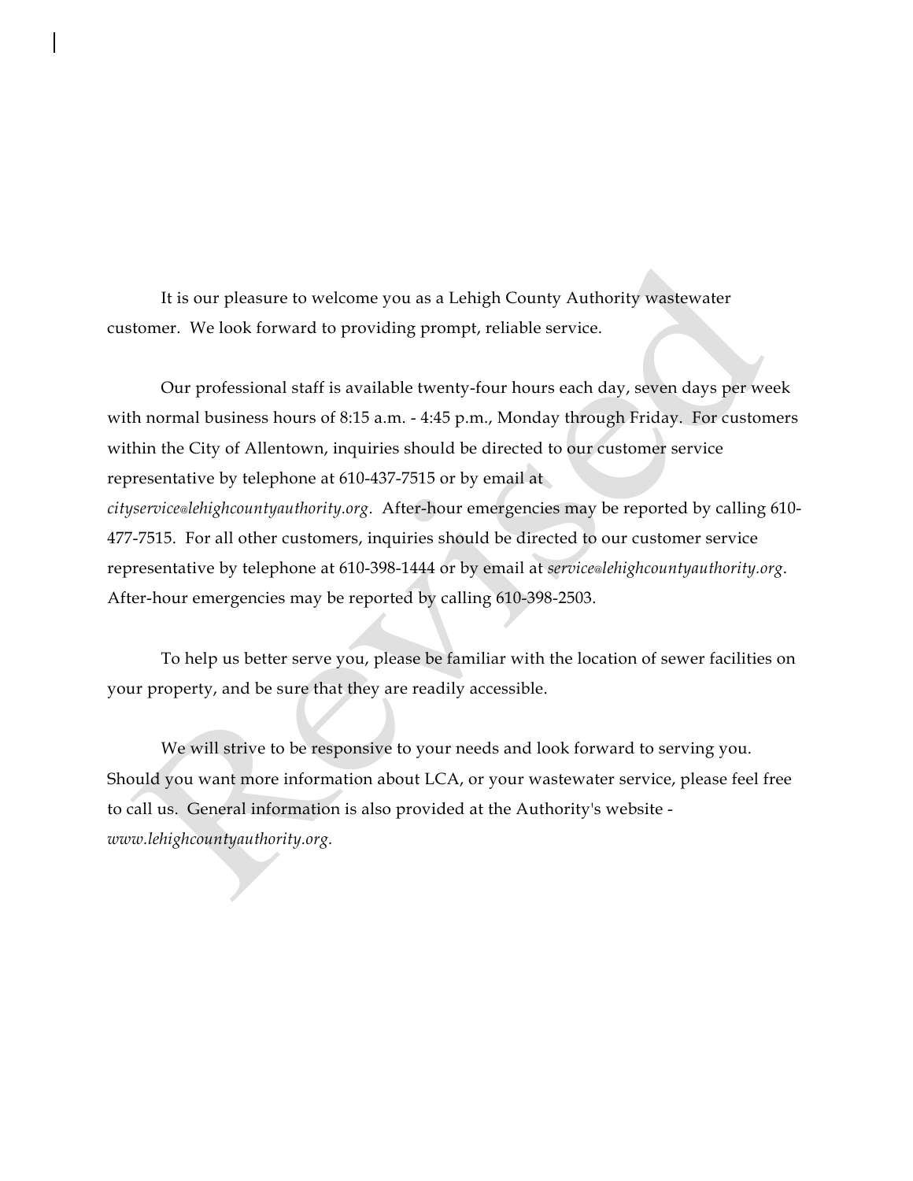It is our pleasure to welcome you as a Lehigh County Authority wastewater customer. We look forward to providing prompt, reliable service.

Our professional staff is available twenty-four hours each day, seven days per week with normal business hours of 8:15 a.m. - 4:45 p.m., Monday through Friday. For customers within the City of Allentown, inquiries should be directed to our customer service representative by telephone at 610-437-7515 or by email at *cityservice@lehighcountyauthority.org*. After-hour emergencies may be reported by calling 610-477-7515. For all other customers, inquiries should be directed to our customer service representative by telephone at 610-398-1444 or by email at *service@lehighcountyauthority.org*. After-hour emergencies may be reported by calling 610-398-2503.

To help us better serve you, please be familiar with the location of sewer facilities on your property, and be sure that they are readily accessible.

We will strive to be responsive to your needs and look forward to serving you. Should you want more information about LCA, or your wastewater service, please feel free to call us. General information is also provided at the Authority's website - *www.lehighcountyauthority.org.*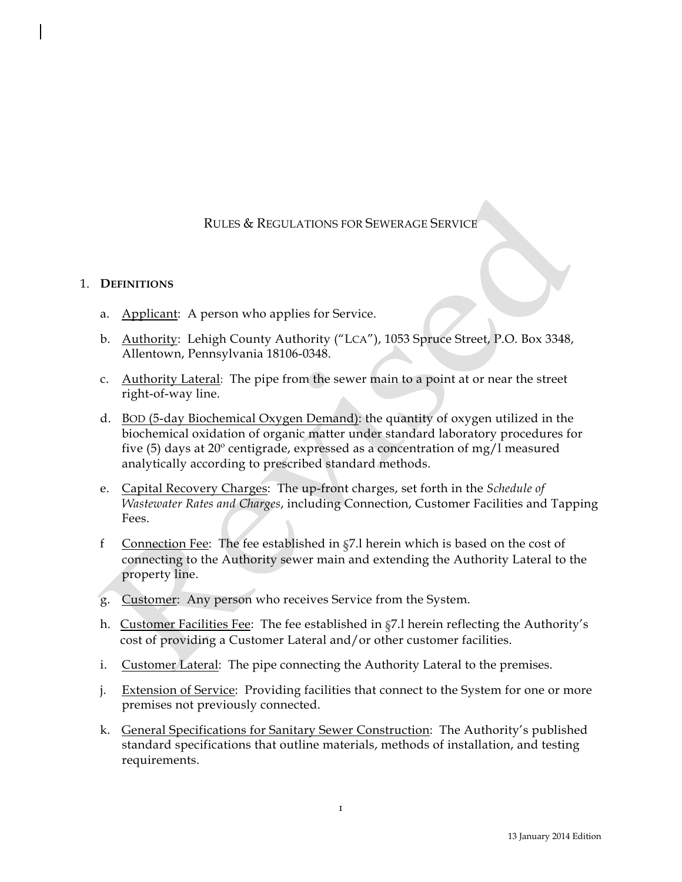# RULES & REGULATIONS FOR SEWERAGE SERVICE

## 1. DEFINITIONS

a. Applicant: A person who applies for Service.

b. Authority: Lehigh County Authority ("LCA"), 1053 Spruce Street, P.O. Box 3348, Allentown, Pennsylvania 18106-0348.

c. Authority Lateral: The pipe from the sewer main to a point at or near the street right-of-way line.

d. BOD (5-day Biochemical Oxygen Demand): the quantity of oxygen utilized in the biochemical oxidation of organic matter under standard laboratory procedures for five (5) days at 20° centigrade, expressed as a concentration of mg/l measured analytically according to prescribed standard methods.

e. Capital Recovery Charges: The up-front charges, set forth in the *Schedule of Wastewater Rates and Charges*, including Connection, Customer Facilities and Tapping Fees.

f Connection Fee: The fee established in §7.l herein which is based on the cost of connecting to the Authority sewer main and extending the Authority Lateral to the property line.

g. Customer: Any person who receives Service from the System.

h. Customer Facilities Fee: The fee established in §7.l herein reflecting the Authority's cost of providing a Customer Lateral and/or other customer facilities.

i. Customer Lateral: The pipe connecting the Authority Lateral to the premises.

j. Extension of Service: Providing facilities that connect to the System for one or more premises not previously connected.

k. General Specifications for Sanitary Sewer Construction: The Authority's published standard specifications that outline materials, methods of installation, and testing requirements.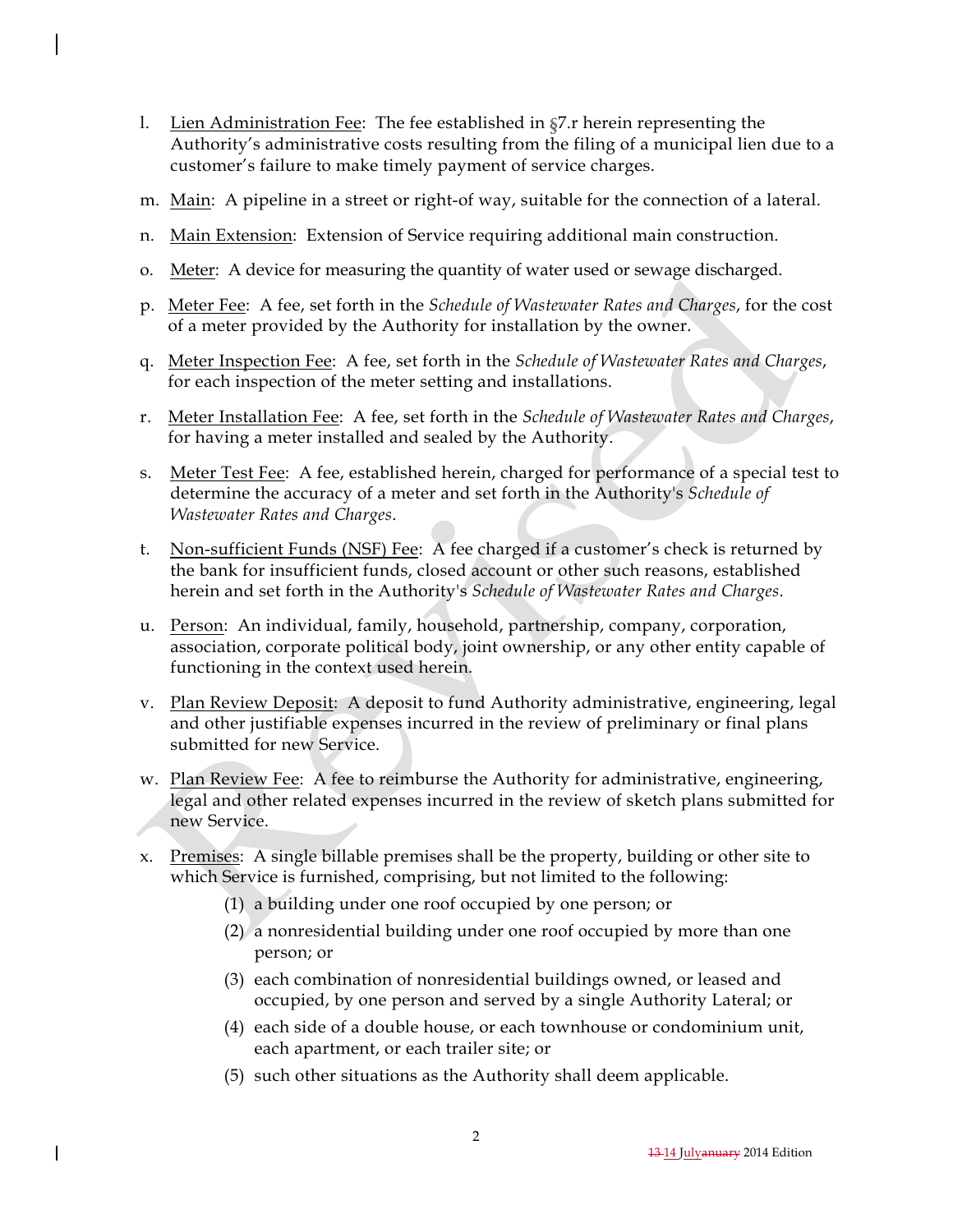l. Lien Administration Fee: The fee established in §7.r herein representing the Authority's administrative costs resulting from the filing of a municipal lien due to a customer's failure to make timely payment of service charges.

m. Main: A pipeline in a street or right-of way, suitable for the connection of a lateral.

n. Main Extension: Extension of Service requiring additional main construction.

o. Meter: A device for measuring the quantity of water used or sewage discharged.

p. Meter Fee: A fee, set forth in the *Schedule of Wastewater Rates and Charges*, for the cost of a meter provided by the Authority for installation by the owner.

q. Meter Inspection Fee: A fee, set forth in the *Schedule of Wastewater Rates and Charges*, for each inspection of the meter setting and installations.

r. Meter Installation Fee: A fee, set forth in the *Schedule of Wastewater Rates and Charges*, for having a meter installed and sealed by the Authority.

s. Meter Test Fee: A fee, established herein, charged for performance of a special test to determine the accuracy of a meter and set forth in the Authority's *Schedule of Wastewater Rates and Charges*.

t. Non-sufficient Funds (NSF) Fee: A fee charged if a customer's check is returned by the bank for insufficient funds, closed account or other such reasons, established herein and set forth in the Authority's *Schedule of Wastewater Rates and Charges*.

u. Person: An individual, family, household, partnership, company, corporation, association, corporate political body, joint ownership, or any other entity capable of functioning in the context used herein.

v. Plan Review Deposit: A deposit to fund Authority administrative, engineering, legal and other justifiable expenses incurred in the review of preliminary or final plans submitted for new Service.

w. Plan Review Fee: A fee to reimburse the Authority for administrative, engineering, legal and other related expenses incurred in the review of sketch plans submitted for new Service.

x. Premises: A single billable premises shall be the property, building or other site to which Service is furnished, comprising, but not limited to the following:

   (1) a building under one roof occupied by one person; or
   (2) a nonresidential building under one roof occupied by more than one person; or
   (3) each combination of nonresidential buildings owned, or leased and occupied, by one person and served by a single Authority Lateral; or
   (4) each side of a double house, or each townhouse or condominium unit, each apartment, or each trailer site; or
   (5) such other situations as the Authority shall deem applicable.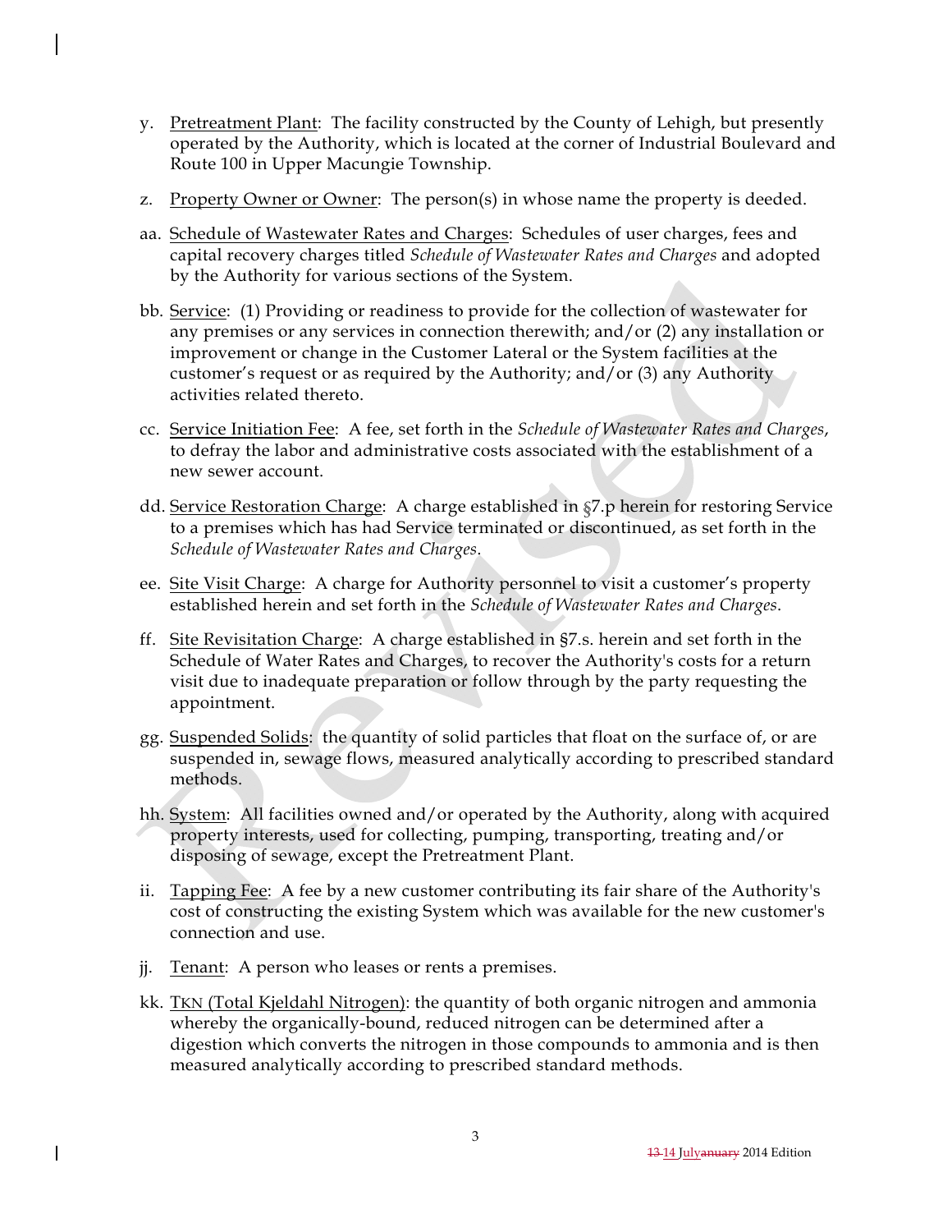y. Pretreatment Plant: The facility constructed by the County of Lehigh, but presently operated by the Authority, which is located at the corner of Industrial Boulevard and Route 100 in Upper Macungie Township.

z. Property Owner or Owner: The person(s) in whose name the property is deeded.

aa. Schedule of Wastewater Rates and Charges: Schedules of user charges, fees and capital recovery charges titled *Schedule of Wastewater Rates and Charges* and adopted by the Authority for various sections of the System.

bb. Service: (1) Providing or readiness to provide for the collection of wastewater for any premises or any services in connection therewith; and/or (2) any installation or improvement or change in the Customer Lateral or the System facilities at the customer's request or as required by the Authority; and/or (3) any Authority activities related thereto.

cc. Service Initiation Fee: A fee, set forth in the *Schedule of Wastewater Rates and Charges*, to defray the labor and administrative costs associated with the establishment of a new sewer account.

dd. Service Restoration Charge: A charge established in §7.p herein for restoring Service to a premises which has had Service terminated or discontinued, as set forth in the *Schedule of Wastewater Rates and Charges*.

ee. Site Visit Charge: A charge for Authority personnel to visit a customer's property established herein and set forth in the *Schedule of Wastewater Rates and Charges*.

ff. Site Revisitation Charge: A charge established in §7.s. herein and set forth in the Schedule of Water Rates and Charges, to recover the Authority's costs for a return visit due to inadequate preparation or follow through by the party requesting the appointment.

gg. Suspended Solids: the quantity of solid particles that float on the surface of, or are suspended in, sewage flows, measured analytically according to prescribed standard methods.

hh. System: All facilities owned and/or operated by the Authority, along with acquired property interests, used for collecting, pumping, transporting, treating and/or disposing of sewage, except the Pretreatment Plant.

ii. Tapping Fee: A fee by a new customer contributing its fair share of the Authority's cost of constructing the existing System which was available for the new customer's connection and use.

jj. Tenant: A person who leases or rents a premises.

kk. TKN (Total Kjeldahl Nitrogen): the quantity of both organic nitrogen and ammonia whereby the organically-bound, reduced nitrogen can be determined after a digestion which converts the nitrogen in those compounds to ammonia and is then measured analytically according to prescribed standard methods.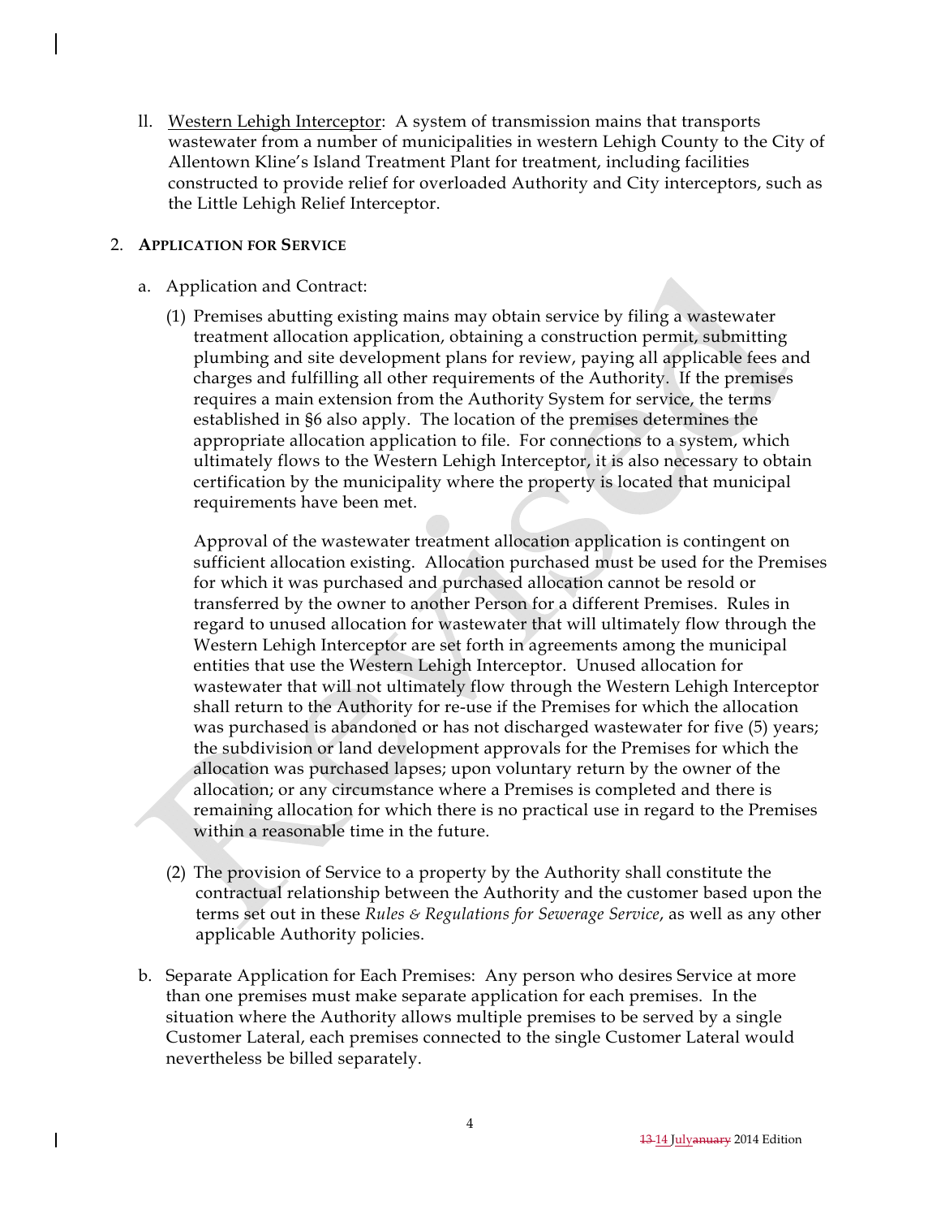ll. Western Lehigh Interceptor: A system of transmission mains that transports wastewater from a number of municipalities in western Lehigh County to the City of Allentown Kline's Island Treatment Plant for treatment, including facilities constructed to provide relief for overloaded Authority and City interceptors, such as the Little Lehigh Relief Interceptor.

## 2. APPLICATION FOR SERVICE

a. Application and Contract:

(1) Premises abutting existing mains may obtain service by filing a wastewater treatment allocation application, obtaining a construction permit, submitting plumbing and site development plans for review, paying all applicable fees and charges and fulfilling all other requirements of the Authority. If the premises requires a main extension from the Authority System for service, the terms established in §6 also apply. The location of the premises determines the appropriate allocation application to file. For connections to a system, which ultimately flows to the Western Lehigh Interceptor, it is also necessary to obtain certification by the municipality where the property is located that municipal requirements have been met.

Approval of the wastewater treatment allocation application is contingent on sufficient allocation existing. Allocation purchased must be used for the Premises for which it was purchased and purchased allocation cannot be resold or transferred by the owner to another Person for a different Premises. Rules in regard to unused allocation for wastewater that will ultimately flow through the Western Lehigh Interceptor are set forth in agreements among the municipal entities that use the Western Lehigh Interceptor. Unused allocation for wastewater that will not ultimately flow through the Western Lehigh Interceptor shall return to the Authority for re-use if the Premises for which the allocation was purchased is abandoned or has not discharged wastewater for five (5) years; the subdivision or land development approvals for the Premises for which the allocation was purchased lapses; upon voluntary return by the owner of the allocation; or any circumstance where a Premises is completed and there is remaining allocation for which there is no practical use in regard to the Premises within a reasonable time in the future.

(2) The provision of Service to a property by the Authority shall constitute the contractual relationship between the Authority and the customer based upon the terms set out in these *Rules & Regulations for Sewerage Service*, as well as any other applicable Authority policies.

b. Separate Application for Each Premises: Any person who desires Service at more than one premises must make separate application for each premises. In the situation where the Authority allows multiple premises to be served by a single Customer Lateral, each premises connected to the single Customer Lateral would nevertheless be billed separately.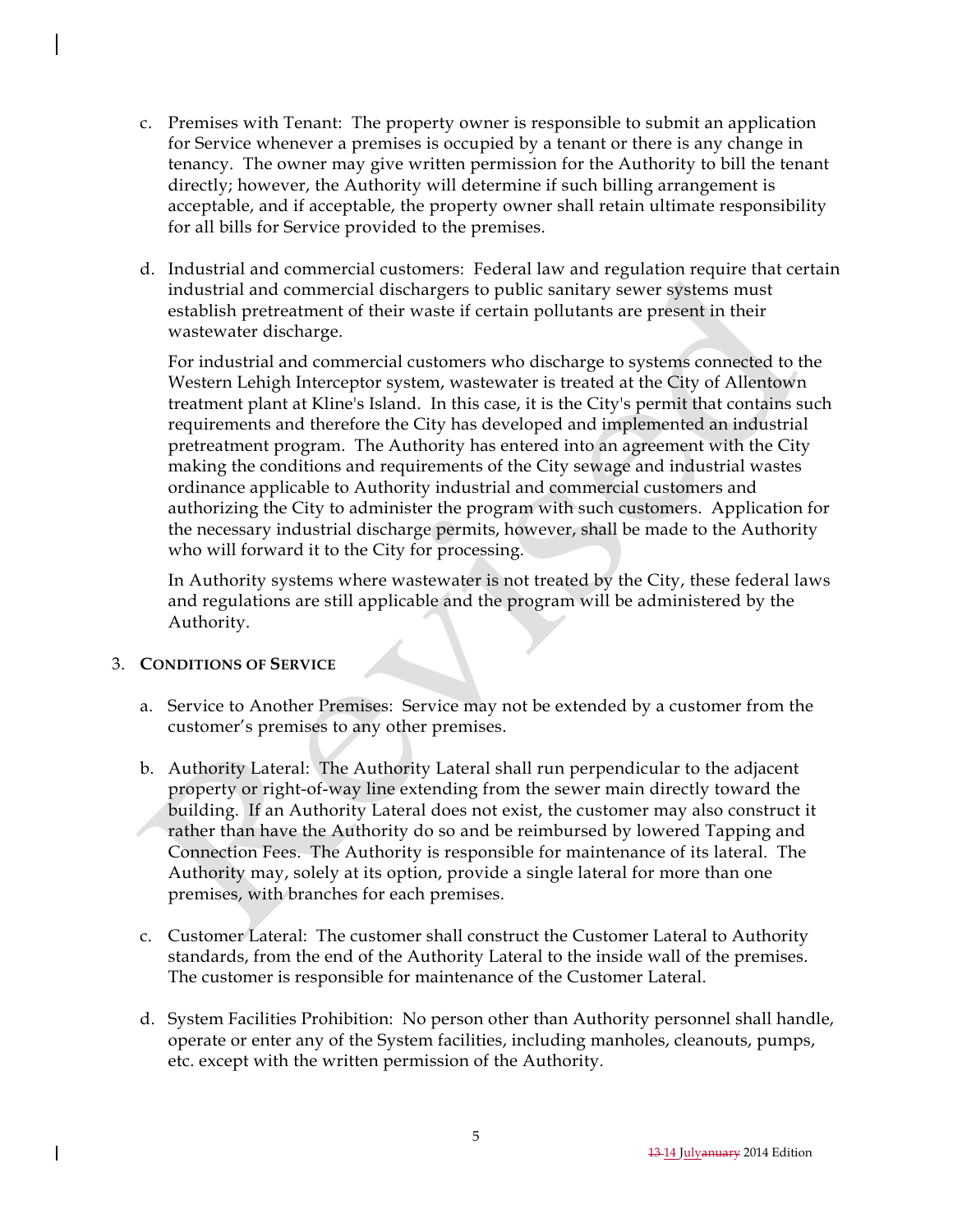c. Premises with Tenant: The property owner is responsible to submit an application for Service whenever a premises is occupied by a tenant or there is any change in tenancy. The owner may give written permission for the Authority to bill the tenant directly; however, the Authority will determine if such billing arrangement is acceptable, and if acceptable, the property owner shall retain ultimate responsibility for all bills for Service provided to the premises.

d. Industrial and commercial customers: Federal law and regulation require that certain industrial and commercial dischargers to public sanitary sewer systems must establish pretreatment of their waste if certain pollutants are present in their wastewater discharge.

   For industrial and commercial customers who discharge to systems connected to the Western Lehigh Interceptor system, wastewater is treated at the City of Allentown treatment plant at Kline's Island. In this case, it is the City's permit that contains such requirements and therefore the City has developed and implemented an industrial pretreatment program. The Authority has entered into an agreement with the City making the conditions and requirements of the City sewage and industrial wastes ordinance applicable to Authority industrial and commercial customers and authorizing the City to administer the program with such customers. Application for the necessary industrial discharge permits, however, shall be made to the Authority who will forward it to the City for processing.

   In Authority systems where wastewater is not treated by the City, these federal laws and regulations are still applicable and the program will be administered by the Authority.

3. **CONDITIONS OF SERVICE**

   a. Service to Another Premises: Service may not be extended by a customer from the customer's premises to any other premises.

   b. Authority Lateral: The Authority Lateral shall run perpendicular to the adjacent property or right-of-way line extending from the sewer main directly toward the building. If an Authority Lateral does not exist, the customer may also construct it rather than have the Authority do so and be reimbursed by lowered Tapping and Connection Fees. The Authority is responsible for maintenance of its lateral. The Authority may, solely at its option, provide a single lateral for more than one premises, with branches for each premises.

   c. Customer Lateral: The customer shall construct the Customer Lateral to Authority standards, from the end of the Authority Lateral to the inside wall of the premises. The customer is responsible for maintenance of the Customer Lateral.

   d. System Facilities Prohibition: No person other than Authority personnel shall handle, operate or enter any of the System facilities, including manholes, cleanouts, pumps, etc. except with the written permission of the Authority.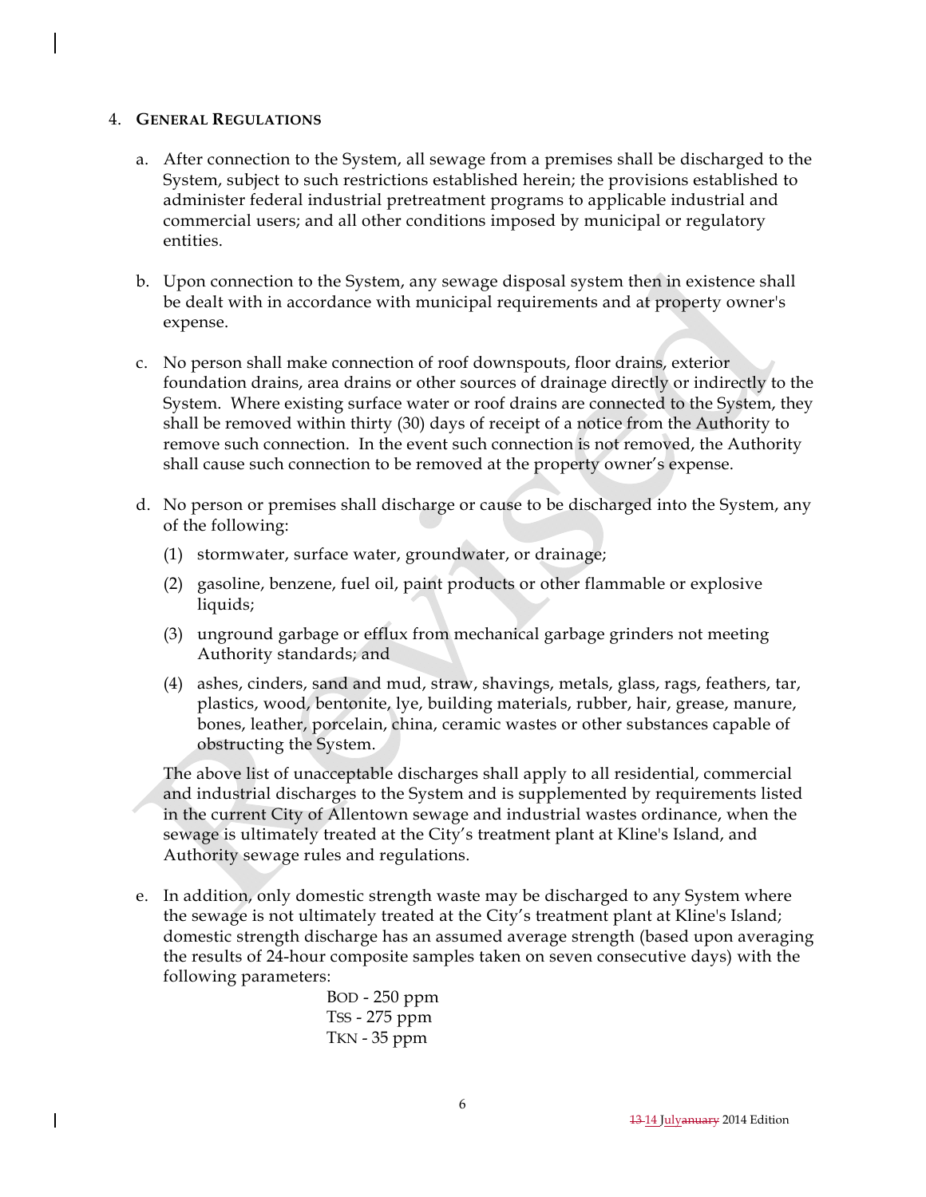## 4. General Regulations

a. After connection to the System, all sewage from a premises shall be discharged to the System, subject to such restrictions established herein; the provisions established to administer federal industrial pretreatment programs to applicable industrial and commercial users; and all other conditions imposed by municipal or regulatory entities.

b. Upon connection to the System, any sewage disposal system then in existence shall be dealt with in accordance with municipal requirements and at property owner's expense.

c. No person shall make connection of roof downspouts, floor drains, exterior foundation drains, area drains or other sources of drainage directly or indirectly to the System. Where existing surface water or roof drains are connected to the System, they shall be removed within thirty (30) days of receipt of a notice from the Authority to remove such connection. In the event such connection is not removed, the Authority shall cause such connection to be removed at the property owner's expense.

d. No person or premises shall discharge or cause to be discharged into the System, any of the following:

   (1) stormwater, surface water, groundwater, or drainage;

   (2) gasoline, benzene, fuel oil, paint products or other flammable or explosive liquids;

   (3) unground garbage or efflux from mechanical garbage grinders not meeting Authority standards; and

   (4) ashes, cinders, sand and mud, straw, shavings, metals, glass, rags, feathers, tar, plastics, wood, bentonite, lye, building materials, rubber, hair, grease, manure, bones, leather, porcelain, china, ceramic wastes or other substances capable of obstructing the System.

   The above list of unacceptable discharges shall apply to all residential, commercial and industrial discharges to the System and is supplemented by requirements listed in the current City of Allentown sewage and industrial wastes ordinance, when the sewage is ultimately treated at the City's treatment plant at Kline's Island, and Authority sewage rules and regulations.

e. In addition, only domestic strength waste may be discharged to any System where the sewage is not ultimately treated at the City's treatment plant at Kline's Island; domestic strength discharge has an assumed average strength (based upon averaging the results of 24-hour composite samples taken on seven consecutive days) with the following parameters:

   BOD - 250 ppm
   TSS - 275 ppm
   TKN - 35 ppm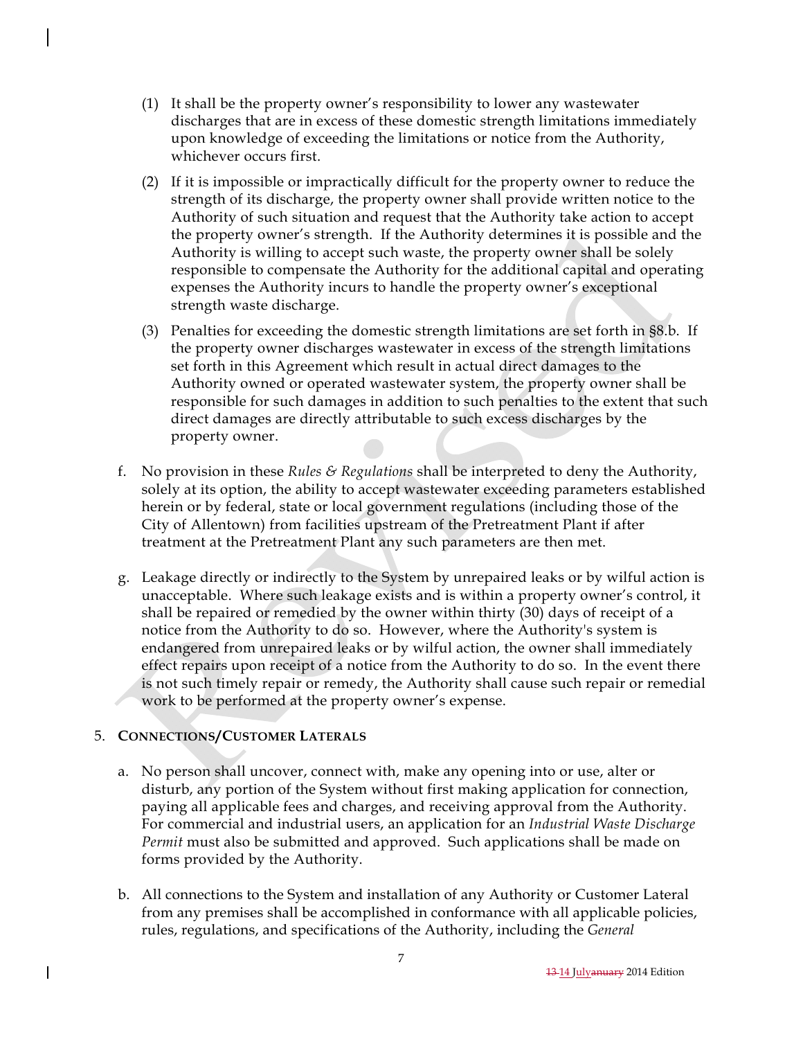(1) It shall be the property owner's responsibility to lower any wastewater discharges that are in excess of these domestic strength limitations immediately upon knowledge of exceeding the limitations or notice from the Authority, whichever occurs first.

(2) If it is impossible or impractically difficult for the property owner to reduce the strength of its discharge, the property owner shall provide written notice to the Authority of such situation and request that the Authority take action to accept the property owner's strength. If the Authority determines it is possible and the Authority is willing to accept such waste, the property owner shall be solely responsible to compensate the Authority for the additional capital and operating expenses the Authority incurs to handle the property owner's exceptional strength waste discharge.

(3) Penalties for exceeding the domestic strength limitations are set forth in §8.b. If the property owner discharges wastewater in excess of the strength limitations set forth in this Agreement which result in actual direct damages to the Authority owned or operated wastewater system, the property owner shall be responsible for such damages in addition to such penalties to the extent that such direct damages are directly attributable to such excess discharges by the property owner.

f. No provision in these *Rules & Regulations* shall be interpreted to deny the Authority, solely at its option, the ability to accept wastewater exceeding parameters established herein or by federal, state or local government regulations (including those of the City of Allentown) from facilities upstream of the Pretreatment Plant if after treatment at the Pretreatment Plant any such parameters are then met.

g. Leakage directly or indirectly to the System by unrepaired leaks or by wilful action is unacceptable. Where such leakage exists and is within a property owner's control, it shall be repaired or remedied by the owner within thirty (30) days of receipt of a notice from the Authority to do so. However, where the Authority's system is endangered from unrepaired leaks or by wilful action, the owner shall immediately effect repairs upon receipt of a notice from the Authority to do so. In the event there is not such timely repair or remedy, the Authority shall cause such repair or remedial work to be performed at the property owner's expense.

5. **CONNECTIONS/CUSTOMER LATERALS**

a. No person shall uncover, connect with, make any opening into or use, alter or disturb, any portion of the System without first making application for connection, paying all applicable fees and charges, and receiving approval from the Authority. For commercial and industrial users, an application for an *Industrial Waste Discharge Permit* must also be submitted and approved. Such applications shall be made on forms provided by the Authority.

b. All connections to the System and installation of any Authority or Customer Lateral from any premises shall be accomplished in conformance with all applicable policies, rules, regulations, and specifications of the Authority, including the *General*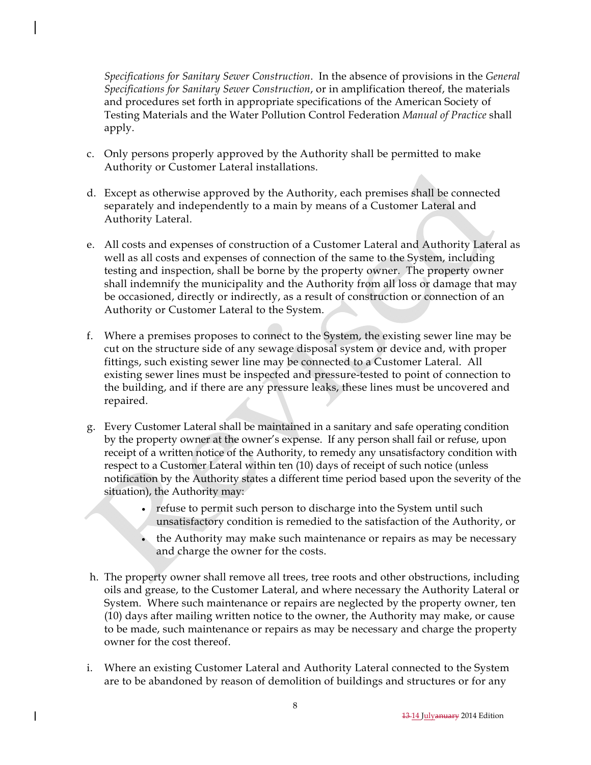*Specifications for Sanitary Sewer Construction*. In the absence of provisions in the *General Specifications for Sanitary Sewer Construction*, or in amplification thereof, the materials and procedures set forth in appropriate specifications of the American Society of Testing Materials and the Water Pollution Control Federation *Manual of Practice* shall apply.

c. Only persons properly approved by the Authority shall be permitted to make Authority or Customer Lateral installations.

d. Except as otherwise approved by the Authority, each premises shall be connected separately and independently to a main by means of a Customer Lateral and Authority Lateral.

e. All costs and expenses of construction of a Customer Lateral and Authority Lateral as well as all costs and expenses of connection of the same to the System, including testing and inspection, shall be borne by the property owner. The property owner shall indemnify the municipality and the Authority from all loss or damage that may be occasioned, directly or indirectly, as a result of construction or connection of an Authority or Customer Lateral to the System.

f. Where a premises proposes to connect to the System, the existing sewer line may be cut on the structure side of any sewage disposal system or device and, with proper fittings, such existing sewer line may be connected to a Customer Lateral. All existing sewer lines must be inspected and pressure-tested to point of connection to the building, and if there are any pressure leaks, these lines must be uncovered and repaired.

g. Every Customer Lateral shall be maintained in a sanitary and safe operating condition by the property owner at the owner's expense. If any person shall fail or refuse, upon receipt of a written notice of the Authority, to remedy any unsatisfactory condition with respect to a Customer Lateral within ten (10) days of receipt of such notice (unless notification by the Authority states a different time period based upon the severity of the situation), the Authority may:

  - refuse to permit such person to discharge into the System until such unsatisfactory condition is remedied to the satisfaction of the Authority, or
  - the Authority may make such maintenance or repairs as may be necessary and charge the owner for the costs.

h. The property owner shall remove all trees, tree roots and other obstructions, including oils and grease, to the Customer Lateral, and where necessary the Authority Lateral or System. Where such maintenance or repairs are neglected by the property owner, ten (10) days after mailing written notice to the owner, the Authority may make, or cause to be made, such maintenance or repairs as may be necessary and charge the property owner for the cost thereof.

i. Where an existing Customer Lateral and Authority Lateral connected to the System are to be abandoned by reason of demolition of buildings and structures or for any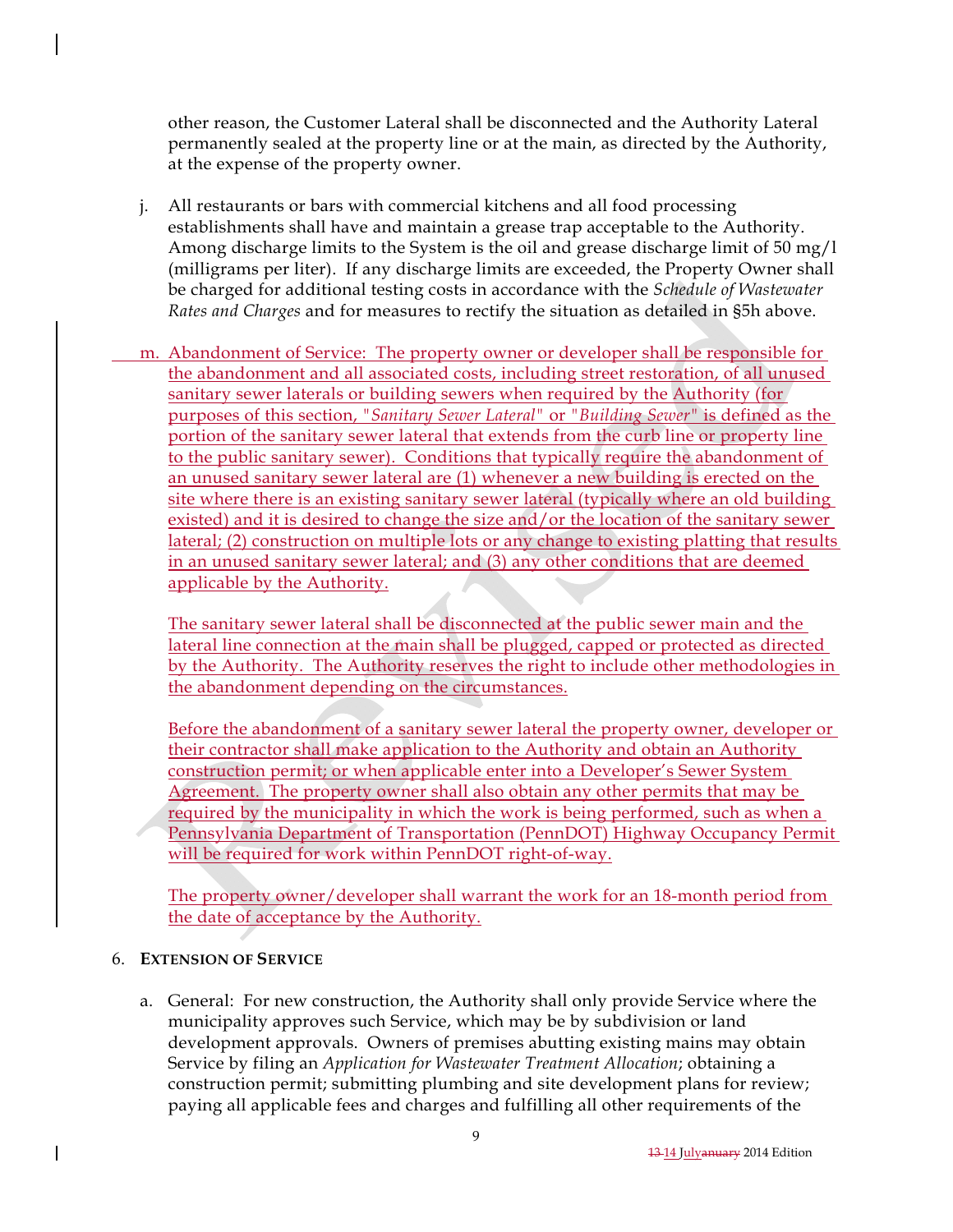other reason, the Customer Lateral shall be disconnected and the Authority Lateral permanently sealed at the property line or at the main, as directed by the Authority, at the expense of the property owner.

j. All restaurants or bars with commercial kitchens and all food processing establishments shall have and maintain a grease trap acceptable to the Authority. Among discharge limits to the System is the oil and grease discharge limit of 50 mg/l (milligrams per liter). If any discharge limits are exceeded, the Property Owner shall be charged for additional testing costs in accordance with the *Schedule of Wastewater Rates and Charges* and for measures to rectify the situation as detailed in §5h above.

m. Abandonment of Service: The property owner or developer shall be responsible for the abandonment and all associated costs, including street restoration, of all unused sanitary sewer laterals or building sewers when required by the Authority (for purposes of this section, "*Sanitary Sewer Lateral*" or "*Building Sewer*" is defined as the portion of the sanitary sewer lateral that extends from the curb line or property line to the public sanitary sewer). Conditions that typically require the abandonment of an unused sanitary sewer lateral are (1) whenever a new building is erected on the site where there is an existing sanitary sewer lateral (typically where an old building existed) and it is desired to change the size and/or the location of the sanitary sewer lateral; (2) construction on multiple lots or any change to existing platting that results in an unused sanitary sewer lateral; and (3) any other conditions that are deemed applicable by the Authority.

   The sanitary sewer lateral shall be disconnected at the public sewer main and the lateral line connection at the main shall be plugged, capped or protected as directed by the Authority. The Authority reserves the right to include other methodologies in the abandonment depending on the circumstances.

   Before the abandonment of a sanitary sewer lateral the property owner, developer or their contractor shall make application to the Authority and obtain an Authority construction permit; or when applicable enter into a Developer's Sewer System Agreement. The property owner shall also obtain any other permits that may be required by the municipality in which the work is being performed, such as when a Pennsylvania Department of Transportation (PennDOT) Highway Occupancy Permit will be required for work within PennDOT right-of-way.

   The property owner/developer shall warrant the work for an 18-month period from the date of acceptance by the Authority.

6. **EXTENSION OF SERVICE**

   a. General: For new construction, the Authority shall only provide Service where the municipality approves such Service, which may be by subdivision or land development approvals. Owners of premises abutting existing mains may obtain Service by filing an *Application for Wastewater Treatment Allocation*; obtaining a construction permit; submitting plumbing and site development plans for review; paying all applicable fees and charges and fulfilling all other requirements of the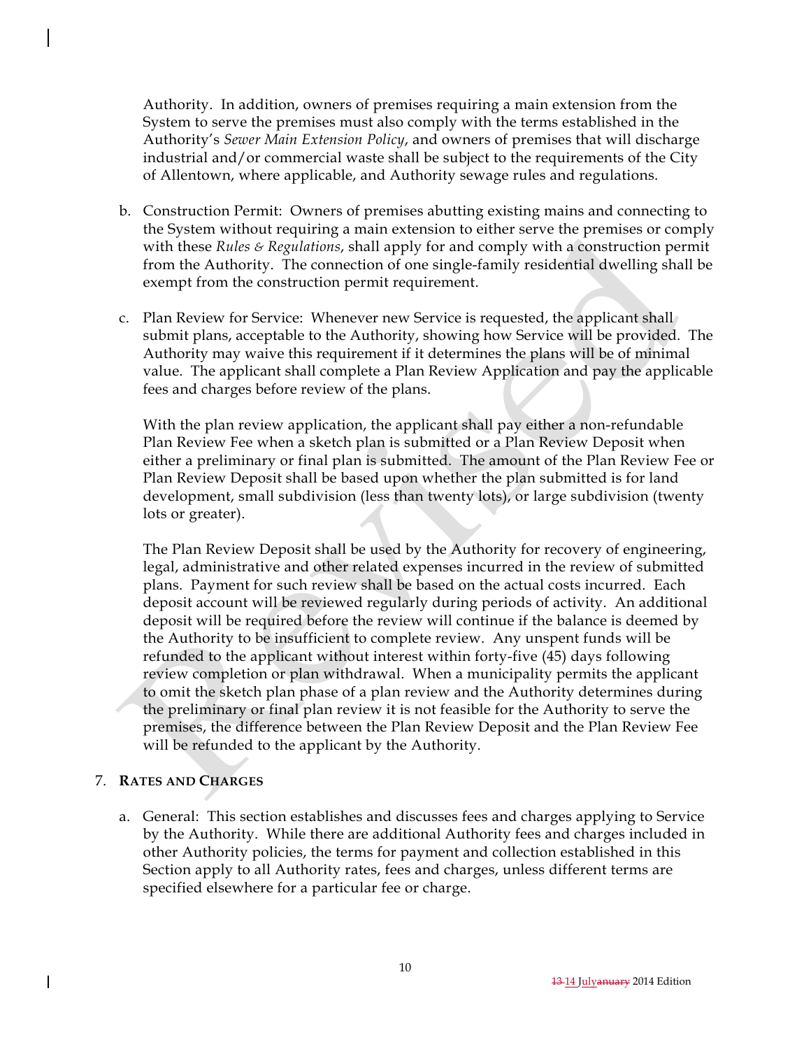Authority. In addition, owners of premises requiring a main extension from the System to serve the premises must also comply with the terms established in the Authority's *Sewer Main Extension Policy*, and owners of premises that will discharge industrial and/or commercial waste shall be subject to the requirements of the City of Allentown, where applicable, and Authority sewage rules and regulations.

b. Construction Permit: Owners of premises abutting existing mains and connecting to the System without requiring a main extension to either serve the premises or comply with these *Rules & Regulations*, shall apply for and comply with a construction permit from the Authority. The connection of one single-family residential dwelling shall be exempt from the construction permit requirement.

c. Plan Review for Service: Whenever new Service is requested, the applicant shall submit plans, acceptable to the Authority, showing how Service will be provided. The Authority may waive this requirement if it determines the plans will be of minimal value. The applicant shall complete a Plan Review Application and pay the applicable fees and charges before review of the plans.

   With the plan review application, the applicant shall pay either a non-refundable Plan Review Fee when a sketch plan is submitted or a Plan Review Deposit when either a preliminary or final plan is submitted. The amount of the Plan Review Fee or Plan Review Deposit shall be based upon whether the plan submitted is for land development, small subdivision (less than twenty lots), or large subdivision (twenty lots or greater).

   The Plan Review Deposit shall be used by the Authority for recovery of engineering, legal, administrative and other related expenses incurred in the review of submitted plans. Payment for such review shall be based on the actual costs incurred. Each deposit account will be reviewed regularly during periods of activity. An additional deposit will be required before the review will continue if the balance is deemed by the Authority to be insufficient to complete review. Any unspent funds will be refunded to the applicant without interest within forty-five (45) days following review completion or plan withdrawal. When a municipality permits the applicant to omit the sketch plan phase of a plan review and the Authority determines during the preliminary or final plan review it is not feasible for the Authority to serve the premises, the difference between the Plan Review Deposit and the Plan Review Fee will be refunded to the applicant by the Authority.

## 7. RATES AND CHARGES

a. General: This section establishes and discusses fees and charges applying to Service by the Authority. While there are additional Authority fees and charges included in other Authority policies, the terms for payment and collection established in this Section apply to all Authority rates, fees and charges, unless different terms are specified elsewhere for a particular fee or charge.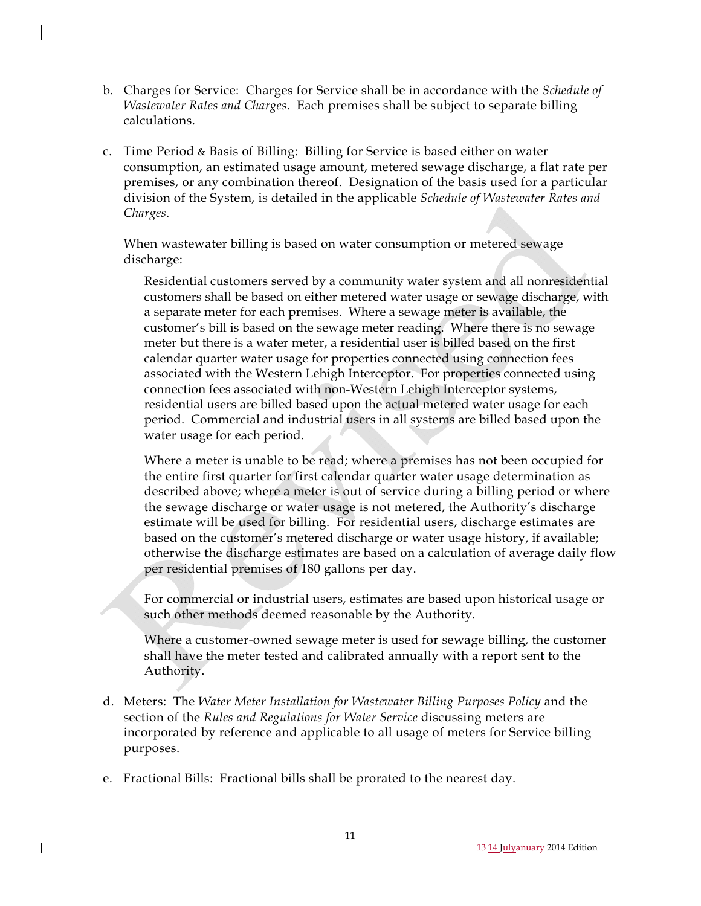b. Charges for Service: Charges for Service shall be in accordance with the *Schedule of Wastewater Rates and Charges*. Each premises shall be subject to separate billing calculations.

c. Time Period & Basis of Billing: Billing for Service is based either on water consumption, an estimated usage amount, metered sewage discharge, a flat rate per premises, or any combination thereof. Designation of the basis used for a particular division of the System, is detailed in the applicable *Schedule of Wastewater Rates and Charges*.

   When wastewater billing is based on water consumption or metered sewage discharge:

   Residential customers served by a community water system and all nonresidential customers shall be based on either metered water usage or sewage discharge, with a separate meter for each premises. Where a sewage meter is available, the customer's bill is based on the sewage meter reading. Where there is no sewage meter but there is a water meter, a residential user is billed based on the first calendar quarter water usage for properties connected using connection fees associated with the Western Lehigh Interceptor. For properties connected using connection fees associated with non-Western Lehigh Interceptor systems, residential users are billed based upon the actual metered water usage for each period. Commercial and industrial users in all systems are billed based upon the water usage for each period.

   Where a meter is unable to be read; where a premises has not been occupied for the entire first quarter for first calendar quarter water usage determination as described above; where a meter is out of service during a billing period or where the sewage discharge or water usage is not metered, the Authority's discharge estimate will be used for billing. For residential users, discharge estimates are based on the customer's metered discharge or water usage history, if available; otherwise the discharge estimates are based on a calculation of average daily flow per residential premises of 180 gallons per day.

   For commercial or industrial users, estimates are based upon historical usage or such other methods deemed reasonable by the Authority.

   Where a customer-owned sewage meter is used for sewage billing, the customer shall have the meter tested and calibrated annually with a report sent to the Authority.

d. Meters: The *Water Meter Installation for Wastewater Billing Purposes Policy* and the section of the *Rules and Regulations for Water Service* discussing meters are incorporated by reference and applicable to all usage of meters for Service billing purposes.

e. Fractional Bills: Fractional bills shall be prorated to the nearest day.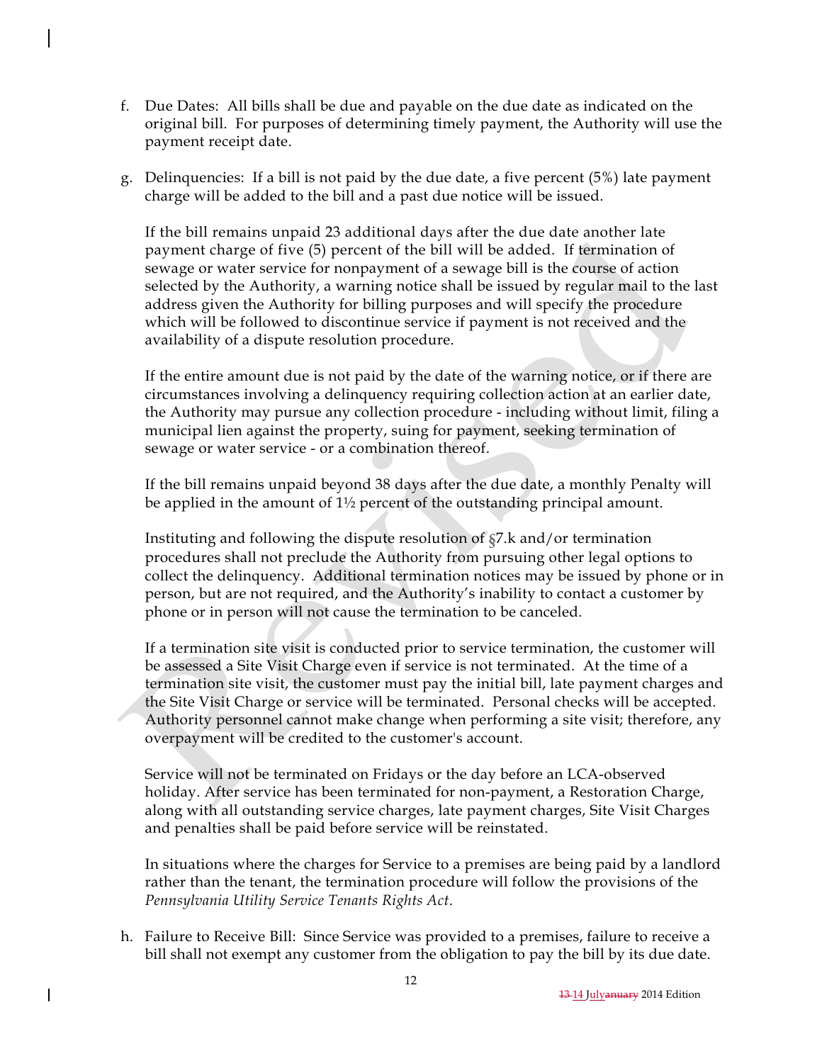f. Due Dates: All bills shall be due and payable on the due date as indicated on the original bill. For purposes of determining timely payment, the Authority will use the payment receipt date.

g. Delinquencies: If a bill is not paid by the due date, a five percent (5%) late payment charge will be added to the bill and a past due notice will be issued.

   If the bill remains unpaid 23 additional days after the due date another late payment charge of five (5) percent of the bill will be added. If termination of sewage or water service for nonpayment of a sewage bill is the course of action selected by the Authority, a warning notice shall be issued by regular mail to the last address given the Authority for billing purposes and will specify the procedure which will be followed to discontinue service if payment is not received and the availability of a dispute resolution procedure.

   If the entire amount due is not paid by the date of the warning notice, or if there are circumstances involving a delinquency requiring collection action at an earlier date, the Authority may pursue any collection procedure - including without limit, filing a municipal lien against the property, suing for payment, seeking termination of sewage or water service - or a combination thereof.

   If the bill remains unpaid beyond 38 days after the due date, a monthly Penalty will be applied in the amount of 1½ percent of the outstanding principal amount.

   Instituting and following the dispute resolution of §7.k and/or termination procedures shall not preclude the Authority from pursuing other legal options to collect the delinquency. Additional termination notices may be issued by phone or in person, but are not required, and the Authority's inability to contact a customer by phone or in person will not cause the termination to be canceled.

   If a termination site visit is conducted prior to service termination, the customer will be assessed a Site Visit Charge even if service is not terminated. At the time of a termination site visit, the customer must pay the initial bill, late payment charges and the Site Visit Charge or service will be terminated. Personal checks will be accepted. Authority personnel cannot make change when performing a site visit; therefore, any overpayment will be credited to the customer's account.

   Service will not be terminated on Fridays or the day before an LCA-observed holiday. After service has been terminated for non-payment, a Restoration Charge, along with all outstanding service charges, late payment charges, Site Visit Charges and penalties shall be paid before service will be reinstated.

   In situations where the charges for Service to a premises are being paid by a landlord rather than the tenant, the termination procedure will follow the provisions of the *Pennsylvania Utility Service Tenants Rights Act*.

h. Failure to Receive Bill: Since Service was provided to a premises, failure to receive a bill shall not exempt any customer from the obligation to pay the bill by its due date.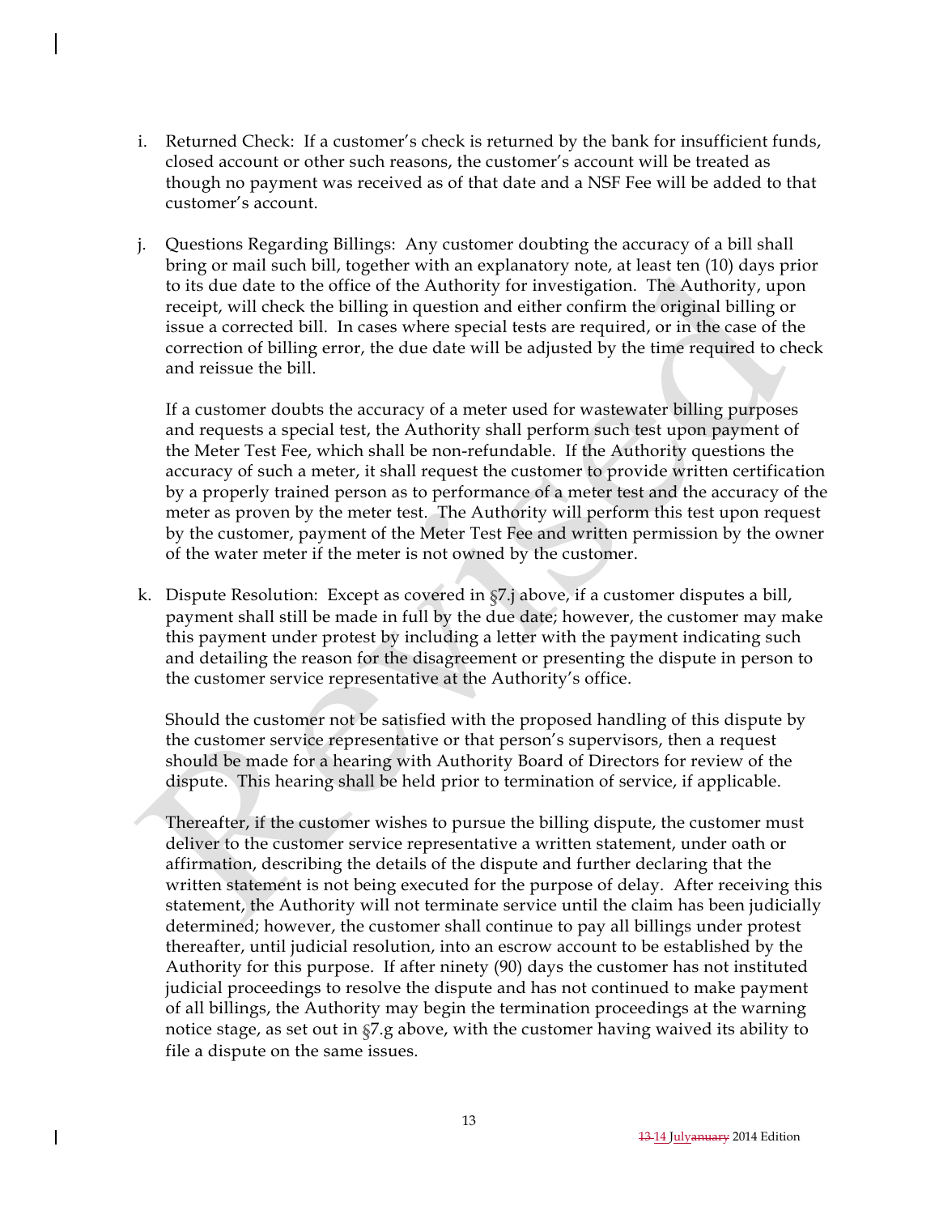i. Returned Check: If a customer's check is returned by the bank for insufficient funds, closed account or other such reasons, the customer's account will be treated as though no payment was received as of that date and a NSF Fee will be added to that customer's account.

j. Questions Regarding Billings: Any customer doubting the accuracy of a bill shall bring or mail such bill, together with an explanatory note, at least ten (10) days prior to its due date to the office of the Authority for investigation. The Authority, upon receipt, will check the billing in question and either confirm the original billing or issue a corrected bill. In cases where special tests are required, or in the case of the correction of billing error, the due date will be adjusted by the time required to check and reissue the bill.

   If a customer doubts the accuracy of a meter used for wastewater billing purposes and requests a special test, the Authority shall perform such test upon payment of the Meter Test Fee, which shall be non-refundable. If the Authority questions the accuracy of such a meter, it shall request the customer to provide written certification by a properly trained person as to performance of a meter test and the accuracy of the meter as proven by the meter test. The Authority will perform this test upon request by the customer, payment of the Meter Test Fee and written permission by the owner of the water meter if the meter is not owned by the customer.

k. Dispute Resolution: Except as covered in §7.j above, if a customer disputes a bill, payment shall still be made in full by the due date; however, the customer may make this payment under protest by including a letter with the payment indicating such and detailing the reason for the disagreement or presenting the dispute in person to the customer service representative at the Authority's office.

   Should the customer not be satisfied with the proposed handling of this dispute by the customer service representative or that person's supervisors, then a request should be made for a hearing with Authority Board of Directors for review of the dispute. This hearing shall be held prior to termination of service, if applicable.

   Thereafter, if the customer wishes to pursue the billing dispute, the customer must deliver to the customer service representative a written statement, under oath or affirmation, describing the details of the dispute and further declaring that the written statement is not being executed for the purpose of delay. After receiving this statement, the Authority will not terminate service until the claim has been judicially determined; however, the customer shall continue to pay all billings under protest thereafter, until judicial resolution, into an escrow account to be established by the Authority for this purpose. If after ninety (90) days the customer has not instituted judicial proceedings to resolve the dispute and has not continued to make payment of all billings, the Authority may begin the termination proceedings at the warning notice stage, as set out in §7.g above, with the customer having waived its ability to file a dispute on the same issues.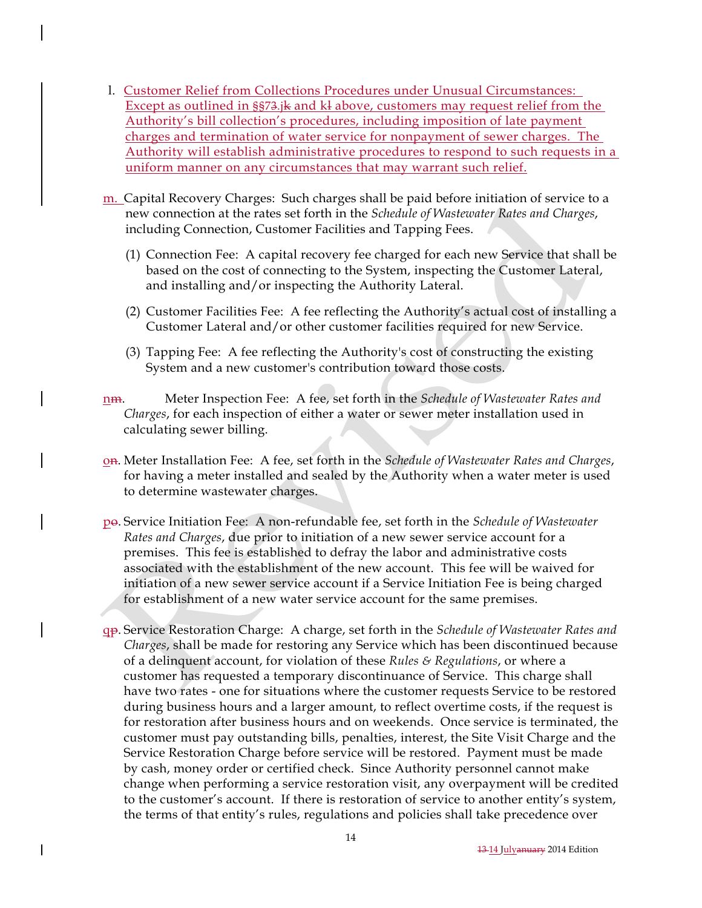l. Customer Relief from Collections Procedures under Unusual Circumstances: Except as outlined in §§73.jk and kl above, customers may request relief from the Authority's bill collection's procedures, including imposition of late payment charges and termination of water service for nonpayment of sewer charges. The Authority will establish administrative procedures to respond to such requests in a uniform manner on any circumstances that may warrant such relief.

m. Capital Recovery Charges: Such charges shall be paid before initiation of service to a new connection at the rates set forth in the *Schedule of Wastewater Rates and Charges*, including Connection, Customer Facilities and Tapping Fees.

(1) Connection Fee: A capital recovery fee charged for each new Service that shall be based on the cost of connecting to the System, inspecting the Customer Lateral, and installing and/or inspecting the Authority Lateral.

(2) Customer Facilities Fee: A fee reflecting the Authority's actual cost of installing a Customer Lateral and/or other customer facilities required for new Service.

(3) Tapping Fee: A fee reflecting the Authority's cost of constructing the existing System and a new customer's contribution toward those costs.

nm. Meter Inspection Fee: A fee, set forth in the *Schedule of Wastewater Rates and Charges*, for each inspection of either a water or sewer meter installation used in calculating sewer billing.

on. Meter Installation Fee: A fee, set forth in the *Schedule of Wastewater Rates and Charges*, for having a meter installed and sealed by the Authority when a water meter is used to determine wastewater charges.

po. Service Initiation Fee: A non-refundable fee, set forth in the *Schedule of Wastewater Rates and Charges*, due prior to initiation of a new sewer service account for a premises. This fee is established to defray the labor and administrative costs associated with the establishment of the new account. This fee will be waived for initiation of a new sewer service account if a Service Initiation Fee is being charged for establishment of a new water service account for the same premises.

qp. Service Restoration Charge: A charge, set forth in the *Schedule of Wastewater Rates and Charges*, shall be made for restoring any Service which has been discontinued because of a delinquent account, for violation of these *Rules & Regulations*, or where a customer has requested a temporary discontinuance of Service. This charge shall have two rates - one for situations where the customer requests Service to be restored during business hours and a larger amount, to reflect overtime costs, if the request is for restoration after business hours and on weekends. Once service is terminated, the customer must pay outstanding bills, penalties, interest, the Site Visit Charge and the Service Restoration Charge before service will be restored. Payment must be made by cash, money order or certified check. Since Authority personnel cannot make change when performing a service restoration visit, any overpayment will be credited to the customer's account. If there is restoration of service to another entity's system, the terms of that entity's rules, regulations and policies shall take precedence over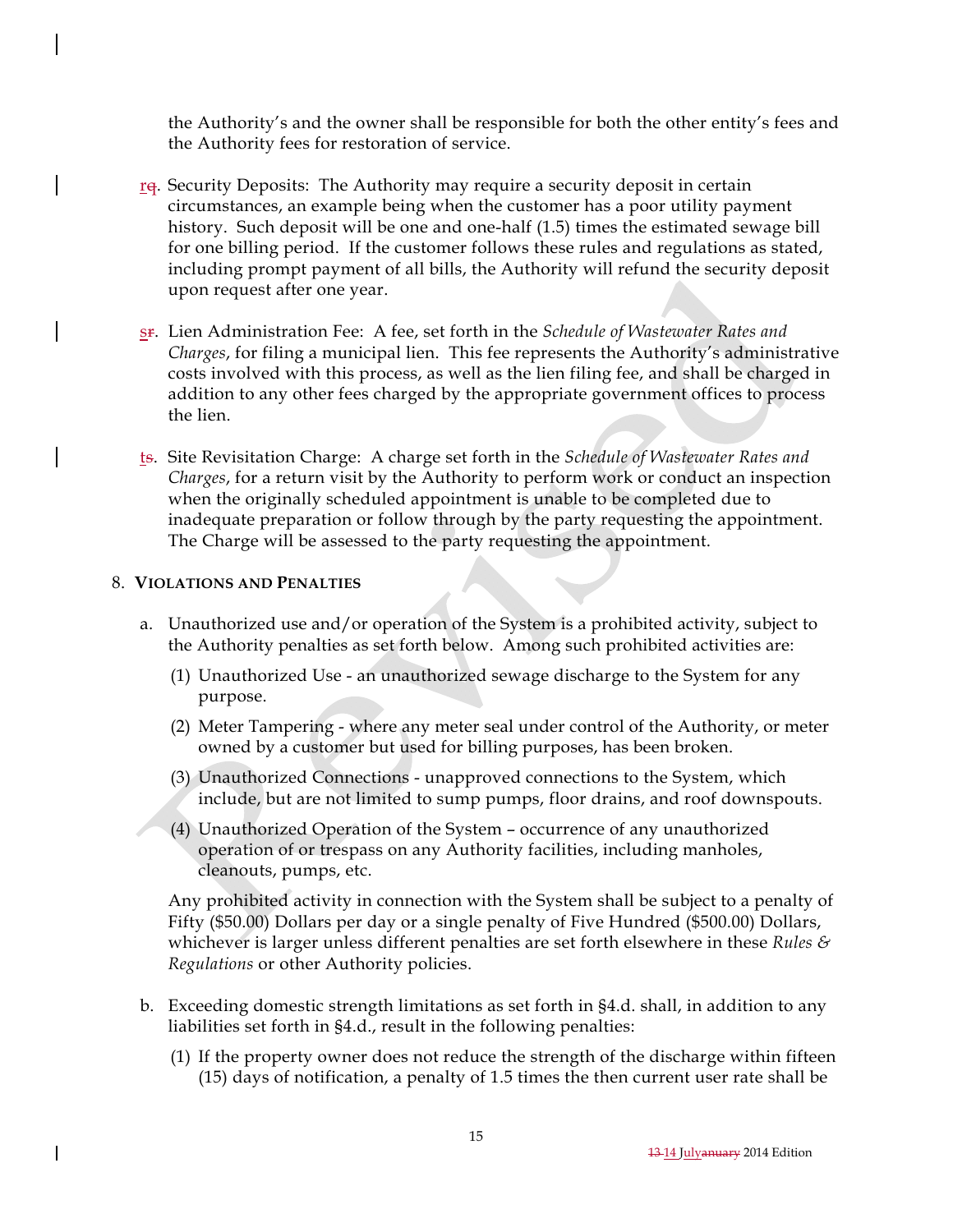the Authority's and the owner shall be responsible for both the other entity's fees and the Authority fees for restoration of service.

r~~q~~. Security Deposits: The Authority may require a security deposit in certain circumstances, an example being when the customer has a poor utility payment history. Such deposit will be one and one-half (1.5) times the estimated sewage bill for one billing period. If the customer follows these rules and regulations as stated, including prompt payment of all bills, the Authority will refund the security deposit upon request after one year.

s~~r~~. Lien Administration Fee: A fee, set forth in the *Schedule of Wastewater Rates and Charges*, for filing a municipal lien. This fee represents the Authority's administrative costs involved with this process, as well as the lien filing fee, and shall be charged in addition to any other fees charged by the appropriate government offices to process the lien.

t~~s~~. Site Revisitation Charge: A charge set forth in the *Schedule of Wastewater Rates and Charges*, for a return visit by the Authority to perform work or conduct an inspection when the originally scheduled appointment is unable to be completed due to inadequate preparation or follow through by the party requesting the appointment. The Charge will be assessed to the party requesting the appointment.

8. **VIOLATIONS AND PENALTIES**

a. Unauthorized use and/or operation of the System is a prohibited activity, subject to the Authority penalties as set forth below. Among such prohibited activities are:

(1) Unauthorized Use - an unauthorized sewage discharge to the System for any purpose.

(2) Meter Tampering - where any meter seal under control of the Authority, or meter owned by a customer but used for billing purposes, has been broken.

(3) Unauthorized Connections - unapproved connections to the System, which include, but are not limited to sump pumps, floor drains, and roof downspouts.

(4) Unauthorized Operation of the System – occurrence of any unauthorized operation of or trespass on any Authority facilities, including manholes, cleanouts, pumps, etc.

Any prohibited activity in connection with the System shall be subject to a penalty of Fifty ($50.00) Dollars per day or a single penalty of Five Hundred ($500.00) Dollars, whichever is larger unless different penalties are set forth elsewhere in these *Rules & Regulations* or other Authority policies.

b. Exceeding domestic strength limitations as set forth in §4.d. shall, in addition to any liabilities set forth in §4.d., result in the following penalties:

(1) If the property owner does not reduce the strength of the discharge within fifteen (15) days of notification, a penalty of 1.5 times the then current user rate shall be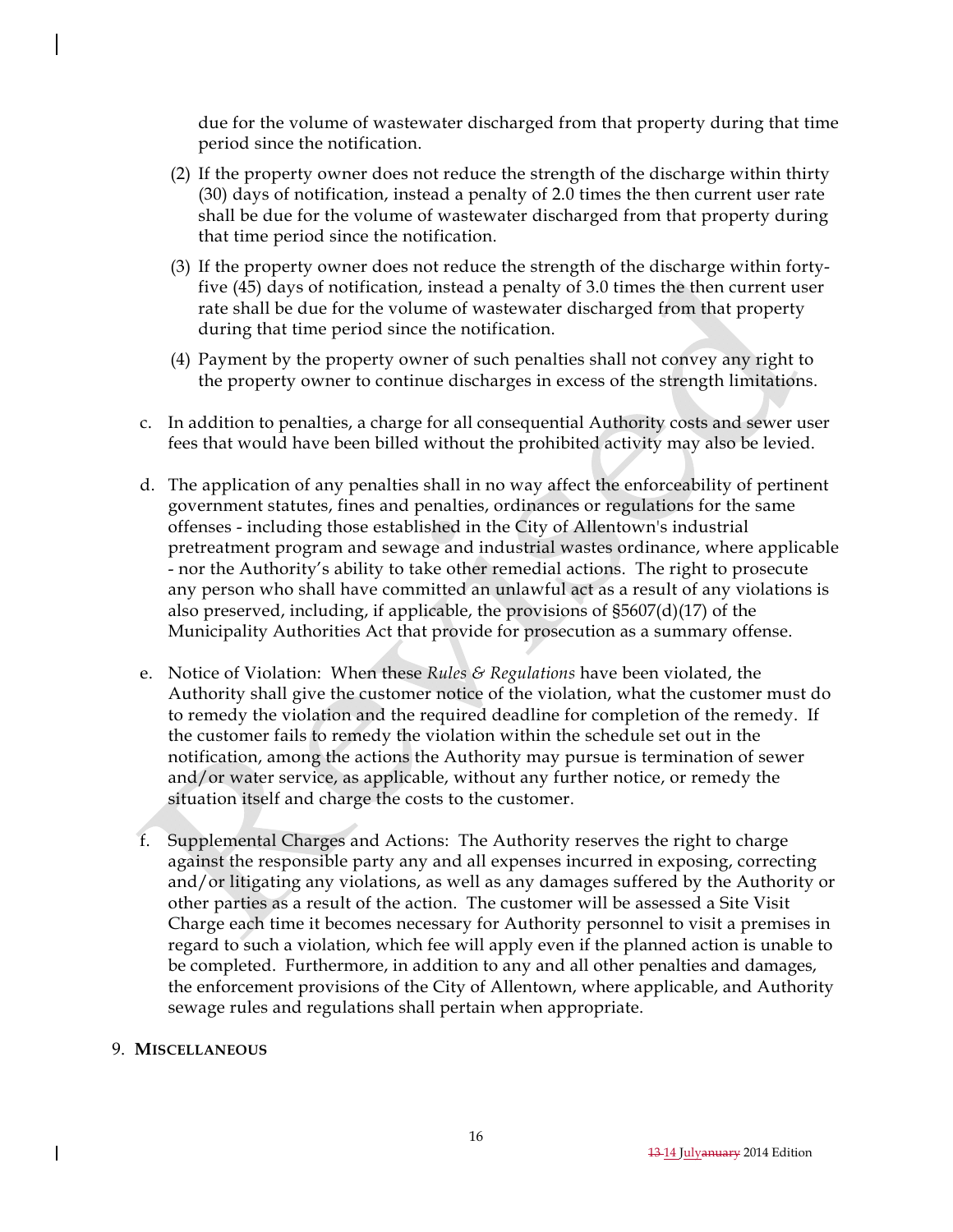due for the volume of wastewater discharged from that property during that time period since the notification.

(2) If the property owner does not reduce the strength of the discharge within thirty (30) days of notification, instead a penalty of 2.0 times the then current user rate shall be due for the volume of wastewater discharged from that property during that time period since the notification.

(3) If the property owner does not reduce the strength of the discharge within forty-five (45) days of notification, instead a penalty of 3.0 times the then current user rate shall be due for the volume of wastewater discharged from that property during that time period since the notification.

(4) Payment by the property owner of such penalties shall not convey any right to the property owner to continue discharges in excess of the strength limitations.

c. In addition to penalties, a charge for all consequential Authority costs and sewer user fees that would have been billed without the prohibited activity may also be levied.

d. The application of any penalties shall in no way affect the enforceability of pertinent government statutes, fines and penalties, ordinances or regulations for the same offenses - including those established in the City of Allentown's industrial pretreatment program and sewage and industrial wastes ordinance, where applicable - nor the Authority's ability to take other remedial actions. The right to prosecute any person who shall have committed an unlawful act as a result of any violations is also preserved, including, if applicable, the provisions of §5607(d)(17) of the Municipality Authorities Act that provide for prosecution as a summary offense.

e. Notice of Violation: When these *Rules & Regulations* have been violated, the Authority shall give the customer notice of the violation, what the customer must do to remedy the violation and the required deadline for completion of the remedy. If the customer fails to remedy the violation within the schedule set out in the notification, among the actions the Authority may pursue is termination of sewer and/or water service, as applicable, without any further notice, or remedy the situation itself and charge the costs to the customer.

f. Supplemental Charges and Actions: The Authority reserves the right to charge against the responsible party any and all expenses incurred in exposing, correcting and/or litigating any violations, as well as any damages suffered by the Authority or other parties as a result of the action. The customer will be assessed a Site Visit Charge each time it becomes necessary for Authority personnel to visit a premises in regard to such a violation, which fee will apply even if the planned action is unable to be completed. Furthermore, in addition to any and all other penalties and damages, the enforcement provisions of the City of Allentown, where applicable, and Authority sewage rules and regulations shall pertain when appropriate.

9. **MISCELLANEOUS**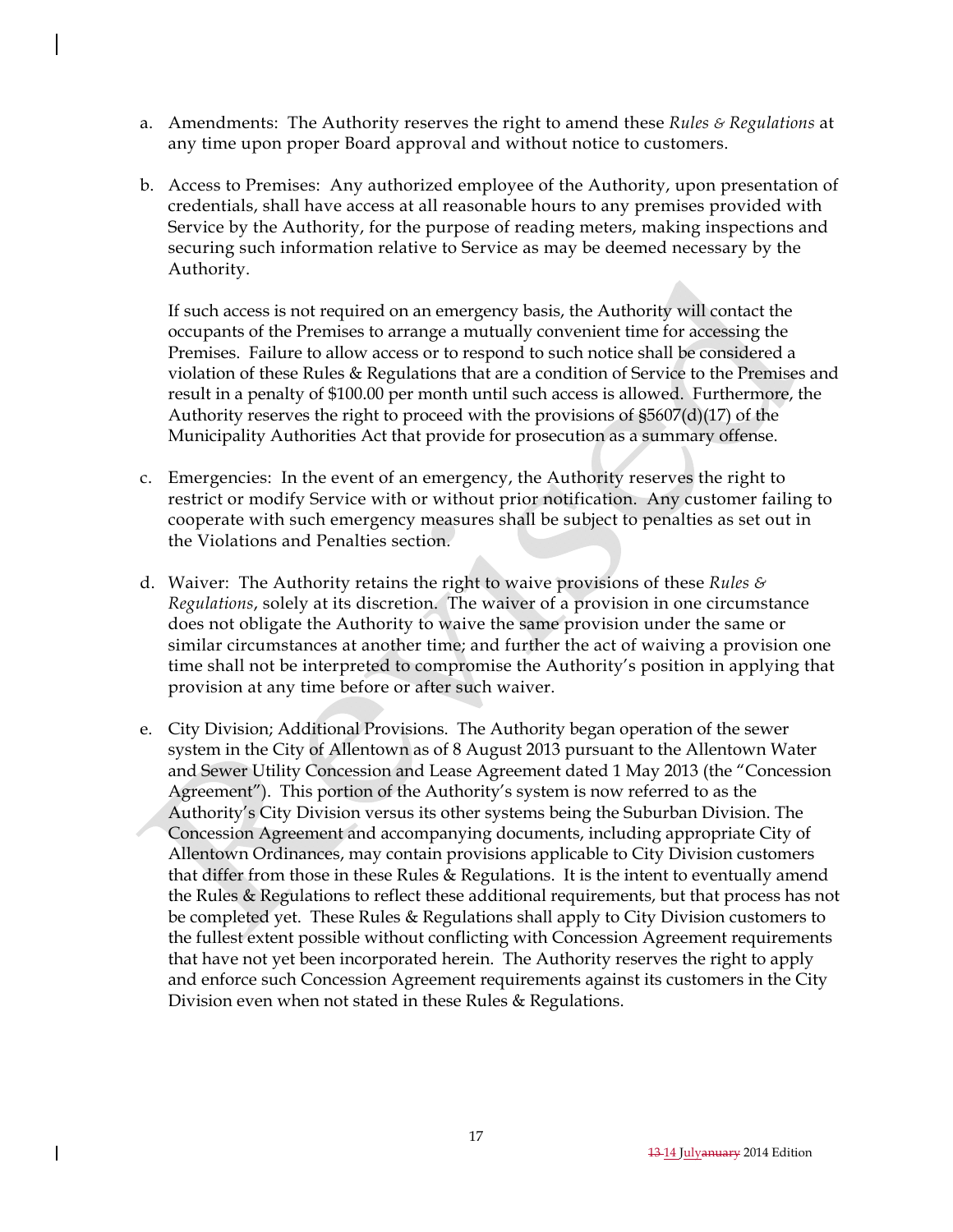a. Amendments: The Authority reserves the right to amend these *Rules & Regulations* at any time upon proper Board approval and without notice to customers.

b. Access to Premises: Any authorized employee of the Authority, upon presentation of credentials, shall have access at all reasonable hours to any premises provided with Service by the Authority, for the purpose of reading meters, making inspections and securing such information relative to Service as may be deemed necessary by the Authority.

   If such access is not required on an emergency basis, the Authority will contact the occupants of the Premises to arrange a mutually convenient time for accessing the Premises. Failure to allow access or to respond to such notice shall be considered a violation of these Rules & Regulations that are a condition of Service to the Premises and result in a penalty of $100.00 per month until such access is allowed. Furthermore, the Authority reserves the right to proceed with the provisions of §5607(d)(17) of the Municipality Authorities Act that provide for prosecution as a summary offense.

c. Emergencies: In the event of an emergency, the Authority reserves the right to restrict or modify Service with or without prior notification. Any customer failing to cooperate with such emergency measures shall be subject to penalties as set out in the Violations and Penalties section.

d. Waiver: The Authority retains the right to waive provisions of these *Rules & Regulations*, solely at its discretion. The waiver of a provision in one circumstance does not obligate the Authority to waive the same provision under the same or similar circumstances at another time; and further the act of waiving a provision one time shall not be interpreted to compromise the Authority's position in applying that provision at any time before or after such waiver.

e. City Division; Additional Provisions. The Authority began operation of the sewer system in the City of Allentown as of 8 August 2013 pursuant to the Allentown Water and Sewer Utility Concession and Lease Agreement dated 1 May 2013 (the "Concession Agreement"). This portion of the Authority's system is now referred to as the Authority's City Division versus its other systems being the Suburban Division. The Concession Agreement and accompanying documents, including appropriate City of Allentown Ordinances, may contain provisions applicable to City Division customers that differ from those in these Rules & Regulations. It is the intent to eventually amend the Rules & Regulations to reflect these additional requirements, but that process has not be completed yet. These Rules & Regulations shall apply to City Division customers to the fullest extent possible without conflicting with Concession Agreement requirements that have not yet been incorporated herein. The Authority reserves the right to apply and enforce such Concession Agreement requirements against its customers in the City Division even when not stated in these Rules & Regulations.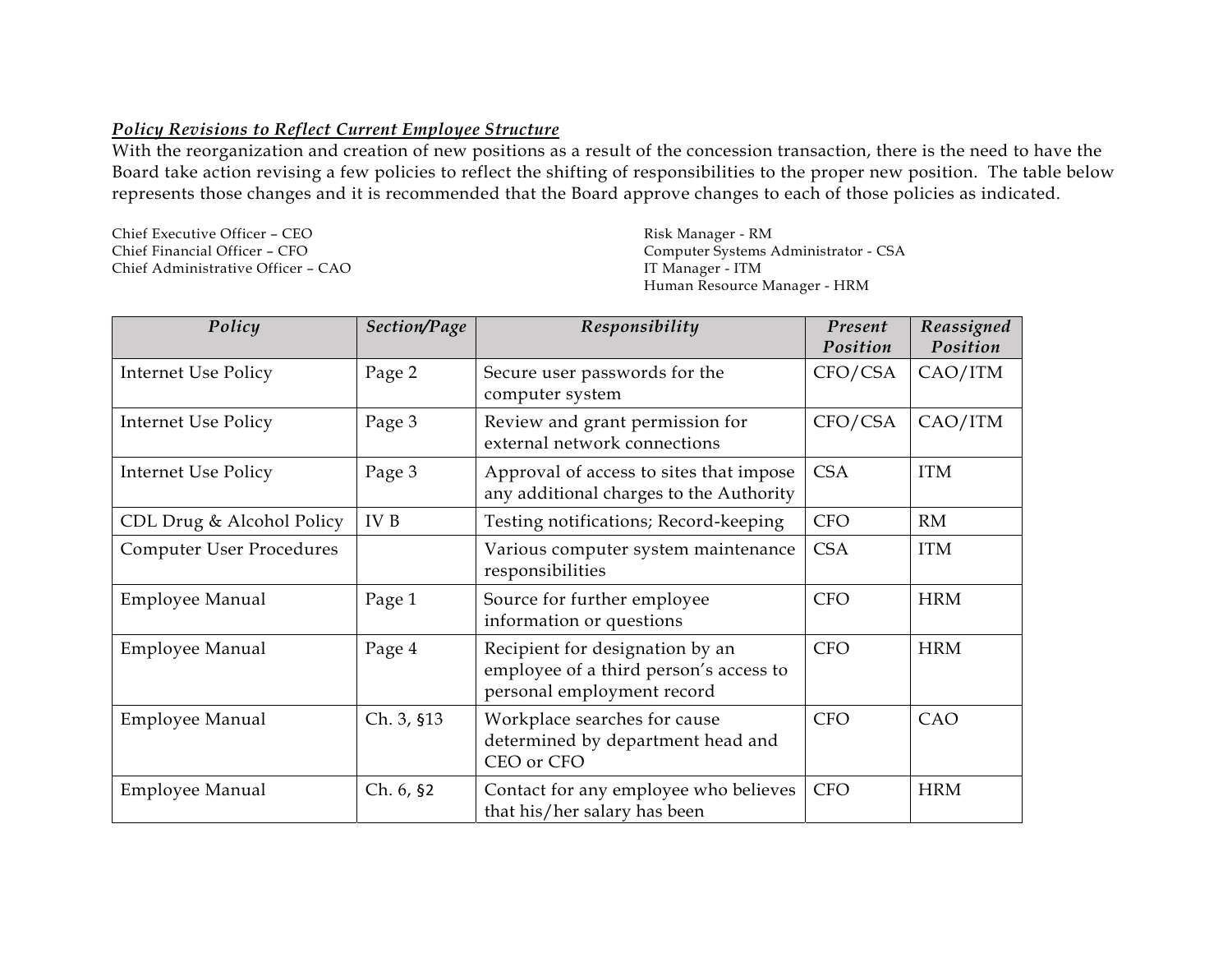***Policy Revisions to Reflect Current Employee Structure***

With the reorganization and creation of new positions as a result of the concession transaction, there is the need to have the Board take action revising a few policies to reflect the shifting of responsibilities to the proper new position. The table below represents those changes and it is recommended that the Board approve changes to each of those policies as indicated.

Chief Executive Officer – CEO
Chief Financial Officer – CFO
Chief Administrative Officer – CAO

Risk Manager - RM
Computer Systems Administrator - CSA
IT Manager - ITM
Human Resource Manager - HRM

| *Policy* | *Section/Page* | *Responsibility* | *Present Position* | *Reassigned Position* |
|---|---|---|---|---|
| Internet Use Policy | Page 2 | Secure user passwords for the computer system | CFO/CSA | CAO/ITM |
| Internet Use Policy | Page 3 | Review and grant permission for external network connections | CFO/CSA | CAO/ITM |
| Internet Use Policy | Page 3 | Approval of access to sites that impose any additional charges to the Authority | CSA | ITM |
| CDL Drug & Alcohol Policy | IV B | Testing notifications; Record-keeping | CFO | RM |
| Computer User Procedures | | Various computer system maintenance responsibilities | CSA | ITM |
| Employee Manual | Page 1 | Source for further employee information or questions | CFO | HRM |
| Employee Manual | Page 4 | Recipient for designation by an employee of a third person's access to personal employment record | CFO | HRM |
| Employee Manual | Ch. 3, §13 | Workplace searches for cause determined by department head and CEO or CFO | CFO | CAO |
| Employee Manual | Ch. 6, §2 | Contact for any employee who believes that his/her salary has been | CFO | HRM |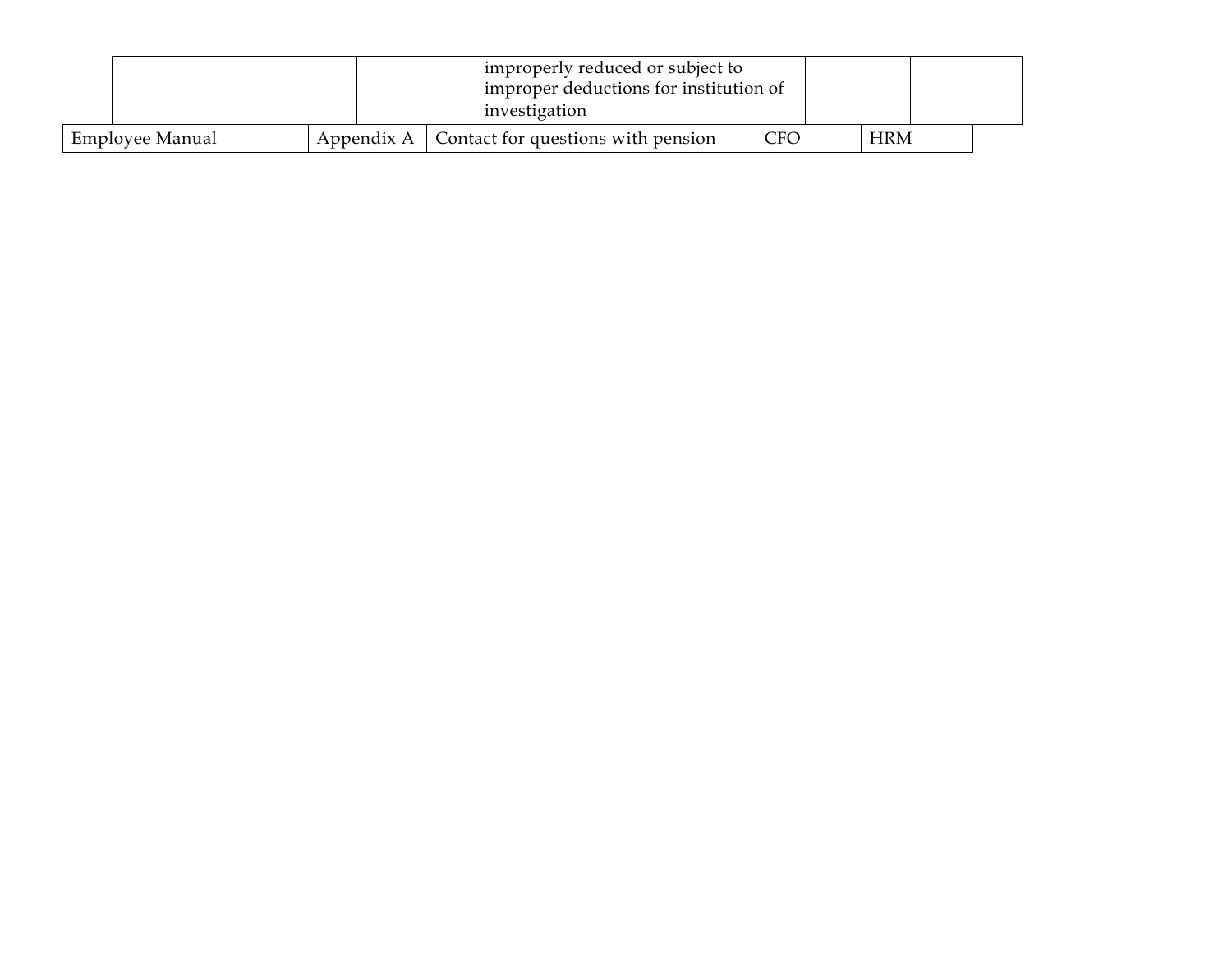| | | | | |
|---|---|---|---|---|
| | | improperly reduced or subject to improper deductions for institution of investigation | | |
| Employee Manual | Appendix A | Contact for questions with pension | CFO | HRM |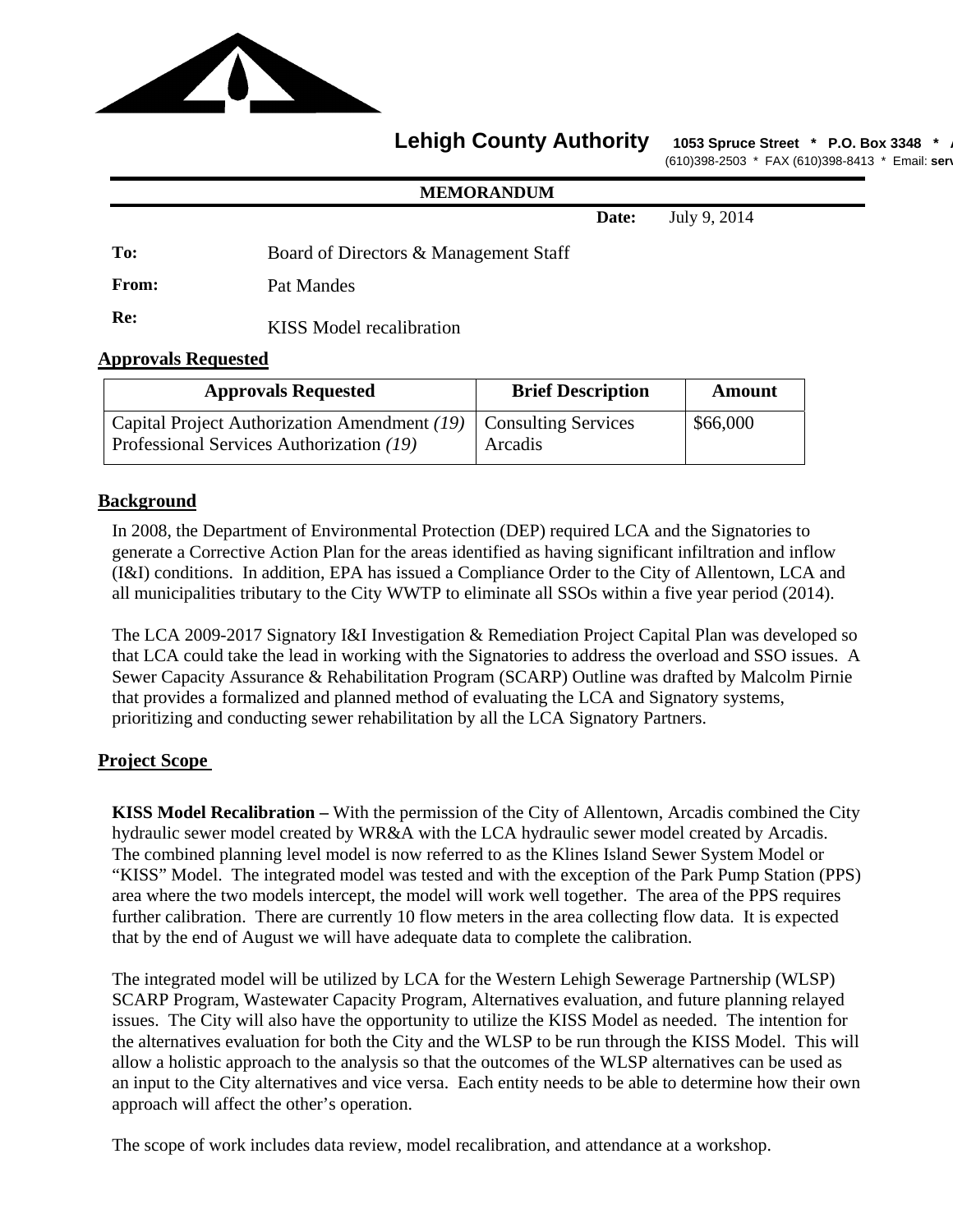**Lehigh County Authority** 1053 Spruce Street * P.O. Box 3348 *
(610)398-2503 * FAX (610)398-8413 * Email: serv

**MEMORANDUM**

**Date:** July 9, 2014

**To:** Board of Directors & Management Staff

**From:** Pat Mandes

**Re:** KISS Model recalibration

## Approvals Requested

| Approvals Requested | Brief Description | Amount |
|---|---|---|
| Capital Project Authorization Amendment *(19)* Professional Services Authorization *(19)* | Consulting Services Arcadis | $66,000 |

## Background

In 2008, the Department of Environmental Protection (DEP) required LCA and the Signatories to generate a Corrective Action Plan for the areas identified as having significant infiltration and inflow (I&I) conditions. In addition, EPA has issued a Compliance Order to the City of Allentown, LCA and all municipalities tributary to the City WWTP to eliminate all SSOs within a five year period (2014).

The LCA 2009-2017 Signatory I&I Investigation & Remediation Project Capital Plan was developed so that LCA could take the lead in working with the Signatories to address the overload and SSO issues. A Sewer Capacity Assurance & Rehabilitation Program (SCARP) Outline was drafted by Malcolm Pirnie that provides a formalized and planned method of evaluating the LCA and Signatory systems, prioritizing and conducting sewer rehabilitation by all the LCA Signatory Partners.

## Project Scope

**KISS Model Recalibration –** With the permission of the City of Allentown, Arcadis combined the City hydraulic sewer model created by WR&A with the LCA hydraulic sewer model created by Arcadis. The combined planning level model is now referred to as the Klines Island Sewer System Model or "KISS" Model. The integrated model was tested and with the exception of the Park Pump Station (PPS) area where the two models intercept, the model will work well together. The area of the PPS requires further calibration. There are currently 10 flow meters in the area collecting flow data. It is expected that by the end of August we will have adequate data to complete the calibration.

The integrated model will be utilized by LCA for the Western Lehigh Sewerage Partnership (WLSP) SCARP Program, Wastewater Capacity Program, Alternatives evaluation, and future planning relayed issues. The City will also have the opportunity to utilize the KISS Model as needed. The intention for the alternatives evaluation for both the City and the WLSP to be run through the KISS Model. This will allow a holistic approach to the analysis so that the outcomes of the WLSP alternatives can be used as an input to the City alternatives and vice versa. Each entity needs to be able to determine how their own approach will affect the other's operation.

The scope of work includes data review, model recalibration, and attendance at a workshop.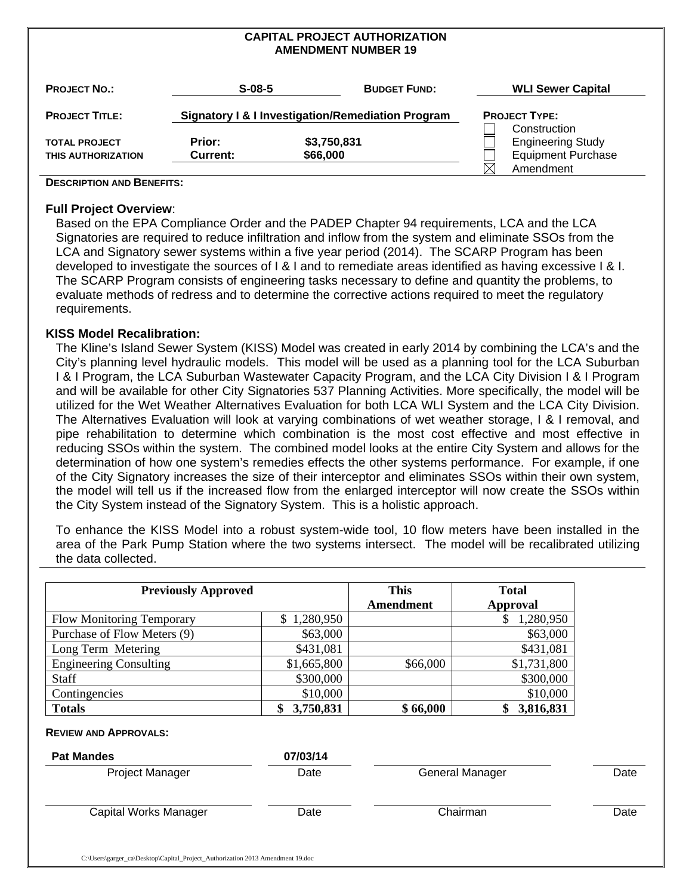# CAPITAL PROJECT AUTHORIZATION
## AMENDMENT NUMBER 19

| | | | |
|---|---|---|---|
| **PROJECT NO.:** | **S-08-5** | **BUDGET FUND:** | **WLI Sewer Capital** |
| **PROJECT TITLE:** | **Signatory I & I Investigation/Remediation Program** | | **PROJECT TYPE:** |
| | | | ☐ Construction |
| **TOTAL PROJECT** | **Prior:** **$3,750,831** | | ☐ Engineering Study |
| **THIS AUTHORIZATION** | **Current:** **$66,000** | | ☐ Equipment Purchase |
| | | | ☒ Amendment |

**DESCRIPTION AND BENEFITS:**

**Full Project Overview**:

Based on the EPA Compliance Order and the PADEP Chapter 94 requirements, LCA and the LCA Signatories are required to reduce infiltration and inflow from the system and eliminate SSOs from the LCA and Signatory sewer systems within a five year period (2014). The SCARP Program has been developed to investigate the sources of I & I and to remediate areas identified as having excessive I & I. The SCARP Program consists of engineering tasks necessary to define and quantity the problems, to evaluate methods of redress and to determine the corrective actions required to meet the regulatory requirements.

**KISS Model Recalibration:**

The Kline's Island Sewer System (KISS) Model was created in early 2014 by combining the LCA's and the City's planning level hydraulic models. This model will be used as a planning tool for the LCA Suburban I & I Program, the LCA Suburban Wastewater Capacity Program, and the LCA City Division I & I Program and will be available for other City Signatories 537 Planning Activities. More specifically, the model will be utilized for the Wet Weather Alternatives Evaluation for both LCA WLI System and the LCA City Division. The Alternatives Evaluation will look at varying combinations of wet weather storage, I & I removal, and pipe rehabilitation to determine which combination is the most cost effective and most effective in reducing SSOs within the system. The combined model looks at the entire City System and allows for the determination of how one system's remedies effects the other systems performance. For example, if one of the City Signatory increases the size of their interceptor and eliminates SSOs within their own system, the model will tell us if the increased flow from the enlarged interceptor will now create the SSOs within the City System instead of the Signatory System. This is a holistic approach.

To enhance the KISS Model into a robust system-wide tool, 10 flow meters have been installed in the area of the Park Pump Station where the two systems intersect. The model will be recalibrated utilizing the data collected.

| Previously Approved | | This Amendment | Total Approval |
|---|---|---|---|
| Flow Monitoring Temporary | $ 1,280,950 | | $ 1,280,950 |
| Purchase of Flow Meters (9) | $63,000 | | $63,000 |
| Long Term Metering | $431,081 | | $431,081 |
| Engineering Consulting | $1,665,800 | $66,000 | $1,731,800 |
| Staff | $300,000 | | $300,000 |
| Contingencies | $10,000 | | $10,000 |
| **Totals** | **$ 3,750,831** | **$ 66,000** | **$ 3,816,831** |

**REVIEW AND APPROVALS:**

| | | | |
|---|---|---|---|
| **Pat Mandes** | **07/03/14** | | |
| Project Manager | Date | General Manager | Date |
| | | | |
| Capital Works Manager | Date | Chairman | Date |

C:\Users\garger_ca\Desktop\Capital_Project_Authorization 2013 Amendment 19.doc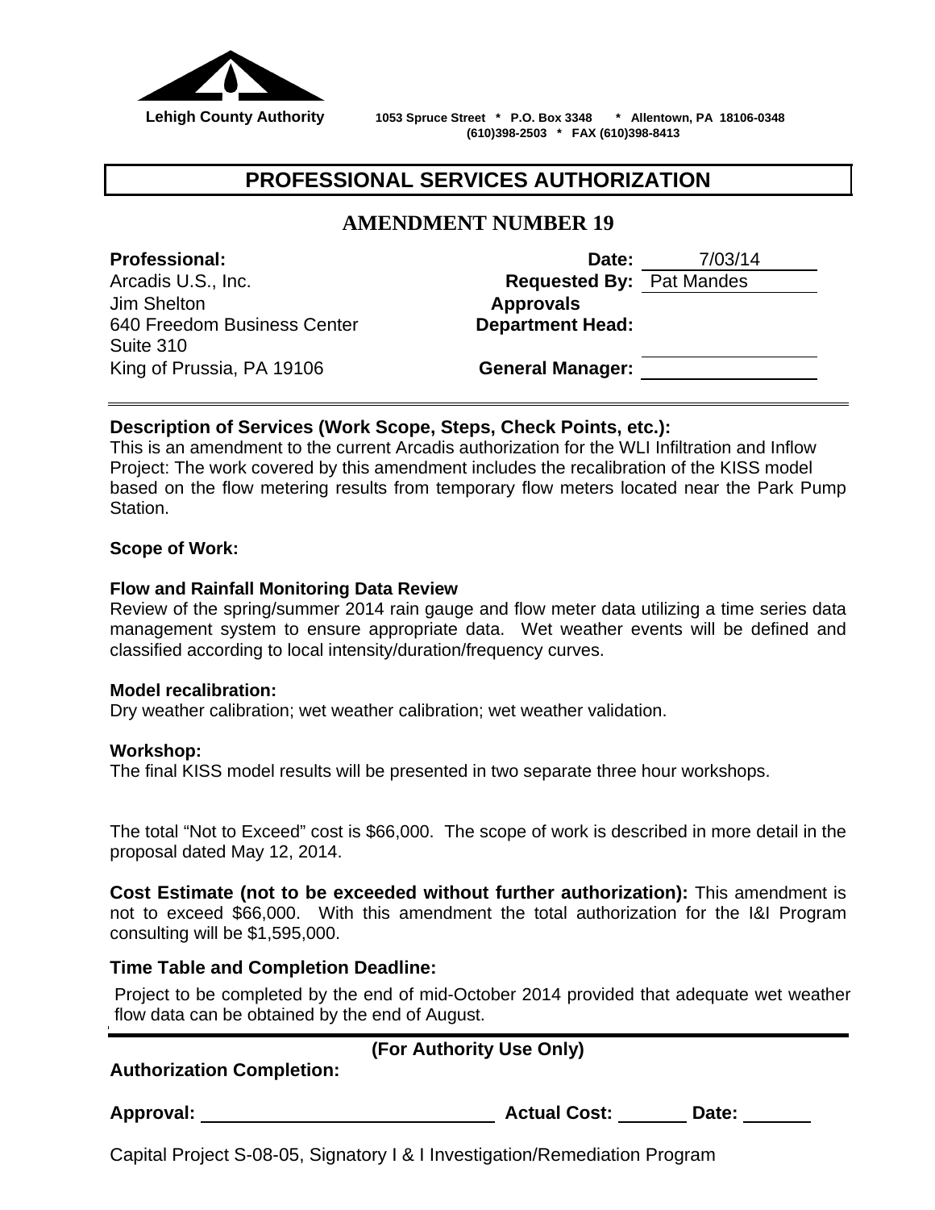**Lehigh County Authority** 1053 Spruce Street * P.O. Box 3348 * Allentown, PA 18106-0348
(610)398-2503 * FAX (610)398-8413

# PROFESSIONAL SERVICES AUTHORIZATION

## AMENDMENT NUMBER 19

**Professional:**
Arcadis U.S., Inc.
Jim Shelton
640 Freedom Business Center
Suite 310
King of Prussia, PA 19106

**Date:** 7/03/14
**Requested By:** Pat Mandes
**Approvals**
**Department Head:** ____________
**General Manager:** ____________

---

**Description of Services (Work Scope, Steps, Check Points, etc.):**
This is an amendment to the current Arcadis authorization for the WLI Infiltration and Inflow Project: The work covered by this amendment includes the recalibration of the KISS model based on the flow metering results from temporary flow meters located near the Park Pump Station.

**Scope of Work:**

**Flow and Rainfall Monitoring Data Review**
Review of the spring/summer 2014 rain gauge and flow meter data utilizing a time series data management system to ensure appropriate data. Wet weather events will be defined and classified according to local intensity/duration/frequency curves.

**Model recalibration:**
Dry weather calibration; wet weather calibration; wet weather validation.

**Workshop:**
The final KISS model results will be presented in two separate three hour workshops.

The total "Not to Exceed" cost is $66,000. The scope of work is described in more detail in the proposal dated May 12, 2014.

**Cost Estimate (not to be exceeded without further authorization):** This amendment is not to exceed $66,000. With this amendment the total authorization for the I&I Program consulting will be $1,595,000.

**Time Table and Completion Deadline:**
Project to be completed by the end of mid-October 2014 provided that adequate wet weather flow data can be obtained by the end of August.

---

**(For Authority Use Only)**

**Authorization Completion:**

**Approval:** ____________________ **Actual Cost:** ________ **Date:** ________

Capital Project S-08-05, Signatory I & I Investigation/Remediation Program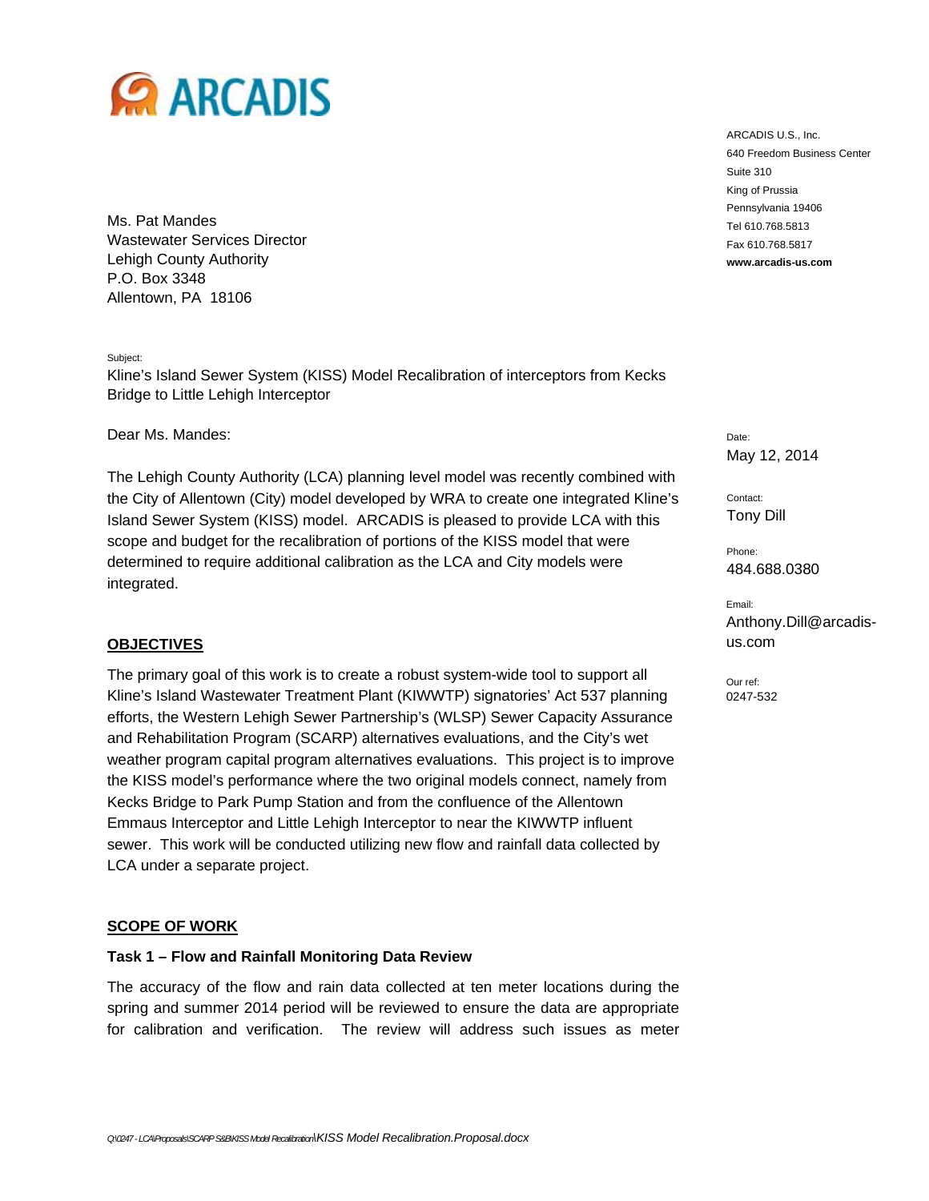ARCADIS

ARCADIS U.S., Inc.
640 Freedom Business Center
Suite 310
King of Prussia
Pennsylvania 19406
Tel 610.768.5813
Fax 610.768.5817
www.arcadis-us.com

Ms. Pat Mandes
Wastewater Services Director
Lehigh County Authority
P.O. Box 3348
Allentown, PA 18106

Subject:
Kline's Island Sewer System (KISS) Model Recalibration of interceptors from Kecks Bridge to Little Lehigh Interceptor

Date:
May 12, 2014

Contact:
Tony Dill

Phone:
484.688.0380

Email:
Anthony.Dill@arcadis-us.com

Our ref:
0247-532

Dear Ms. Mandes:

The Lehigh County Authority (LCA) planning level model was recently combined with the City of Allentown (City) model developed by WRA to create one integrated Kline's Island Sewer System (KISS) model. ARCADIS is pleased to provide LCA with this scope and budget for the recalibration of portions of the KISS model that were determined to require additional calibration as the LCA and City models were integrated.

## OBJECTIVES

The primary goal of this work is to create a robust system-wide tool to support all Kline's Island Wastewater Treatment Plant (KIWWTP) signatories' Act 537 planning efforts, the Western Lehigh Sewer Partnership's (WLSP) Sewer Capacity Assurance and Rehabilitation Program (SCARP) alternatives evaluations, and the City's wet weather program capital program alternatives evaluations. This project is to improve the KISS model's performance where the two original models connect, namely from Kecks Bridge to Park Pump Station and from the confluence of the Allentown Emmaus Interceptor and Little Lehigh Interceptor to near the KIWWTP influent sewer. This work will be conducted utilizing new flow and rainfall data collected by LCA under a separate project.

## SCOPE OF WORK

### Task 1 – Flow and Rainfall Monitoring Data Review

The accuracy of the flow and rain data collected at ten meter locations during the spring and summer 2014 period will be reviewed to ensure the data are appropriate for calibration and verification. The review will address such issues as meter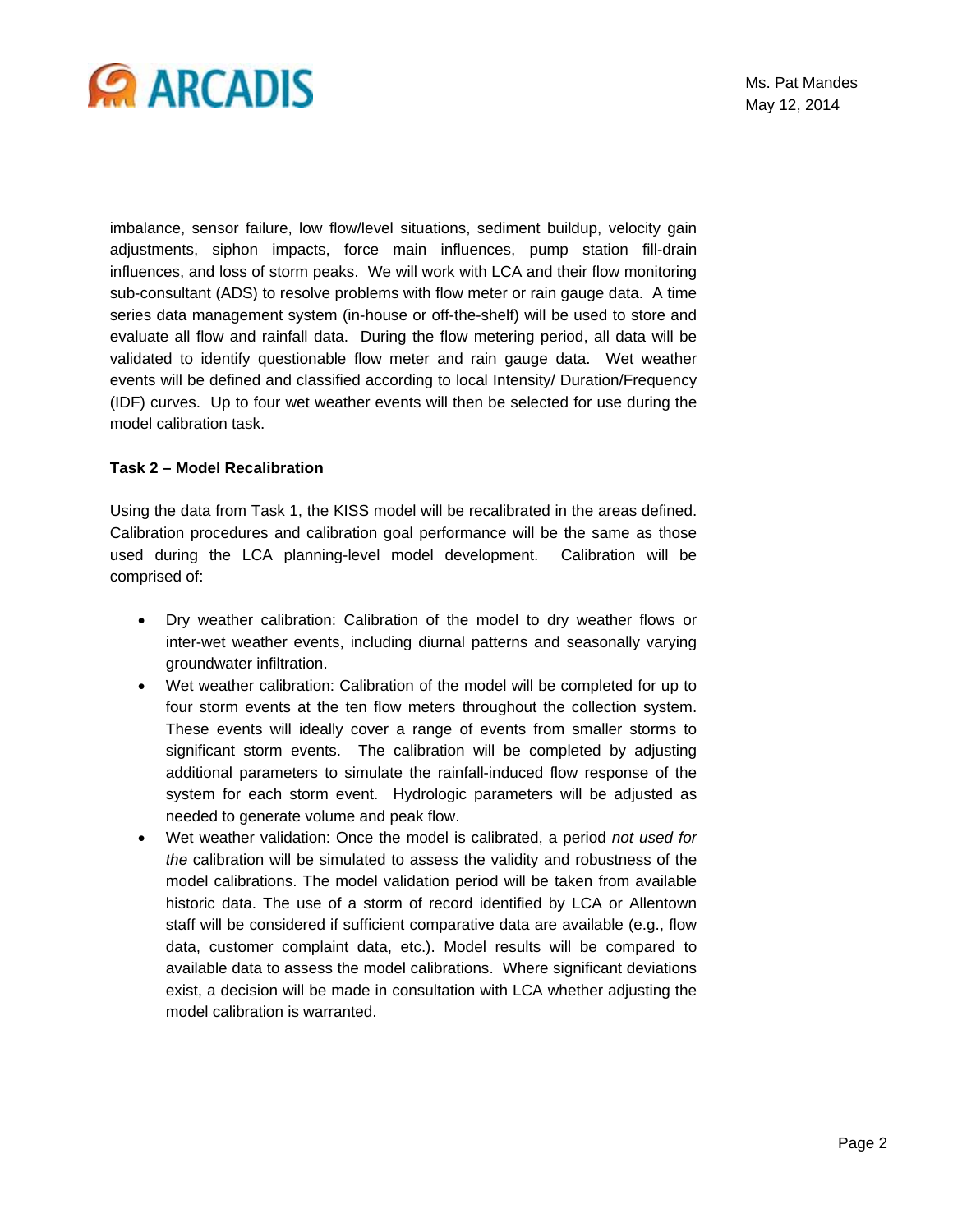imbalance, sensor failure, low flow/level situations, sediment buildup, velocity gain adjustments, siphon impacts, force main influences, pump station fill-drain influences, and loss of storm peaks. We will work with LCA and their flow monitoring sub-consultant (ADS) to resolve problems with flow meter or rain gauge data. A time series data management system (in-house or off-the-shelf) will be used to store and evaluate all flow and rainfall data. During the flow metering period, all data will be validated to identify questionable flow meter and rain gauge data. Wet weather events will be defined and classified according to local Intensity/ Duration/Frequency (IDF) curves. Up to four wet weather events will then be selected for use during the model calibration task.

**Task 2 – Model Recalibration**

Using the data from Task 1, the KISS model will be recalibrated in the areas defined. Calibration procedures and calibration goal performance will be the same as those used during the LCA planning-level model development. Calibration will be comprised of:

- Dry weather calibration: Calibration of the model to dry weather flows or inter-wet weather events, including diurnal patterns and seasonally varying groundwater infiltration.
- Wet weather calibration: Calibration of the model will be completed for up to four storm events at the ten flow meters throughout the collection system. These events will ideally cover a range of events from smaller storms to significant storm events. The calibration will be completed by adjusting additional parameters to simulate the rainfall-induced flow response of the system for each storm event. Hydrologic parameters will be adjusted as needed to generate volume and peak flow.
- Wet weather validation: Once the model is calibrated, a period *not used for the* calibration will be simulated to assess the validity and robustness of the model calibrations. The model validation period will be taken from available historic data. The use of a storm of record identified by LCA or Allentown staff will be considered if sufficient comparative data are available (e.g., flow data, customer complaint data, etc.). Model results will be compared to available data to assess the model calibrations. Where significant deviations exist, a decision will be made in consultation with LCA whether adjusting the model calibration is warranted.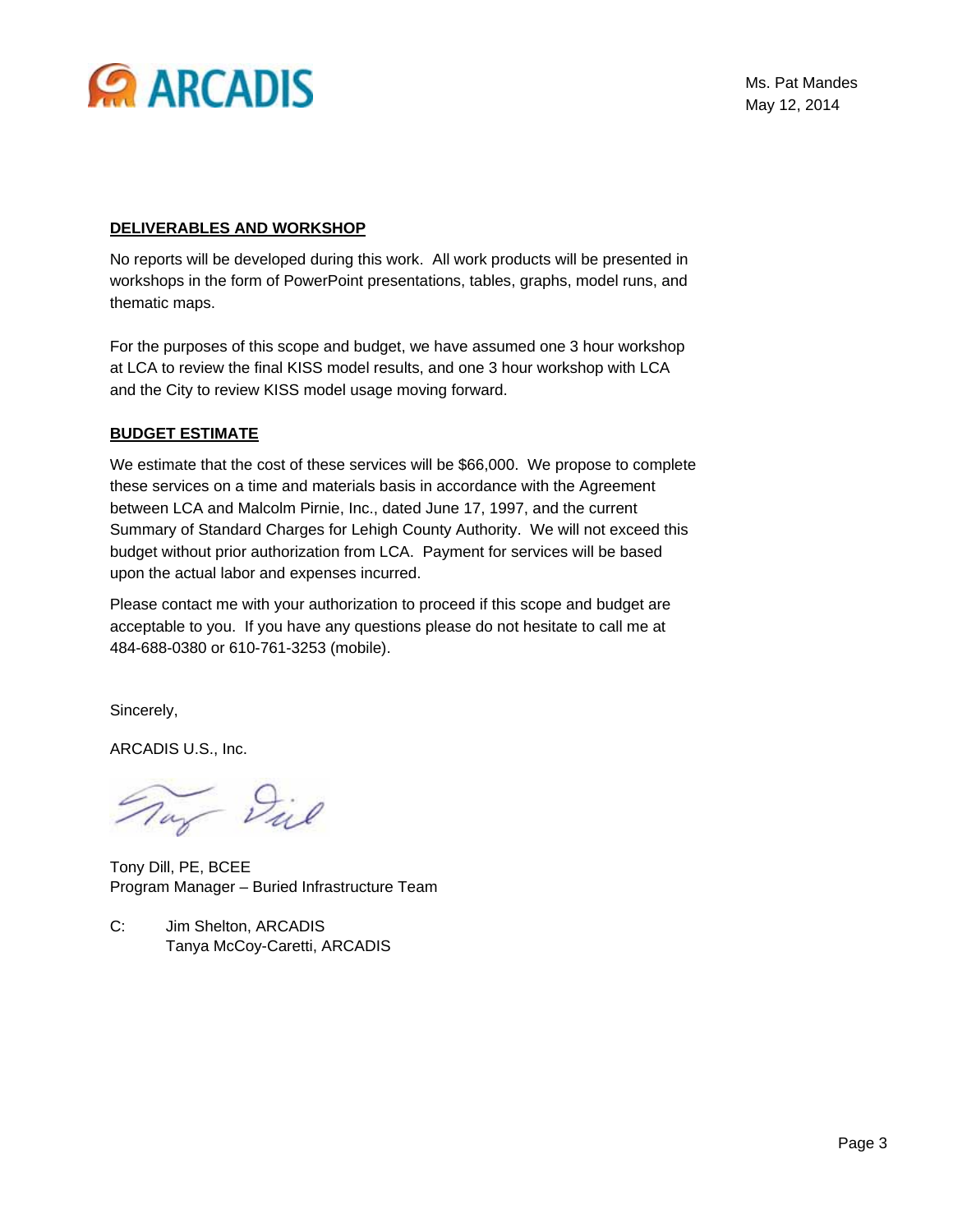## DELIVERABLES AND WORKSHOP

No reports will be developed during this work. All work products will be presented in workshops in the form of PowerPoint presentations, tables, graphs, model runs, and thematic maps.

For the purposes of this scope and budget, we have assumed one 3 hour workshop at LCA to review the final KISS model results, and one 3 hour workshop with LCA and the City to review KISS model usage moving forward.

## BUDGET ESTIMATE

We estimate that the cost of these services will be $66,000. We propose to complete these services on a time and materials basis in accordance with the Agreement between LCA and Malcolm Pirnie, Inc., dated June 17, 1997, and the current Summary of Standard Charges for Lehigh County Authority. We will not exceed this budget without prior authorization from LCA. Payment for services will be based upon the actual labor and expenses incurred.

Please contact me with your authorization to proceed if this scope and budget are acceptable to you. If you have any questions please do not hesitate to call me at 484-688-0380 or 610-761-3253 (mobile).

Sincerely,

ARCADIS U.S., Inc.

Tony Dill, PE, BCEE
Program Manager – Buried Infrastructure Team

C: Jim Shelton, ARCADIS
Tanya McCoy-Caretti, ARCADIS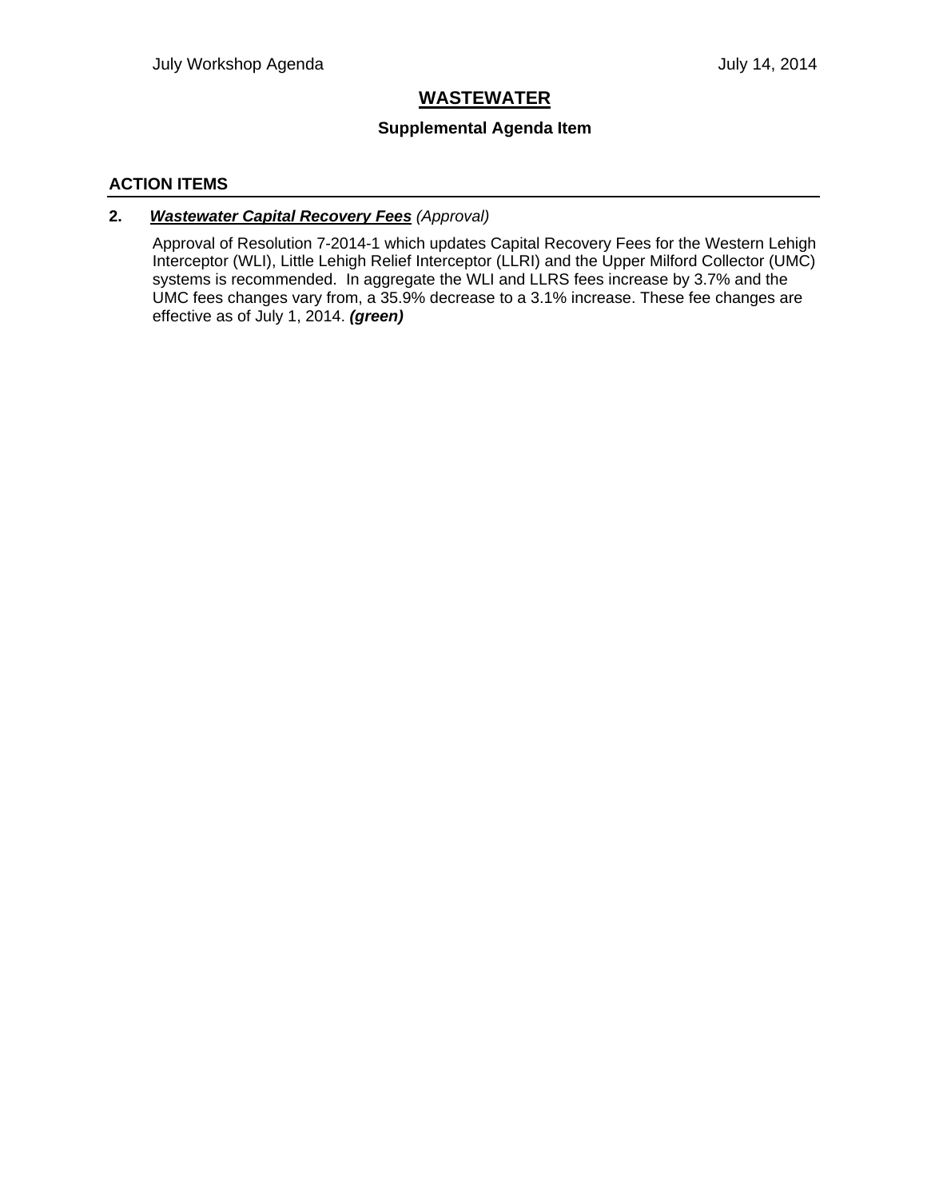# WASTEWATER

### Supplemental Agenda Item

## ACTION ITEMS

**2.** ***Wastewater Capital Recovery Fees*** *(Approval)*

Approval of Resolution 7-2014-1 which updates Capital Recovery Fees for the Western Lehigh Interceptor (WLI), Little Lehigh Relief Interceptor (LLRI) and the Upper Milford Collector (UMC) systems is recommended. In aggregate the WLI and LLRS fees increase by 3.7% and the UMC fees changes vary from, a 35.9% decrease to a 3.1% increase. These fee changes are effective as of July 1, 2014. ***(green)***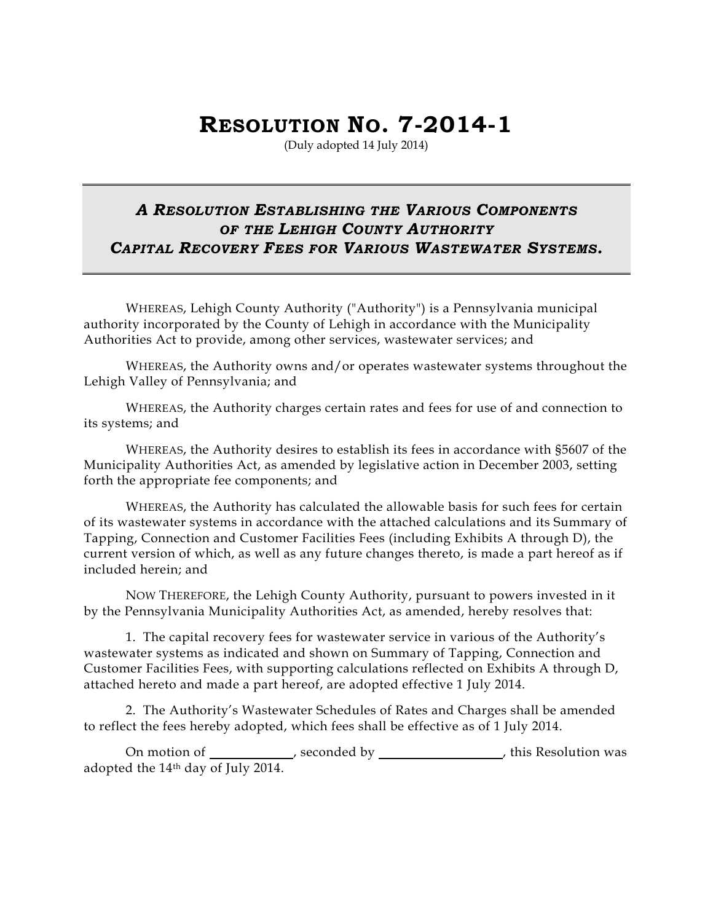# RESOLUTION NO. 7-2014-1

(Duly adopted 14 July 2014)

## *A RESOLUTION ESTABLISHING THE VARIOUS COMPONENTS OF THE LEHIGH COUNTY AUTHORITY CAPITAL RECOVERY FEES FOR VARIOUS WASTEWATER SYSTEMS.*

WHEREAS, Lehigh County Authority ("Authority") is a Pennsylvania municipal authority incorporated by the County of Lehigh in accordance with the Municipality Authorities Act to provide, among other services, wastewater services; and

WHEREAS, the Authority owns and/or operates wastewater systems throughout the Lehigh Valley of Pennsylvania; and

WHEREAS, the Authority charges certain rates and fees for use of and connection to its systems; and

WHEREAS, the Authority desires to establish its fees in accordance with §5607 of the Municipality Authorities Act, as amended by legislative action in December 2003, setting forth the appropriate fee components; and

WHEREAS, the Authority has calculated the allowable basis for such fees for certain of its wastewater systems in accordance with the attached calculations and its Summary of Tapping, Connection and Customer Facilities Fees (including Exhibits A through D), the current version of which, as well as any future changes thereto, is made a part hereof as if included herein; and

NOW THEREFORE, the Lehigh County Authority, pursuant to powers invested in it by the Pennsylvania Municipality Authorities Act, as amended, hereby resolves that:

1. The capital recovery fees for wastewater service in various of the Authority's wastewater systems as indicated and shown on Summary of Tapping, Connection and Customer Facilities Fees, with supporting calculations reflected on Exhibits A through D, attached hereto and made a part hereof, are adopted effective 1 July 2014.

2. The Authority's Wastewater Schedules of Rates and Charges shall be amended to reflect the fees hereby adopted, which fees shall be effective as of 1 July 2014.

On motion of \_\_\_\_\_\_\_\_\_\_\_\_, seconded by \_\_\_\_\_\_\_\_\_\_\_\_\_\_\_\_\_\_\_, this Resolution was adopted the 14th day of July 2014.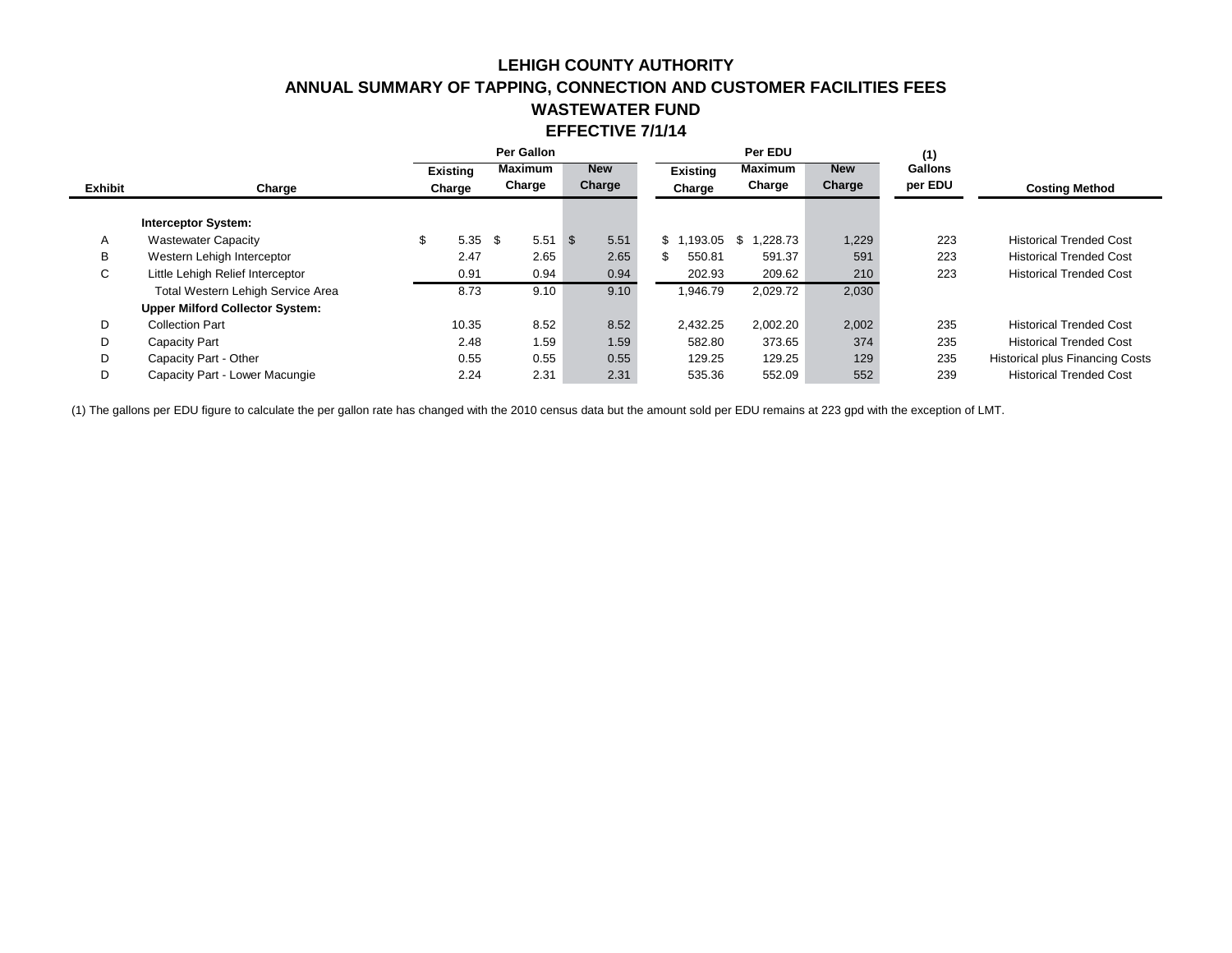# LEHIGH COUNTY AUTHORITY
## ANNUAL SUMMARY OF TAPPING, CONNECTION AND CUSTOMER FACILITIES FEES
## WASTEWATER FUND
## EFFECTIVE 7/1/14

| Exhibit | Charge | Per Gallon Existing Charge | Per Gallon Maximum Charge | Per Gallon New Charge | Per EDU Existing Charge | Per EDU Maximum Charge | Per EDU New Charge | (1) Gallons per EDU | Costing Method |
|---|---|---|---|---|---|---|---|---|---|
| | **Interceptor System:** | | | | | | | | |
| A | Wastewater Capacity | $ 5.35 | $ 5.51 | $ 5.51 | $ 1,193.05 | $ 1,228.73 | 1,229 | 223 | Historical Trended Cost |
| B | Western Lehigh Interceptor | 2.47 | 2.65 | 2.65 | $ 550.81 | 591.37 | 591 | 223 | Historical Trended Cost |
| C | Little Lehigh Relief Interceptor | 0.91 | 0.94 | 0.94 | 202.93 | 209.62 | 210 | 223 | Historical Trended Cost |
| | Total Western Lehigh Service Area | 8.73 | 9.10 | 9.10 | 1,946.79 | 2,029.72 | 2,030 | | |
| | **Upper Milford Collector System:** | | | | | | | | |
| D | Collection Part | 10.35 | 8.52 | 8.52 | 2,432.25 | 2,002.20 | 2,002 | 235 | Historical Trended Cost |
| D | Capacity Part | 2.48 | 1.59 | 1.59 | 582.80 | 373.65 | 374 | 235 | Historical Trended Cost |
| D | Capacity Part - Other | 0.55 | 0.55 | 0.55 | 129.25 | 129.25 | 129 | 235 | Historical plus Financing Costs |
| D | Capacity Part - Lower Macungie | 2.24 | 2.31 | 2.31 | 535.36 | 552.09 | 552 | 239 | Historical Trended Cost |

(1) The gallons per EDU figure to calculate the per gallon rate has changed with the 2010 census data but the amount sold per EDU remains at 223 gpd with the exception of LMT.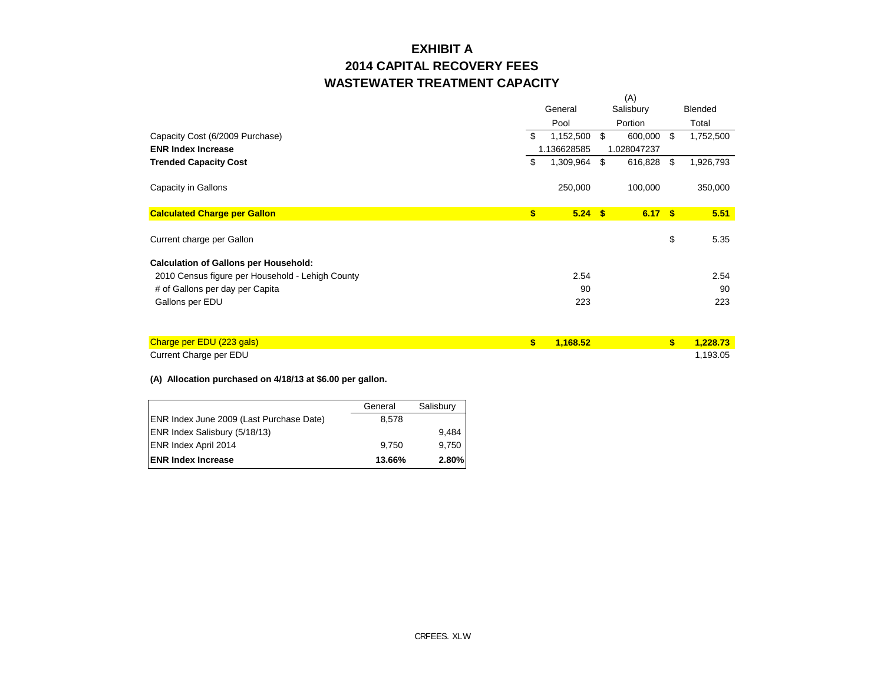# EXHIBIT A
## 2014 CAPITAL RECOVERY FEES
## WASTEWATER TREATMENT CAPACITY

| | General Pool | (A) Salisbury Portion | Blended Total |
|---|---|---|---|
| Capacity Cost (6/2009 Purchase) | $ 1,152,500 | $ 600,000 | $ 1,752,500 |
| **ENR Index Increase** | 1.136628585 | 1.028047237 | |
| **Trended Capacity Cost** | $ 1,309,964 | $ 616,828 | $ 1,926,793 |
| Capacity in Gallons | 250,000 | 100,000 | 350,000 |
| **Calculated Charge per Gallon** | **$ 5.24** | **$ 6.17** | **$ 5.51** |
| Current charge per Gallon | | | $ 5.35 |
| **Calculation of Gallons per Household:** | | | |
| 2010 Census figure per Household - Lehigh County | 2.54 | | 2.54 |
| # of Gallons per day per Capita | 90 | | 90 |
| Gallons per EDU | 223 | | 223 |
| Charge per EDU (223 gals) | **$ 1,168.52** | | **$ 1,228.73** |
| Current Charge per EDU | | | 1,193.05 |

**(A) Allocation purchased on 4/18/13 at $6.00 per gallon.**

| | General | Salisbury |
|---|---|---|
| ENR Index June 2009 (Last Purchase Date) | 8,578 | |
| ENR Index Salisbury (5/18/13) | | 9,484 |
| ENR Index April 2014 | 9,750 | 9,750 |
| **ENR Index Increase** | **13.66%** | **2.80%** |

CRFEES. XLW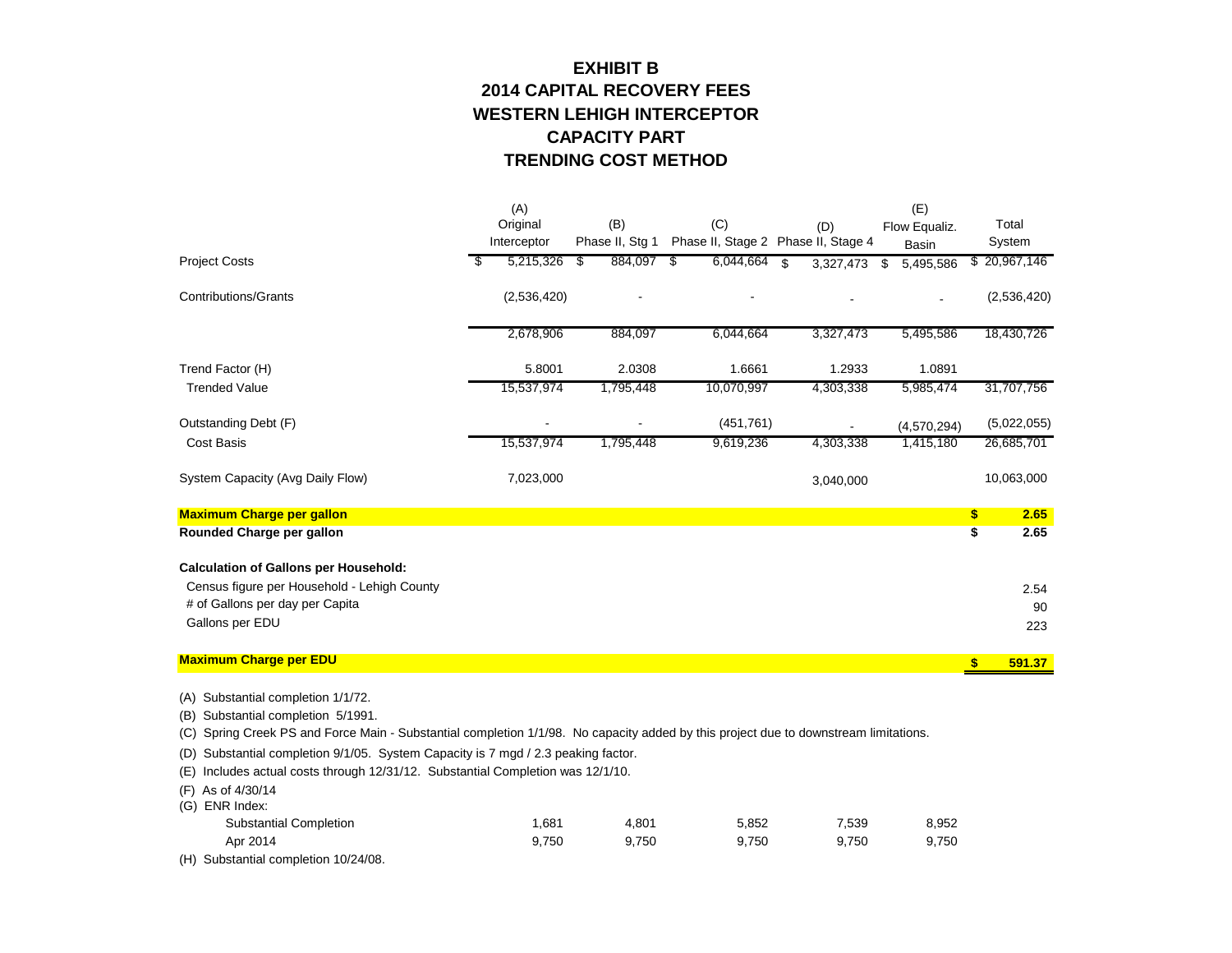# EXHIBIT B
# 2014 CAPITAL RECOVERY FEES
# WESTERN LEHIGH INTERCEPTOR
# CAPACITY PART
# TRENDING COST METHOD

| | (A) Original Interceptor | (B) Phase II, Stg 1 | (C) Phase II, Stage 2 | (D) Phase II, Stage 4 | (E) Flow Equaliz. Basin | Total System |
|---|---|---|---|---|---|---|
| Project Costs | $ 5,215,326 | $ 884,097 | $ 6,044,664 | $ 3,327,473 | $ 5,495,586 | $ 20,967,146 |
| Contributions/Grants | (2,536,420) | - | - | - | - | (2,536,420) |
| | 2,678,906 | 884,097 | 6,044,664 | 3,327,473 | 5,495,586 | 18,430,726 |
| Trend Factor (H) | 5.8001 | 2.0308 | 1.6661 | 1.2933 | 1.0891 | |
| Trended Value | 15,537,974 | 1,795,448 | 10,070,997 | 4,303,338 | 5,985,474 | 31,707,756 |
| Outstanding Debt (F) | - | - | (451,761) | - | (4,570,294) | (5,022,055) |
| Cost Basis | 15,537,974 | 1,795,448 | 9,619,236 | 4,303,338 | 1,415,180 | 26,685,701 |
| System Capacity (Avg Daily Flow) | 7,023,000 | | | 3,040,000 | | 10,063,000 |
| **Maximum Charge per gallon** | | | | | | **$ 2.65** |
| **Rounded Charge per gallon** | | | | | | **$ 2.65** |
| **Calculation of Gallons per Household:** | | | | | | |
| Census figure per Household - Lehigh County | | | | | | 2.54 |
| # of Gallons per day per Capita | | | | | | 90 |
| Gallons per EDU | | | | | | 223 |
| **Maximum Charge per EDU** | | | | | | **$ 591.37** |

(A) Substantial completion 1/1/72.

(B) Substantial completion 5/1991.

(C) Spring Creek PS and Force Main - Substantial completion 1/1/98. No capacity added by this project due to downstream limitations.

(D) Substantial completion 9/1/05. System Capacity is 7 mgd / 2.3 peaking factor.

(E) Includes actual costs through 12/31/12. Substantial Completion was 12/1/10.

(F) As of 4/30/14

(G) ENR Index:

| | (A) | (B) | (C) | (D) | (E) |
|---|---|---|---|---|---|
| Substantial Completion | 1,681 | 4,801 | 5,852 | 7,539 | 8,952 |
| Apr 2014 | 9,750 | 9,750 | 9,750 | 9,750 | 9,750 |

(H) Substantial completion 10/24/08.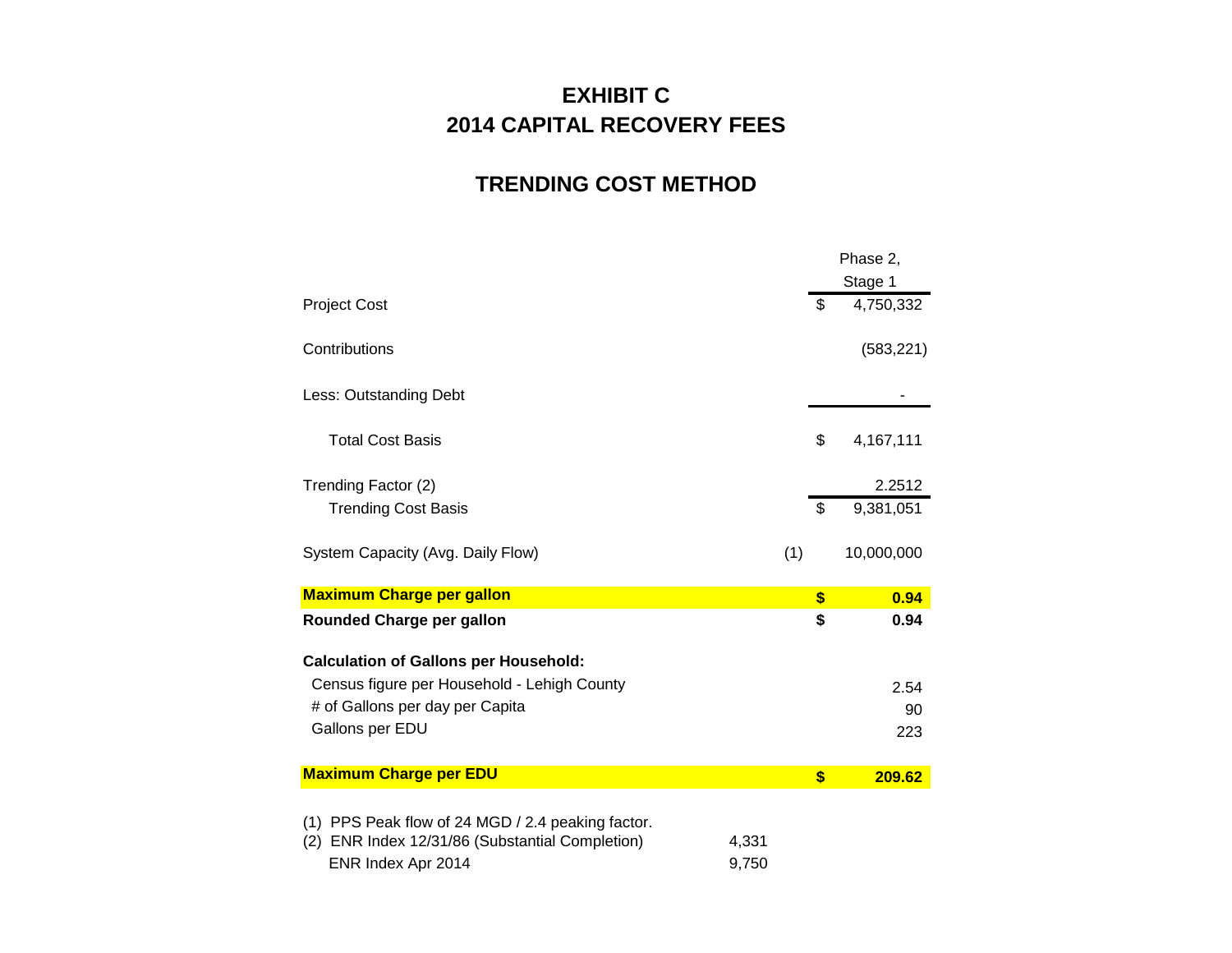# EXHIBIT C
# 2014 CAPITAL RECOVERY FEES

## TRENDING COST METHOD

| | | Phase 2, Stage 1 |
|---|---|---|
| Project Cost | | $ 4,750,332 |
| Contributions | | (583,221) |
| Less: Outstanding Debt | | - |
| Total Cost Basis | | $ 4,167,111 |
| Trending Factor (2) | | 2.2512 |
| Trending Cost Basis | | $ 9,381,051 |
| System Capacity (Avg. Daily Flow) | (1) | 10,000,000 |
| **Maximum Charge per gallon** | | **$ 0.94** |
| **Rounded Charge per gallon** | | **$ 0.94** |
| **Calculation of Gallons per Household:** | | |
| Census figure per Household - Lehigh County | | 2.54 |
| # of Gallons per day per Capita | | 90 |
| Gallons per EDU | | 223 |
| **Maximum Charge per EDU** | | **$ 209.62** |

(1) PPS Peak flow of 24 MGD / 2.4 peaking factor.

| (2) ENR Index 12/31/86 (Substantial Completion) | 4,331 |
|---|---|
| ENR Index Apr 2014 | 9,750 |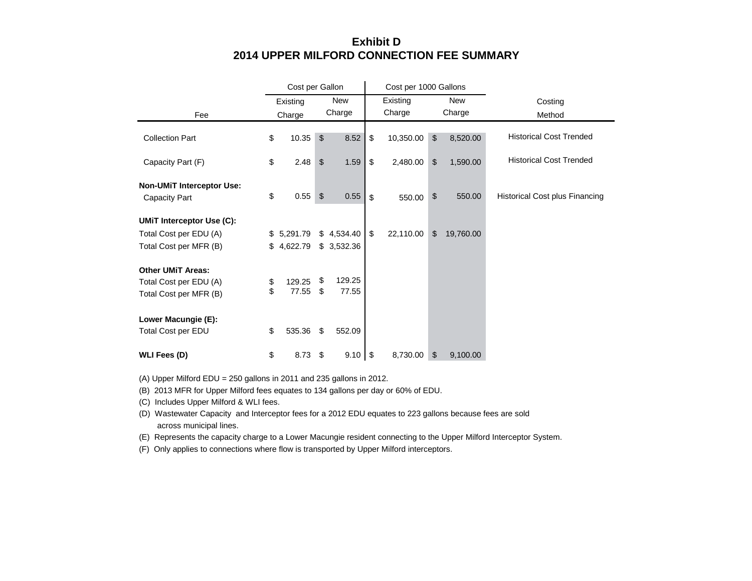# Exhibit D
## 2014 UPPER MILFORD CONNECTION FEE SUMMARY

| Fee | Cost per Gallon | | Cost per 1000 Gallons | | Costing Method |
|---|---|---|---|---|---|
| | Existing Charge | New Charge | Existing Charge | New Charge | |
| Collection Part | $ 10.35 | $ 8.52 | $ 10,350.00 | $ 8,520.00 | Historical Cost Trended |
| Capacity Part (F) | $ 2.48 | $ 1.59 | $ 2,480.00 | $ 1,590.00 | Historical Cost Trended |
| **Non-UMiT Interceptor Use:** | | | | | |
| Capacity Part | $ 0.55 | $ 0.55 | $ 550.00 | $ 550.00 | Historical Cost plus Financing |
| **UMiT Interceptor Use (C):** | | | | | |
| Total Cost per EDU (A) | $ 5,291.79 | $ 4,534.40 | $ 22,110.00 | $ 19,760.00 | |
| Total Cost per MFR (B) | $ 4,622.79 | $ 3,532.36 | | | |
| **Other UMiT Areas:** | | | | | |
| Total Cost per EDU (A) | $ 129.25 | $ 129.25 | | | |
| Total Cost per MFR (B) | $ 77.55 | $ 77.55 | | | |
| **Lower Macungie (E):** | | | | | |
| Total Cost per EDU | $ 535.36 | $ 552.09 | | | |
| **WLI Fees (D)** | $ 8.73 | $ 9.10 | $ 8,730.00 | $ 9,100.00 | |

(A) Upper Milford EDU = 250 gallons in 2011 and 235 gallons in 2012.

(B) 2013 MFR for Upper Milford fees equates to 134 gallons per day or 60% of EDU.

(C) Includes Upper Milford & WLI fees.

(D) Wastewater Capacity and Interceptor fees for a 2012 EDU equates to 223 gallons because fees are sold across municipal lines.

(E) Represents the capacity charge to a Lower Macungie resident connecting to the Upper Milford Interceptor System.

(F) Only applies to connections where flow is transported by Upper Milford interceptors.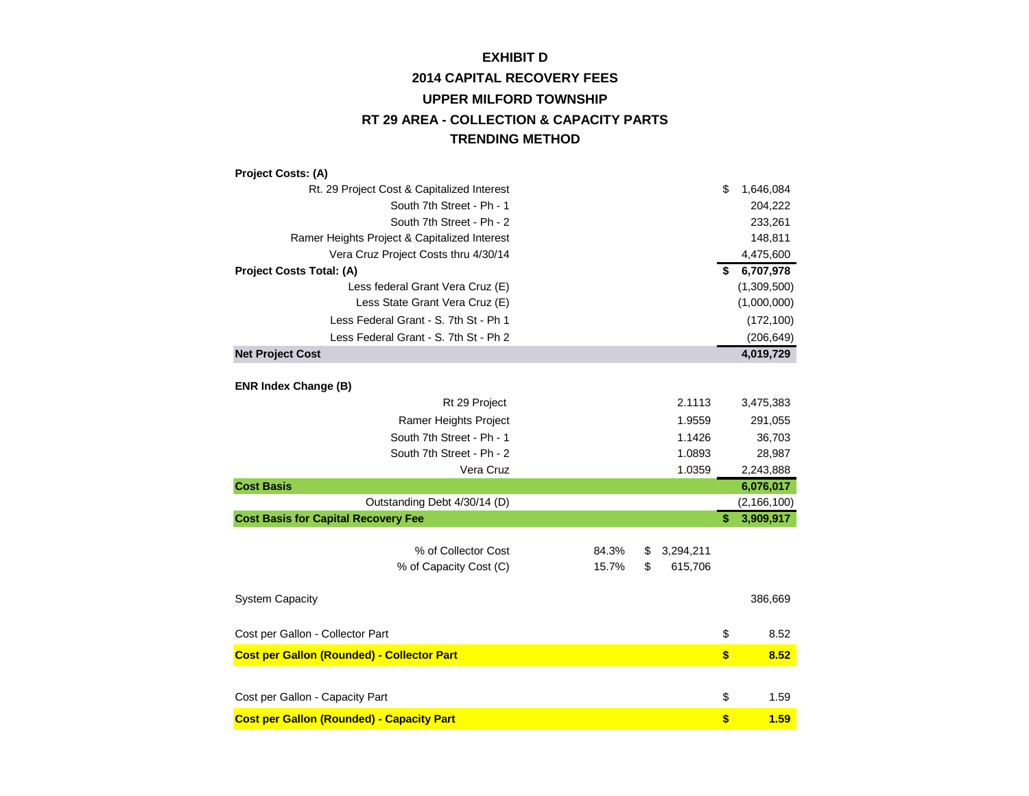# EXHIBIT D

## 2014 CAPITAL RECOVERY FEES

## UPPER MILFORD TOWNSHIP

## RT 29 AREA - COLLECTION & CAPACITY PARTS

## TRENDING METHOD

| | | | |
|---|---|---|---|
| **Project Costs: (A)** | | | |
| Rt. 29 Project Cost & Capitalized Interest | | | $ 1,646,084 |
| South 7th Street - Ph - 1 | | | 204,222 |
| South 7th Street - Ph - 2 | | | 233,261 |
| Ramer Heights Project & Capitalized Interest | | | 148,811 |
| Vera Cruz Project Costs thru 4/30/14 | | | 4,475,600 |
| **Project Costs Total: (A)** | | | **$ 6,707,978** |
| Less federal Grant Vera Cruz (E) | | | (1,309,500) |
| Less State Grant Vera Cruz (E) | | | (1,000,000) |
| Less Federal Grant - S. 7th St - Ph 1 | | | (172,100) |
| Less Federal Grant - S. 7th St - Ph 2 | | | (206,649) |
| **Net Project Cost** | | | **4,019,729** |
| | | | |
| **ENR Index Change (B)** | | | |
| Rt 29 Project | | 2.1113 | 3,475,383 |
| Ramer Heights Project | | 1.9559 | 291,055 |
| South 7th Street - Ph - 1 | | 1.1426 | 36,703 |
| South 7th Street - Ph - 2 | | 1.0893 | 28,987 |
| Vera Cruz | | 1.0359 | 2,243,888 |
| **Cost Basis** | | | **6,076,017** |
| Outstanding Debt 4/30/14 (D) | | | (2,166,100) |
| **Cost Basis for Capital Recovery Fee** | | | **$ 3,909,917** |
| | | | |
| % of Collector Cost | 84.3% | $ 3,294,211 | |
| % of Capacity Cost (C) | 15.7% | $ 615,706 | |
| | | | |
| System Capacity | | | 386,669 |
| | | | |
| Cost per Gallon - Collector Part | | | $ 8.52 |
| **Cost per Gallon (Rounded) - Collector Part** | | | **$ 8.52** |
| | | | |
| Cost per Gallon - Capacity Part | | | $ 1.59 |
| **Cost per Gallon (Rounded) - Capacity Part** | | | **$ 1.59** |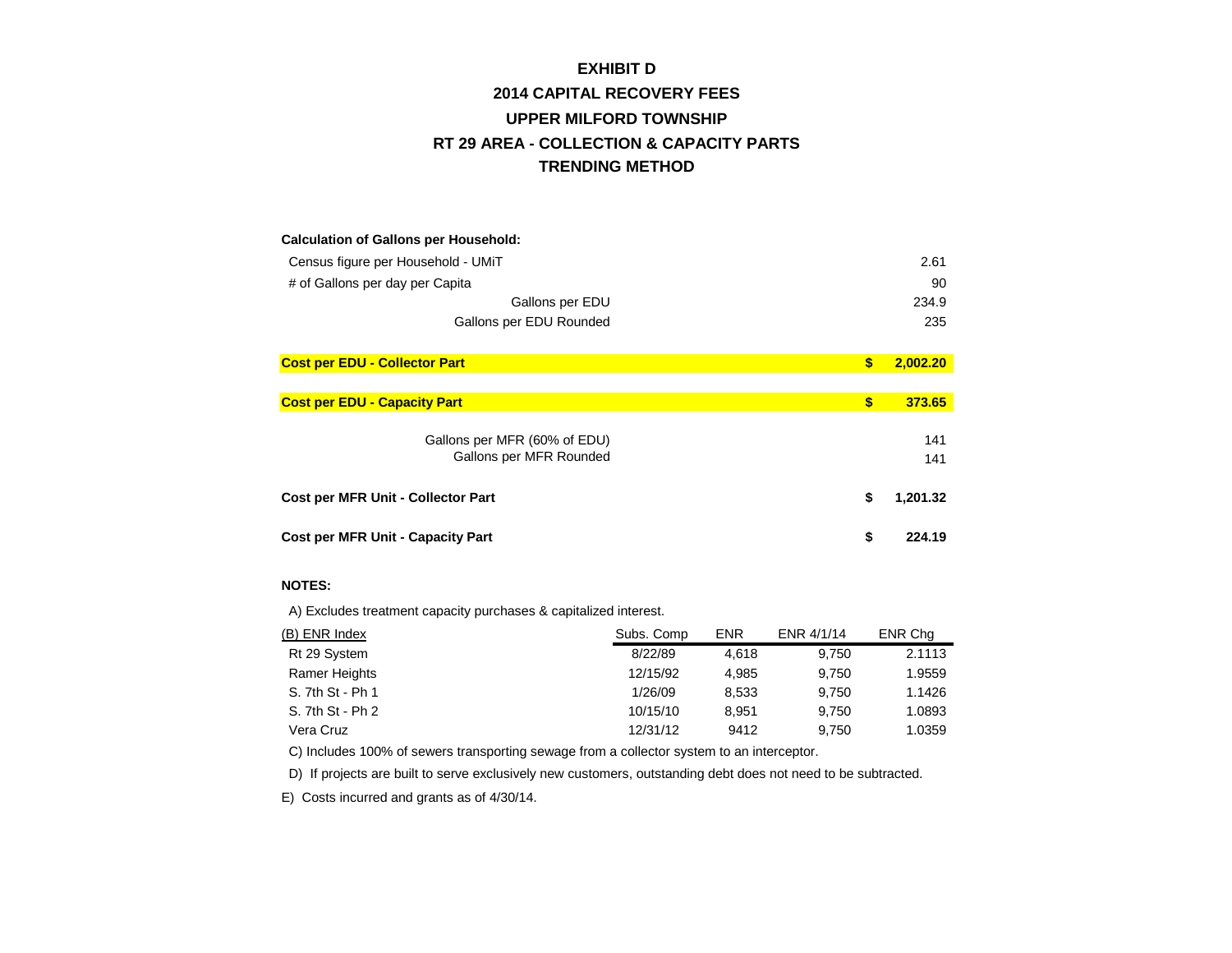# EXHIBIT D

## 2014 CAPITAL RECOVERY FEES

## UPPER MILFORD TOWNSHIP

## RT 29 AREA - COLLECTION & CAPACITY PARTS

## TRENDING METHOD

**Calculation of Gallons per Household:**

| | |
|---|---|
| Census figure per Household - UMiT | 2.61 |
| # of Gallons per day per Capita | 90 |
| Gallons per EDU | 234.9 |
| Gallons per EDU Rounded | 235 |
| **Cost per EDU - Collector Part** | **$ 2,002.20** |
| **Cost per EDU - Capacity Part** | **$ 373.65** |
| Gallons per MFR (60% of EDU) | 141 |
| Gallons per MFR Rounded | 141 |
| **Cost per MFR Unit - Collector Part** | **$ 1,201.32** |
| **Cost per MFR Unit - Capacity Part** | **$ 224.19** |

**NOTES:**

A) Excludes treatment capacity purchases & capitalized interest.

| (B) ENR Index | Subs. Comp | ENR | ENR 4/1/14 | ENR Chg |
|---|---|---|---|---|
| Rt 29 System | 8/22/89 | 4,618 | 9,750 | 2.1113 |
| Ramer Heights | 12/15/92 | 4,985 | 9,750 | 1.9559 |
| S. 7th St - Ph 1 | 1/26/09 | 8,533 | 9,750 | 1.1426 |
| S. 7th St - Ph 2 | 10/15/10 | 8,951 | 9,750 | 1.0893 |
| Vera Cruz | 12/31/12 | 9412 | 9,750 | 1.0359 |

C) Includes 100% of sewers transporting sewage from a collector system to an interceptor.

D) If projects are built to serve exclusively new customers, outstanding debt does not need to be subtracted.

E) Costs incurred and grants as of 4/30/14.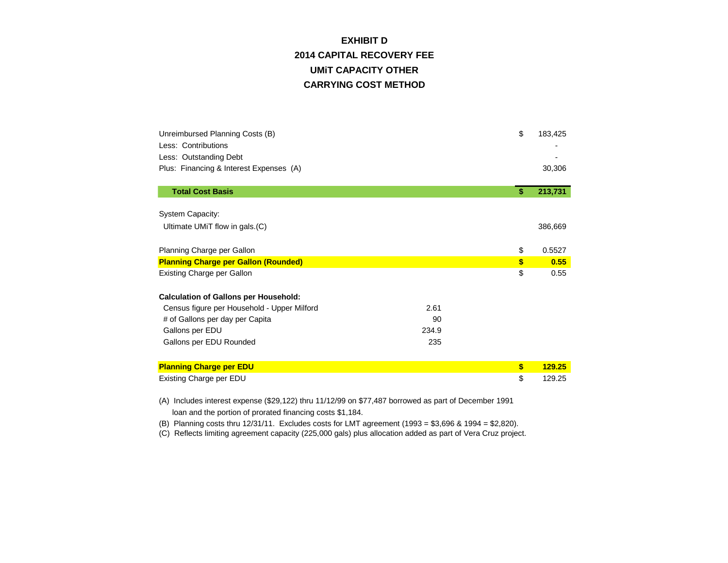# EXHIBIT D

## 2014 CAPITAL RECOVERY FEE

## UMiT CAPACITY OTHER

## CARRYING COST METHOD

| | | | |
|---|---|---|---|
| Unreimbursed Planning Costs (B) | | $ | 183,425 |
| Less: Contributions | | | - |
| Less: Outstanding Debt | | | - |
| Plus: Financing & Interest Expenses (A) | | | 30,306 |
| **Total Cost Basis** | | **$** | **213,731** |
| System Capacity: | | | |
| Ultimate UMiT flow in gals.(C) | | | 386,669 |
| Planning Charge per Gallon | | $ | 0.5527 |
| **Planning Charge per Gallon (Rounded)** | | **$** | **0.55** |
| Existing Charge per Gallon | | $ | 0.55 |
| **Calculation of Gallons per Household:** | | | |
| Census figure per Household - Upper Milford | 2.61 | | |
| # of Gallons per day per Capita | 90 | | |
| Gallons per EDU | 234.9 | | |
| Gallons per EDU Rounded | 235 | | |
| **Planning Charge per EDU** | | **$** | **129.25** |
| Existing Charge per EDU | | $ | 129.25 |

(A) Includes interest expense ($29,122) thru 11/12/99 on $77,487 borrowed as part of December 1991 loan and the portion of prorated financing costs $1,184.

(B) Planning costs thru 12/31/11. Excludes costs for LMT agreement (1993 = $3,696 & 1994 = $2,820).

(C) Reflects limiting agreement capacity (225,000 gals) plus allocation added as part of Vera Cruz project.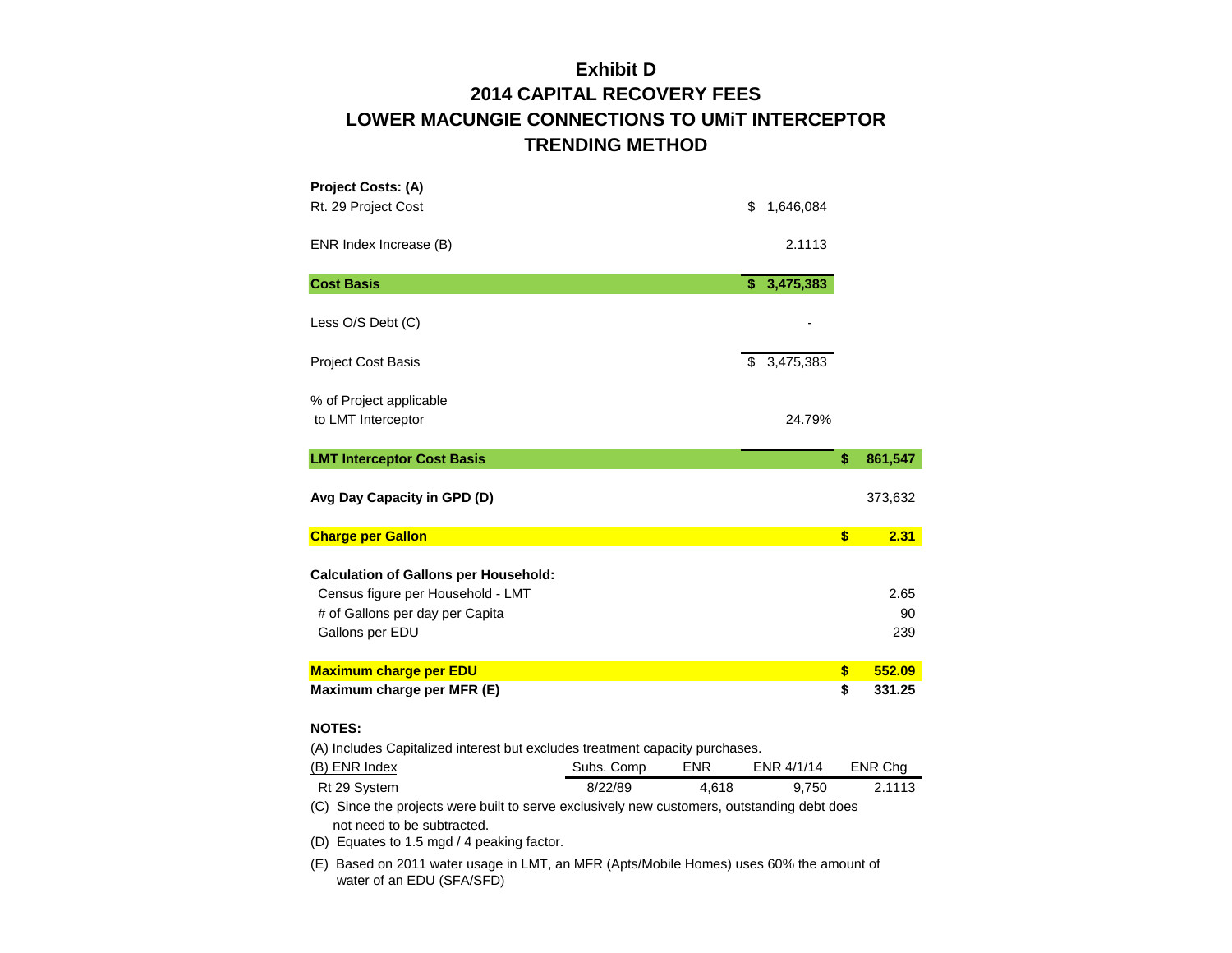# Exhibit D

## 2014 CAPITAL RECOVERY FEES

## LOWER MACUNGIE CONNECTIONS TO UMiT INTERCEPTOR

## TRENDING METHOD

| | | |
|---|---|---|
| **Project Costs: (A)** | | |
| Rt. 29 Project Cost | $ 1,646,084 | |
| ENR Index Increase (B) | 2.1113 | |
| **Cost Basis** | **$ 3,475,383** | |
| Less O/S Debt (C) | - | |
| Project Cost Basis | $ 3,475,383 | |
| % of Project applicable to LMT Interceptor | 24.79% | |
| **LMT Interceptor Cost Basis** | | **$ 861,547** |
| **Avg Day Capacity in GPD (D)** | | 373,632 |
| **Charge per Gallon** | | **$ 2.31** |
| **Calculation of Gallons per Household:** | | |
| Census figure per Household - LMT | | 2.65 |
| # of Gallons per day per Capita | | 90 |
| Gallons per EDU | | 239 |
| **Maximum charge per EDU** | | **$ 552.09** |
| **Maximum charge per MFR (E)** | | **$ 331.25** |

**NOTES:**

(A) Includes Capitalized interest but excludes treatment capacity purchases.

| (B) ENR Index | Subs. Comp | ENR | ENR 4/1/14 | ENR Chg |
|---|---|---|---|---|
| Rt 29 System | 8/22/89 | 4,618 | 9,750 | 2.1113 |

(C) Since the projects were built to serve exclusively new customers, outstanding debt does not need to be subtracted.

(D) Equates to 1.5 mgd / 4 peaking factor.

(E) Based on 2011 water usage in LMT, an MFR (Apts/Mobile Homes) uses 60% the amount of water of an EDU (SFA/SFD)